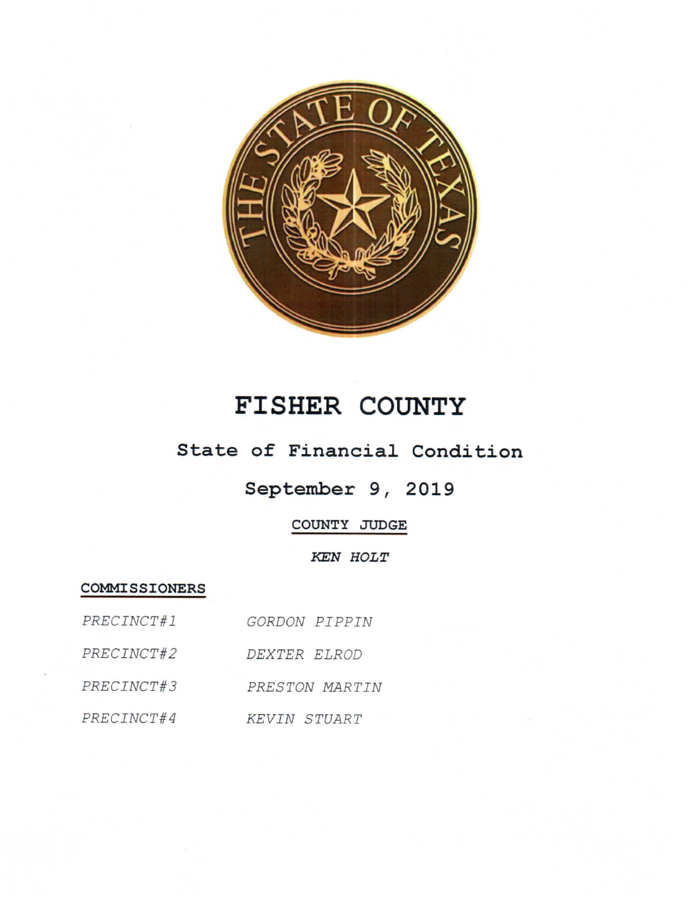# FISHER COUNTY

## State of Financial Condition

## September 9, 2019

**COUNTY JUDGE**

*KEN HOLT*

**COMMISSIONERS**

| | |
|---|---|
| *PRECINCT#1* | *GORDON PIPPIN* |
| *PRECINCT#2* | *DEXTER ELROD* |
| *PRECINCT#3* | *PRESTON MARTIN* |
| *PRECINCT#4* | *KEVIN STUART* |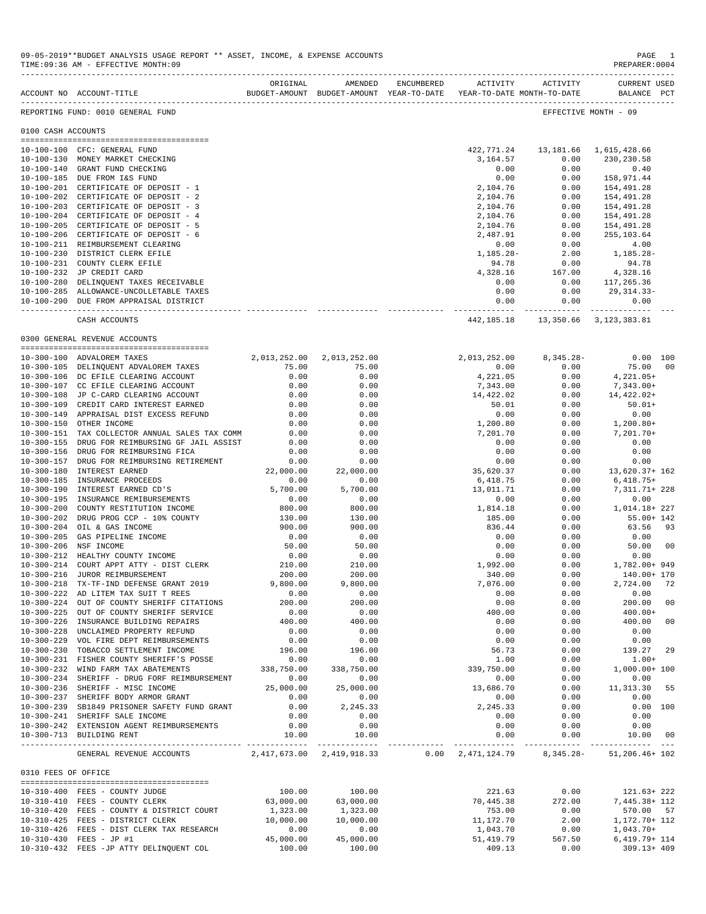09-05-2019**BUDGET ANALYSIS USAGE REPORT ** ASSET, INCOME, & EXPENSE ACCOUNTS

TIME:09:36 AM - EFFECTIVE MONTH:09

PREPARER:0004

| ACCOUNT NO | ACCOUNT-TITLE | ORIGINAL BUDGET-AMOUNT | AMENDED BUDGET-AMOUNT | ENCUMBERED YEAR-TO-DATE | ACTIVITY YEAR-TO-DATE | ACTIVITY MONTH-TO-DATE | CURRENT USED BALANCE | PCT |
|---|---|---|---|---|---|---|---|---|
| REPORTING FUND: 0010 GENERAL FUND | | | | | | | EFFECTIVE MONTH - 09 | |
| **0100 CASH ACCOUNTS** | | | | | | | | |
| 10-100-100 | CFC: GENERAL FUND | | | | 422,771.24 | 13,181.66 | 1,615,428.66 | |
| 10-100-130 | MONEY MARKET CHECKING | | | | 3,164.57 | 0.00 | 230,230.58 | |
| 10-100-140 | GRANT FUND CHECKING | | | | 0.00 | 0.00 | 0.40 | |
| 10-100-185 | DUE FROM I&S FUND | | | | 0.00 | 0.00 | 158,971.44 | |
| 10-100-201 | CERTIFICATE OF DEPOSIT - 1 | | | | 2,104.76 | 0.00 | 154,491.28 | |
| 10-100-202 | CERTIFICATE OF DEPOSIT - 2 | | | | 2,104.76 | 0.00 | 154,491.28 | |
| 10-100-203 | CERTIFICATE OF DEPOSIT - 3 | | | | 2,104.76 | 0.00 | 154,491.28 | |
| 10-100-204 | CERTIFICATE OF DEPOSIT - 4 | | | | 2,104.76 | 0.00 | 154,491.28 | |
| 10-100-205 | CERTIFICATE OF DEPOSIT - 5 | | | | 2,104.76 | 0.00 | 154,491.28 | |
| 10-100-206 | CERTIFICATE OF DEPOSIT - 6 | | | | 2,487.91 | 0.00 | 255,103.64 | |
| 10-100-211 | REIMBURSEMENT CLEARING | | | | 0.00 | 0.00 | 4.00 | |
| 10-100-230 | DISTRICT CLERK EFILE | | | | 1,185.28- | 2.00 | 1,185.28- | |
| 10-100-231 | COUNTY CLERK EFILE | | | | 94.78 | 0.00 | 94.78 | |
| 10-100-232 | JP CREDIT CARD | | | | 4,328.16 | 167.00 | 4,328.16 | |
| 10-100-280 | DELINQUENT TAXES RECEIVABLE | | | | 0.00 | 0.00 | 117,265.36 | |
| 10-100-285 | ALLOWANCE-UNCOLLETABLE TAXES | | | | 0.00 | 0.00 | 29,314.33- | |
| 10-100-290 | DUE FROM APPRAISAL DISTRICT | | | | 0.00 | 0.00 | 0.00 | |
| | CASH ACCOUNTS | | | | 442,185.18 | 13,350.66 | 3,123,383.81 | |
| **0300 GENERAL REVENUE ACCOUNTS** | | | | | | | | |
| 10-300-100 | ADVALOREM TAXES | 2,013,252.00 | 2,013,252.00 | | 2,013,252.00 | 8,345.28- | 0.00 | 100 |
| 10-300-105 | DELINQUENT ADVALOREM TAXES | 75.00 | 75.00 | | 0.00 | 0.00 | 75.00 | 00 |
| 10-300-106 | DC EFILE CLEARING ACCOUNT | 0.00 | 0.00 | | 4,221.05 | 0.00 | 4,221.05+ | |
| 10-300-107 | CC EFILE CLEARING ACCOUNT | 0.00 | 0.00 | | 7,343.00 | 0.00 | 7,343.00+ | |
| 10-300-108 | JP C-CARD CLEARING ACCOUNT | 0.00 | 0.00 | | 14,422.02 | 0.00 | 14,422.02+ | |
| 10-300-109 | CREDIT CARD INTEREST EARNED | 0.00 | 0.00 | | 50.01 | 0.00 | 50.01+ | |
| 10-300-149 | APPRAISAL DIST EXCESS REFUND | 0.00 | 0.00 | | 0.00 | 0.00 | 0.00 | |
| 10-300-150 | OTHER INCOME | 0.00 | 0.00 | | 1,200.80 | 0.00 | 1,200.80+ | |
| 10-300-151 | TAX COLLECTOR ANNUAL SALES TAX COMM | 0.00 | 0.00 | | 7,201.70 | 0.00 | 7,201.70+ | |
| 10-300-155 | DRUG FOR REIMBURSING GF JAIL ASSIST | 0.00 | 0.00 | | 0.00 | 0.00 | 0.00 | |
| 10-300-156 | DRUG FOR REIMBURSING FICA | 0.00 | 0.00 | | 0.00 | 0.00 | 0.00 | |
| 10-300-157 | DRUG FOR REIMBURSING RETIREMENT | 0.00 | 0.00 | | 0.00 | 0.00 | 0.00 | |
| 10-300-180 | INTEREST EARNED | 22,000.00 | 22,000.00 | | 35,620.37 | 0.00 | 13,620.37+ | 162 |
| 10-300-185 | INSURANCE PROCEEDS | 0.00 | 0.00 | | 6,418.75 | 0.00 | 6,418.75+ | |
| 10-300-190 | INTEREST EARNED CD'S | 5,700.00 | 5,700.00 | | 13,011.71 | 0.00 | 7,311.71+ | 228 |
| 10-300-195 | INSURANCE REMIBURSEMENTS | 0.00 | 0.00 | | 0.00 | 0.00 | 0.00 | |
| 10-300-200 | COUNTY RESTITUTION INCOME | 800.00 | 800.00 | | 1,814.18 | 0.00 | 1,014.18+ | 227 |
| 10-300-202 | DRUG PROG CCP - 10% COUNTY | 130.00 | 130.00 | | 185.00 | 0.00 | 55.00+ | 142 |
| 10-300-204 | OIL & GAS INCOME | 900.00 | 900.00 | | 836.44 | 0.00 | 63.56 | 93 |
| 10-300-205 | GAS PIPELINE INCOME | 0.00 | 0.00 | | 0.00 | 0.00 | 0.00 | |
| 10-300-206 | NSF INCOME | 50.00 | 50.00 | | 0.00 | 0.00 | 50.00 | 00 |
| 10-300-212 | HEALTHY COUNTY INCOME | 0.00 | 0.00 | | 0.00 | 0.00 | 0.00 | |
| 10-300-214 | COURT APPT ATTY - DIST CLERK | 210.00 | 210.00 | | 1,992.00 | 0.00 | 1,782.00+ | 949 |
| 10-300-216 | JUROR REIMBURSEMENT | 200.00 | 200.00 | | 340.00 | 0.00 | 140.00+ | 170 |
| 10-300-218 | TX-TF-IND DEFENSE GRANT 2019 | 9,800.00 | 9,800.00 | | 7,076.00 | 0.00 | 2,724.00 | 72 |
| 10-300-222 | AD LITEM TAX SUIT T REES | 0.00 | 0.00 | | 0.00 | 0.00 | 0.00 | |
| 10-300-224 | OUT OF COUNTY SHERIFF CITATIONS | 200.00 | 200.00 | | 0.00 | 0.00 | 200.00 | 00 |
| 10-300-225 | OUT OF COUNTY SHERIFF SERVICE | 0.00 | 0.00 | | 400.00 | 0.00 | 400.00+ | |
| 10-300-226 | INSURANCE BUILDING REPAIRS | 400.00 | 400.00 | | 0.00 | 0.00 | 400.00 | 00 |
| 10-300-228 | UNCLAIMED PROPERTY REFUND | 0.00 | 0.00 | | 0.00 | 0.00 | 0.00 | |
| 10-300-229 | VOL FIRE DEPT REIMBURSEMENTS | 0.00 | 0.00 | | 0.00 | 0.00 | 0.00 | |
| 10-300-230 | TOBACCO SETTLEMENT INCOME | 196.00 | 196.00 | | 56.73 | 0.00 | 139.27 | 29 |
| 10-300-231 | FISHER COUNTY SHERIFF'S POSSE | 0.00 | 0.00 | | 1.00 | 0.00 | 1.00+ | |
| 10-300-232 | WIND FARM TAX ABATEMENTS | 338,750.00 | 338,750.00 | | 339,750.00 | 0.00 | 1,000.00+ | 100 |
| 10-300-234 | SHERIFF - DRUG FORF REIMBURSEMENT | 0.00 | 0.00 | | 0.00 | 0.00 | 0.00 | |
| 10-300-236 | SHERIFF - MISC INCOME | 25,000.00 | 25,000.00 | | 13,686.70 | 0.00 | 11,313.30 | 55 |
| 10-300-237 | SHERIFF BODY ARMOR GRANT | 0.00 | 0.00 | | 0.00 | 0.00 | 0.00 | |
| 10-300-239 | SB1849 PRISONER SAFETY FUND GRANT | 0.00 | 2,245.33 | | 2,245.33 | 0.00 | 0.00 | 100 |
| 10-300-241 | SHERIFF SALE INCOME | 0.00 | 0.00 | | 0.00 | 0.00 | 0.00 | |
| 10-300-242 | EXTENSION AGENT REIMBURSEMENTS | 0.00 | 0.00 | | 0.00 | 0.00 | 0.00 | |
| 10-300-713 | BUILDING RENT | 10.00 | 10.00 | | 0.00 | 0.00 | 10.00 | 00 |
| | GENERAL REVENUE ACCOUNTS | 2,417,673.00 | 2,419,918.33 | 0.00 | 2,471,124.79 | 8,345.28- | 51,206.46+ | 102 |
| **0310 FEES OF OFFICE** | | | | | | | | |
| 10-310-400 | FEES - COUNTY JUDGE | 100.00 | 100.00 | | 221.63 | 0.00 | 121.63+ | 222 |
| 10-310-410 | FEES - COUNTY CLERK | 63,000.00 | 63,000.00 | | 70,445.38 | 272.00 | 7,445.38+ | 112 |
| 10-310-420 | FEES - COUNTY & DISTRICT COURT | 1,323.00 | 1,323.00 | | 753.00 | 0.00 | 570.00 | 57 |
| 10-310-425 | FEES - DISTRICT CLERK | 10,000.00 | 10,000.00 | | 11,172.70 | 2.00 | 1,172.70+ | 112 |
| 10-310-426 | FEES - DIST CLERK TAX RESEARCH | 0.00 | 0.00 | | 1,043.70 | 0.00 | 1,043.70+ | |
| 10-310-430 | FEES - JP #1 | 45,000.00 | 45,000.00 | | 51,419.79 | 567.50 | 6,419.79+ | 114 |
| 10-310-432 | FEES -JP ATTY DELINQUENT COL | 100.00 | 100.00 | | 409.13 | 0.00 | 309.13+ | 409 |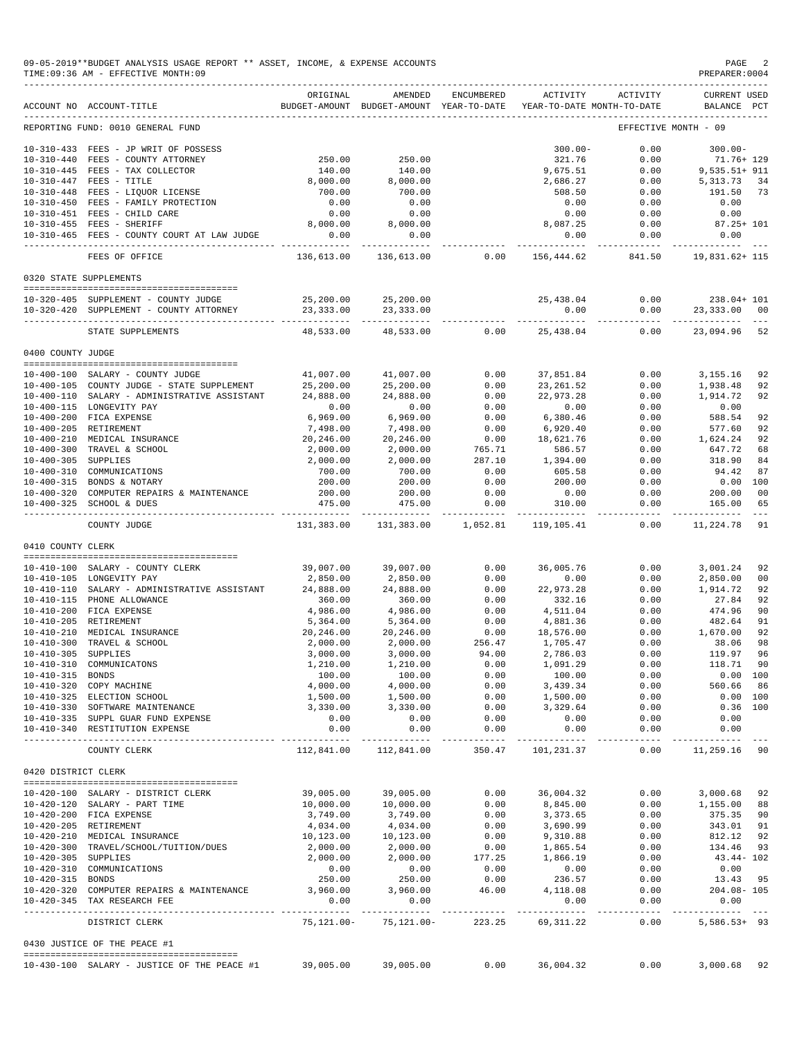09-05-2019**BUDGET ANALYSIS USAGE REPORT ** ASSET, INCOME, & EXPENSE ACCOUNTS
TIME:09:36 AM - EFFECTIVE MONTH:09

PREPARER:0004

| ACCOUNT NO | ACCOUNT-TITLE | ORIGINAL BUDGET-AMOUNT | AMENDED BUDGET-AMOUNT | ENCUMBERED YEAR-TO-DATE | ACTIVITY YEAR-TO-DATE | ACTIVITY MONTH-TO-DATE | CURRENT USED BALANCE | PCT |
|---|---|---|---|---|---|---|---|---|
| REPORTING FUND: 0010 GENERAL FUND | | | | | | EFFECTIVE MONTH - 09 | | |
| 10-310-433 | FEES - JP WRIT OF POSSESS | | | | 300.00- | 0.00 | 300.00- | |
| 10-310-440 | FEES - COUNTY ATTORNEY | 250.00 | 250.00 | | 321.76 | 0.00 | 71.76+ | 129 |
| 10-310-445 | FEES - TAX COLLECTOR | 140.00 | 140.00 | | 9,675.51 | 0.00 | 9,535.51+ | 911 |
| 10-310-447 | FEES - TITLE | 8,000.00 | 8,000.00 | | 2,686.27 | 0.00 | 5,313.73 | 34 |
| 10-310-448 | FEES - LIQUOR LICENSE | 700.00 | 700.00 | | 508.50 | 0.00 | 191.50 | 73 |
| 10-310-450 | FEES - FAMILY PROTECTION | 0.00 | 0.00 | | 0.00 | 0.00 | 0.00 | |
| 10-310-451 | FEES - CHILD CARE | 0.00 | 0.00 | | 0.00 | 0.00 | 0.00 | |
| 10-310-455 | FEES - SHERIFF | 8,000.00 | 8,000.00 | | 8,087.25 | 0.00 | 87.25+ | 101 |
| 10-310-465 | FEES - COUNTY COURT AT LAW JUDGE | 0.00 | 0.00 | | 0.00 | 0.00 | 0.00 | |
| | FEES OF OFFICE | 136,613.00 | 136,613.00 | 0.00 | 156,444.62 | 841.50 | 19,831.62+ | 115 |
| 0320 STATE SUPPLEMENTS | | | | | | | | |
| 10-320-405 | SUPPLEMENT - COUNTY JUDGE | 25,200.00 | 25,200.00 | | 25,438.04 | 0.00 | 238.04+ | 101 |
| 10-320-420 | SUPPLEMENT - COUNTY ATTORNEY | 23,333.00 | 23,333.00 | | 0.00 | 0.00 | 23,333.00 | 00 |
| | STATE SUPPLEMENTS | 48,533.00 | 48,533.00 | 0.00 | 25,438.04 | 0.00 | 23,094.96 | 52 |
| 0400 COUNTY JUDGE | | | | | | | | |
| 10-400-100 | SALARY - COUNTY JUDGE | 41,007.00 | 41,007.00 | 0.00 | 37,851.84 | 0.00 | 3,155.16 | 92 |
| 10-400-105 | COUNTY JUDGE - STATE SUPPLEMENT | 25,200.00 | 25,200.00 | 0.00 | 23,261.52 | 0.00 | 1,938.48 | 92 |
| 10-400-110 | SALARY - ADMINISTRATIVE ASSISTANT | 24,888.00 | 24,888.00 | 0.00 | 22,973.28 | 0.00 | 1,914.72 | 92 |
| 10-400-115 | LONGEVITY PAY | 0.00 | 0.00 | 0.00 | 0.00 | 0.00 | 0.00 | |
| 10-400-200 | FICA EXPENSE | 6,969.00 | 6,969.00 | 0.00 | 6,380.46 | 0.00 | 588.54 | 92 |
| 10-400-205 | RETIREMENT | 7,498.00 | 7,498.00 | 0.00 | 6,920.40 | 0.00 | 577.60 | 92 |
| 10-400-210 | MEDICAL INSURANCE | 20,246.00 | 20,246.00 | 0.00 | 18,621.76 | 0.00 | 1,624.24 | 92 |
| 10-400-300 | TRAVEL & SCHOOL | 2,000.00 | 2,000.00 | 765.71 | 586.57 | 0.00 | 647.72 | 68 |
| 10-400-305 | SUPPLIES | 2,000.00 | 2,000.00 | 287.10 | 1,394.00 | 0.00 | 318.90 | 84 |
| 10-400-310 | COMMUNICATIONS | 700.00 | 700.00 | 0.00 | 605.58 | 0.00 | 94.42 | 87 |
| 10-400-315 | BONDS & NOTARY | 200.00 | 200.00 | 0.00 | 200.00 | 0.00 | 0.00 | 100 |
| 10-400-320 | COMPUTER REPAIRS & MAINTENANCE | 200.00 | 200.00 | 0.00 | 0.00 | 0.00 | 200.00 | 00 |
| 10-400-325 | SCHOOL & DUES | 475.00 | 475.00 | 0.00 | 310.00 | 0.00 | 165.00 | 65 |
| | COUNTY JUDGE | 131,383.00 | 131,383.00 | 1,052.81 | 119,105.41 | 0.00 | 11,224.78 | 91 |
| 0410 COUNTY CLERK | | | | | | | | |
| 10-410-100 | SALARY - COUNTY CLERK | 39,007.00 | 39,007.00 | 0.00 | 36,005.76 | 0.00 | 3,001.24 | 92 |
| 10-410-105 | LONGEVITY PAY | 2,850.00 | 2,850.00 | 0.00 | 0.00 | 0.00 | 2,850.00 | 00 |
| 10-410-110 | SALARY - ADMINISTRATIVE ASSISTANT | 24,888.00 | 24,888.00 | 0.00 | 22,973.28 | 0.00 | 1,914.72 | 92 |
| 10-410-115 | PHONE ALLOWANCE | 360.00 | 360.00 | 0.00 | 332.16 | 0.00 | 27.84 | 92 |
| 10-410-200 | FICA EXPENSE | 4,986.00 | 4,986.00 | 0.00 | 4,511.04 | 0.00 | 474.96 | 90 |
| 10-410-205 | RETIREMENT | 5,364.00 | 5,364.00 | 0.00 | 4,881.36 | 0.00 | 482.64 | 91 |
| 10-410-210 | MEDICAL INSURANCE | 20,246.00 | 20,246.00 | 0.00 | 18,576.00 | 0.00 | 1,670.00 | 92 |
| 10-410-300 | TRAVEL & SCHOOL | 2,000.00 | 2,000.00 | 256.47 | 1,705.47 | 0.00 | 38.06 | 98 |
| 10-410-305 | SUPPLIES | 3,000.00 | 3,000.00 | 94.00 | 2,786.03 | 0.00 | 119.97 | 96 |
| 10-410-310 | COMMUNICATONS | 1,210.00 | 1,210.00 | 0.00 | 1,091.29 | 0.00 | 118.71 | 90 |
| 10-410-315 | BONDS | 100.00 | 100.00 | 0.00 | 100.00 | 0.00 | 0.00 | 100 |
| 10-410-320 | COPY MACHINE | 4,000.00 | 4,000.00 | 0.00 | 3,439.34 | 0.00 | 560.66 | 86 |
| 10-410-325 | ELECTION SCHOOL | 1,500.00 | 1,500.00 | 0.00 | 1,500.00 | 0.00 | 0.00 | 100 |
| 10-410-330 | SOFTWARE MAINTENANCE | 3,330.00 | 3,330.00 | 0.00 | 3,329.64 | 0.00 | 0.36 | 100 |
| 10-410-335 | SUPPL GUAR FUND EXPENSE | 0.00 | 0.00 | 0.00 | 0.00 | 0.00 | 0.00 | |
| 10-410-340 | RESTITUTION EXPENSE | 0.00 | 0.00 | 0.00 | 0.00 | 0.00 | 0.00 | |
| | COUNTY CLERK | 112,841.00 | 112,841.00 | 350.47 | 101,231.37 | 0.00 | 11,259.16 | 90 |
| 0420 DISTRICT CLERK | | | | | | | | |
| 10-420-100 | SALARY - DISTRICT CLERK | 39,005.00 | 39,005.00 | 0.00 | 36,004.32 | 0.00 | 3,000.68 | 92 |
| 10-420-120 | SALARY - PART TIME | 10,000.00 | 10,000.00 | 0.00 | 8,845.00 | 0.00 | 1,155.00 | 88 |
| 10-420-200 | FICA EXPENSE | 3,749.00 | 3,749.00 | 0.00 | 3,373.65 | 0.00 | 375.35 | 90 |
| 10-420-205 | RETIREMENT | 4,034.00 | 4,034.00 | 0.00 | 3,690.99 | 0.00 | 343.01 | 91 |
| 10-420-210 | MEDICAL INSURANCE | 10,123.00 | 10,123.00 | 0.00 | 9,310.88 | 0.00 | 812.12 | 92 |
| 10-420-300 | TRAVEL/SCHOOL/TUITION/DUES | 2,000.00 | 2,000.00 | 0.00 | 1,865.54 | 0.00 | 134.46 | 93 |
| 10-420-305 | SUPPLIES | 2,000.00 | 2,000.00 | 177.25 | 1,866.19 | 0.00 | 43.44- | 102 |
| 10-420-310 | COMMUNICATIONS | 0.00 | 0.00 | 0.00 | 0.00 | 0.00 | 0.00 | |
| 10-420-315 | BONDS | 250.00 | 250.00 | 0.00 | 236.57 | 0.00 | 13.43 | 95 |
| 10-420-320 | COMPUTER REPAIRS & MAINTENANCE | 3,960.00 | 3,960.00 | 46.00 | 4,118.08 | 0.00 | 204.08- | 105 |
| 10-420-345 | TAX RESEARCH FEE | 0.00 | 0.00 | | 0.00 | 0.00 | 0.00 | |
| | DISTRICT CLERK | 75,121.00- | 75,121.00- | 223.25 | 69,311.22 | 0.00 | 5,586.53+ | 93 |
| 0430 JUSTICE OF THE PEACE #1 | | | | | | | | |
| 10-430-100 | SALARY - JUSTICE OF THE PEACE #1 | 39,005.00 | 39,005.00 | 0.00 | 36,004.32 | 0.00 | 3,000.68 | 92 |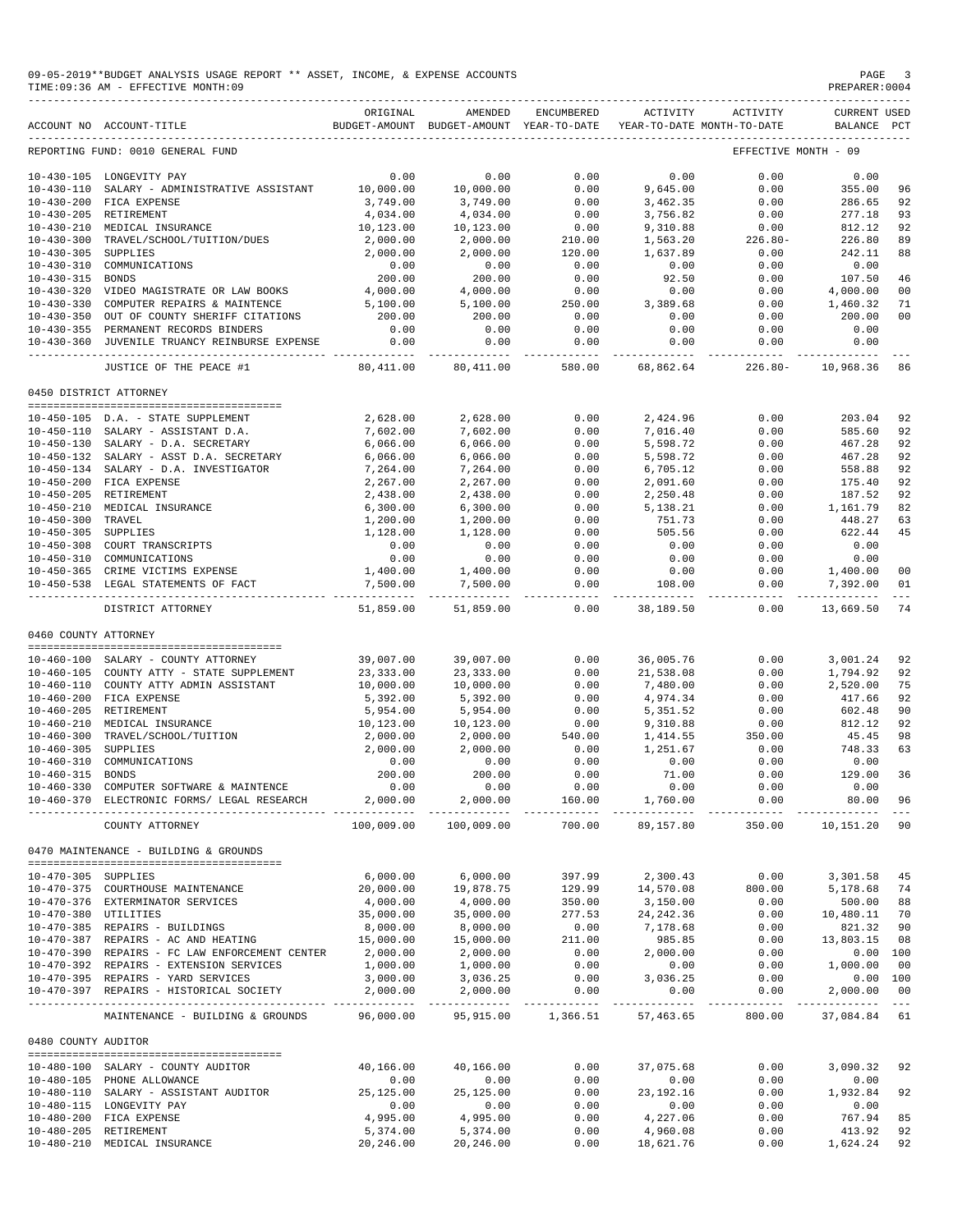09-05-2019**BUDGET ANALYSIS USAGE REPORT ** ASSET, INCOME, & EXPENSE ACCOUNTS
TIME:09:36 AM - EFFECTIVE MONTH:09

REPORTING FUND: 0010 GENERAL FUND — EFFECTIVE MONTH - 09

| ACCOUNT NO | ACCOUNT-TITLE | ORIGINAL BUDGET-AMOUNT | AMENDED BUDGET-AMOUNT | ENCUMBERED YEAR-TO-DATE | ACTIVITY YEAR-TO-DATE | ACTIVITY MONTH-TO-DATE | CURRENT BALANCE | USED PCT |
|---|---|---|---|---|---|---|---|---|
| 10-430-105 | LONGEVITY PAY | 0.00 | 0.00 | 0.00 | 0.00 | 0.00 | 0.00 | |
| 10-430-110 | SALARY - ADMINISTRATIVE ASSISTANT | 10,000.00 | 10,000.00 | 0.00 | 9,645.00 | 0.00 | 355.00 | 96 |
| 10-430-200 | FICA EXPENSE | 3,749.00 | 3,749.00 | 0.00 | 3,462.35 | 0.00 | 286.65 | 92 |
| 10-430-205 | RETIREMENT | 4,034.00 | 4,034.00 | 0.00 | 3,756.82 | 0.00 | 277.18 | 93 |
| 10-430-210 | MEDICAL INSURANCE | 10,123.00 | 10,123.00 | 0.00 | 9,310.88 | 0.00 | 812.12 | 92 |
| 10-430-300 | TRAVEL/SCHOOL/TUITION/DUES | 2,000.00 | 2,000.00 | 210.00 | 1,563.20 | 226.80- | 226.80 | 89 |
| 10-430-305 | SUPPLIES | 2,000.00 | 2,000.00 | 120.00 | 1,637.89 | 0.00 | 242.11 | 88 |
| 10-430-310 | COMMUNICATIONS | 0.00 | 0.00 | 0.00 | 0.00 | 0.00 | 0.00 | |
| 10-430-315 | BONDS | 200.00 | 200.00 | 0.00 | 92.50 | 0.00 | 107.50 | 46 |
| 10-430-320 | VIDEO MAGISTRATE OR LAW BOOKS | 4,000.00 | 4,000.00 | 0.00 | 0.00 | 0.00 | 4,000.00 | 00 |
| 10-430-330 | COMPUTER REPAIRS & MAINTENCE | 5,100.00 | 5,100.00 | 250.00 | 3,389.68 | 0.00 | 1,460.32 | 71 |
| 10-430-350 | OUT OF COUNTY SHERIFF CITATIONS | 200.00 | 200.00 | 0.00 | 0.00 | 0.00 | 200.00 | 00 |
| 10-430-355 | PERMANENT RECORDS BINDERS | 0.00 | 0.00 | 0.00 | 0.00 | 0.00 | 0.00 | |
| 10-430-360 | JUVENILE TRUANCY REINBURSE EXPENSE | 0.00 | 0.00 | 0.00 | 0.00 | 0.00 | 0.00 | |
| | JUSTICE OF THE PEACE #1 | 80,411.00 | 80,411.00 | 580.00 | 68,862.64 | 226.80- | 10,968.36 | 86 |
| | **0450 DISTRICT ATTORNEY** | | | | | | | |
| 10-450-105 | D.A. - STATE SUPPLEMENT | 2,628.00 | 2,628.00 | 0.00 | 2,424.96 | 0.00 | 203.04 | 92 |
| 10-450-110 | SALARY - ASSISTANT D.A. | 7,602.00 | 7,602.00 | 0.00 | 7,016.40 | 0.00 | 585.60 | 92 |
| 10-450-130 | SALARY - D.A. SECRETARY | 6,066.00 | 6,066.00 | 0.00 | 5,598.72 | 0.00 | 467.28 | 92 |
| 10-450-132 | SALARY - ASST D.A. SECRETARY | 6,066.00 | 6,066.00 | 0.00 | 5,598.72 | 0.00 | 467.28 | 92 |
| 10-450-134 | SALARY - D.A. INVESTIGATOR | 7,264.00 | 7,264.00 | 0.00 | 6,705.12 | 0.00 | 558.88 | 92 |
| 10-450-200 | FICA EXPENSE | 2,267.00 | 2,267.00 | 0.00 | 2,091.60 | 0.00 | 175.40 | 92 |
| 10-450-205 | RETIREMENT | 2,438.00 | 2,438.00 | 0.00 | 2,250.48 | 0.00 | 187.52 | 92 |
| 10-450-210 | MEDICAL INSURANCE | 6,300.00 | 6,300.00 | 0.00 | 5,138.21 | 0.00 | 1,161.79 | 82 |
| 10-450-300 | TRAVEL | 1,200.00 | 1,200.00 | 0.00 | 751.73 | 0.00 | 448.27 | 63 |
| 10-450-305 | SUPPLIES | 1,128.00 | 1,128.00 | 0.00 | 505.56 | 0.00 | 622.44 | 45 |
| 10-450-308 | COURT TRANSCRIPTS | 0.00 | 0.00 | 0.00 | 0.00 | 0.00 | 0.00 | |
| 10-450-310 | COMMUNICATIONS | 0.00 | 0.00 | 0.00 | 0.00 | 0.00 | 0.00 | |
| 10-450-365 | CRIME VICTIMS EXPENSE | 1,400.00 | 1,400.00 | 0.00 | 0.00 | 0.00 | 1,400.00 | 00 |
| 10-450-538 | LEGAL STATEMENTS OF FACT | 7,500.00 | 7,500.00 | 0.00 | 108.00 | 0.00 | 7,392.00 | 01 |
| | DISTRICT ATTORNEY | 51,859.00 | 51,859.00 | 0.00 | 38,189.50 | 0.00 | 13,669.50 | 74 |
| | **0460 COUNTY ATTORNEY** | | | | | | | |
| 10-460-100 | SALARY - COUNTY ATTORNEY | 39,007.00 | 39,007.00 | 0.00 | 36,005.76 | 0.00 | 3,001.24 | 92 |
| 10-460-105 | COUNTY ATTY - STATE SUPPLEMENT | 23,333.00 | 23,333.00 | 0.00 | 21,538.08 | 0.00 | 1,794.92 | 92 |
| 10-460-110 | COUNTY ATTY ADMIN ASSISTANT | 10,000.00 | 10,000.00 | 0.00 | 7,480.00 | 0.00 | 2,520.00 | 75 |
| 10-460-200 | FICA EXPENSE | 5,392.00 | 5,392.00 | 0.00 | 4,974.34 | 0.00 | 417.66 | 92 |
| 10-460-205 | RETIREMENT | 5,954.00 | 5,954.00 | 0.00 | 5,351.52 | 0.00 | 602.48 | 90 |
| 10-460-210 | MEDICAL INSURANCE | 10,123.00 | 10,123.00 | 0.00 | 9,310.88 | 0.00 | 812.12 | 92 |
| 10-460-300 | TRAVEL/SCHOOL/TUITION | 2,000.00 | 2,000.00 | 540.00 | 1,414.55 | 350.00 | 45.45 | 98 |
| 10-460-305 | SUPPLIES | 2,000.00 | 2,000.00 | 0.00 | 1,251.67 | 0.00 | 748.33 | 63 |
| 10-460-310 | COMMUNICATIONS | 0.00 | 0.00 | 0.00 | 0.00 | 0.00 | 0.00 | |
| 10-460-315 | BONDS | 200.00 | 200.00 | 0.00 | 71.00 | 0.00 | 129.00 | 36 |
| 10-460-330 | COMPUTER SOFTWARE & MAINTENCE | 0.00 | 0.00 | 0.00 | 0.00 | 0.00 | 0.00 | |
| 10-460-370 | ELECTRONIC FORMS/ LEGAL RESEARCH | 2,000.00 | 2,000.00 | 160.00 | 1,760.00 | 0.00 | 80.00 | 96 |
| | COUNTY ATTORNEY | 100,009.00 | 100,009.00 | 700.00 | 89,157.80 | 350.00 | 10,151.20 | 90 |
| | **0470 MAINTENANCE - BUILDING & GROUNDS** | | | | | | | |
| 10-470-305 | SUPPLIES | 6,000.00 | 6,000.00 | 397.99 | 2,300.43 | 0.00 | 3,301.58 | 45 |
| 10-470-375 | COURTHOUSE MAINTENANCE | 20,000.00 | 19,878.75 | 129.99 | 14,570.08 | 800.00 | 5,178.68 | 74 |
| 10-470-376 | EXTERMINATOR SERVICES | 4,000.00 | 4,000.00 | 350.00 | 3,150.00 | 0.00 | 500.00 | 88 |
| 10-470-380 | UTILITIES | 35,000.00 | 35,000.00 | 277.53 | 24,242.36 | 0.00 | 10,480.11 | 70 |
| 10-470-385 | REPAIRS - BUILDINGS | 8,000.00 | 8,000.00 | 0.00 | 7,178.68 | 0.00 | 821.32 | 90 |
| 10-470-387 | REPAIRS - AC AND HEATING | 15,000.00 | 15,000.00 | 211.00 | 985.85 | 0.00 | 13,803.15 | 08 |
| 10-470-390 | REPAIRS - FC LAW ENFORCEMENT CENTER | 2,000.00 | 2,000.00 | 0.00 | 2,000.00 | 0.00 | 0.00 | 100 |
| 10-470-392 | REPAIRS - EXTENSION SERVICES | 1,000.00 | 1,000.00 | 0.00 | 0.00 | 0.00 | 1,000.00 | 00 |
| 10-470-395 | REPAIRS - YARD SERVICES | 3,000.00 | 3,036.25 | 0.00 | 3,036.25 | 0.00 | 0.00 | 100 |
| 10-470-397 | REPAIRS - HISTORICAL SOCIETY | 2,000.00 | 2,000.00 | 0.00 | 0.00 | 0.00 | 2,000.00 | 00 |
| | MAINTENANCE - BUILDING & GROUNDS | 96,000.00 | 95,915.00 | 1,366.51 | 57,463.65 | 800.00 | 37,084.84 | 61 |
| | **0480 COUNTY AUDITOR** | | | | | | | |
| 10-480-100 | SALARY - COUNTY AUDITOR | 40,166.00 | 40,166.00 | 0.00 | 37,075.68 | 0.00 | 3,090.32 | 92 |
| 10-480-105 | PHONE ALLOWANCE | 0.00 | 0.00 | 0.00 | 0.00 | 0.00 | 0.00 | |
| 10-480-110 | SALARY - ASSISTANT AUDITOR | 25,125.00 | 25,125.00 | 0.00 | 23,192.16 | 0.00 | 1,932.84 | 92 |
| 10-480-115 | LONGEVITY PAY | 0.00 | 0.00 | 0.00 | 0.00 | 0.00 | 0.00 | |
| 10-480-200 | FICA EXPENSE | 4,995.00 | 4,995.00 | 0.00 | 4,227.06 | 0.00 | 767.94 | 85 |
| 10-480-205 | RETIREMENT | 5,374.00 | 5,374.00 | 0.00 | 4,960.08 | 0.00 | 413.92 | 92 |
| 10-480-210 | MEDICAL INSURANCE | 20,246.00 | 20,246.00 | 0.00 | 18,621.76 | 0.00 | 1,624.24 | 92 |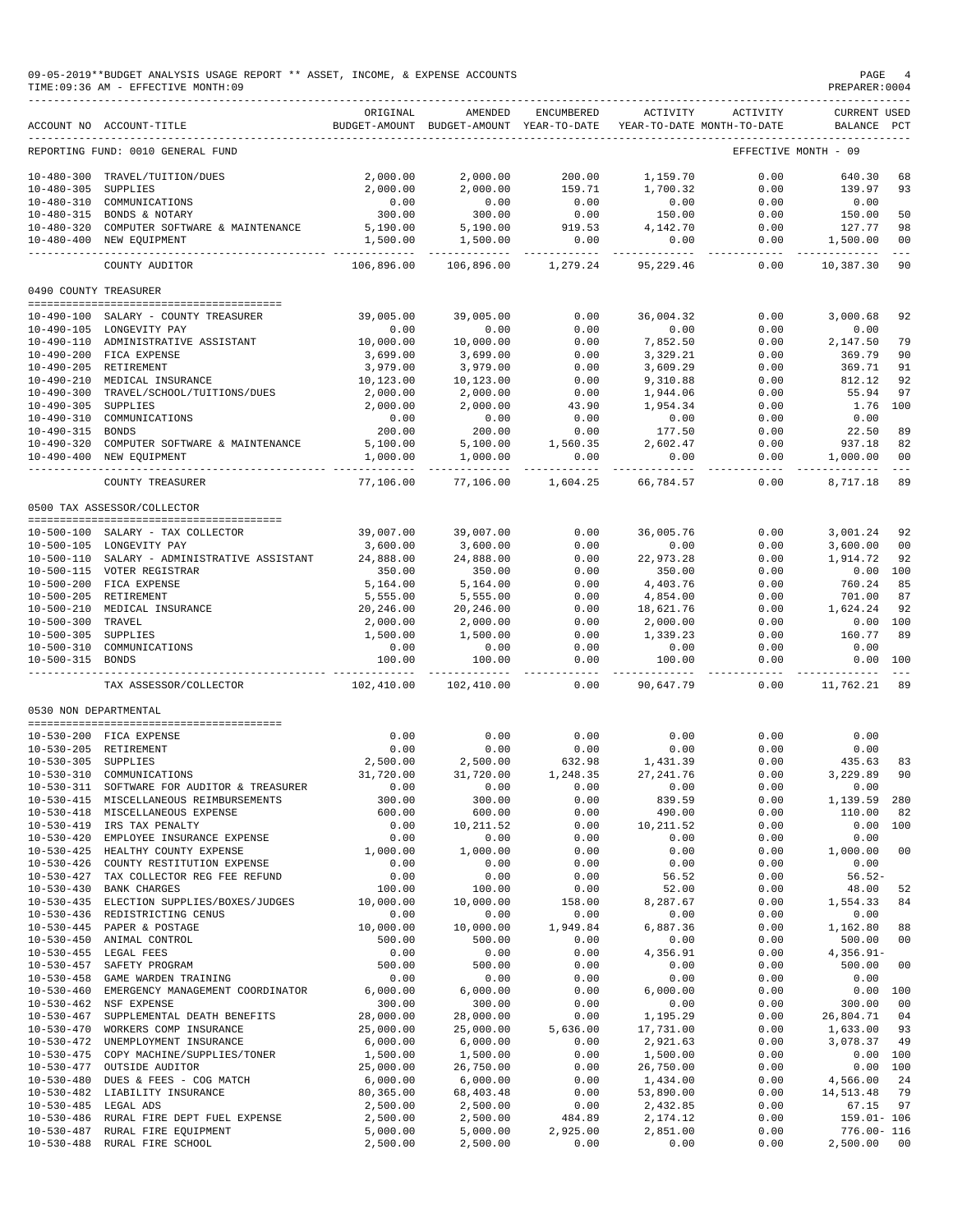09-05-2019**BUDGET ANALYSIS USAGE REPORT ** ASSET, INCOME, & EXPENSE ACCOUNTS

TIME:09:36 AM - EFFECTIVE MONTH:09

PREPARER:0004

| ACCOUNT NO | ACCOUNT-TITLE | ORIGINAL BUDGET-AMOUNT | AMENDED BUDGET-AMOUNT | ENCUMBERED YEAR-TO-DATE | ACTIVITY YEAR-TO-DATE | ACTIVITY MONTH-TO-DATE | CURRENT BALANCE | USED PCT |
|---|---|---|---|---|---|---|---|---|
| REPORTING FUND: 0010 GENERAL FUND | | | | | | | EFFECTIVE MONTH - 09 | |
| 10-480-300 | TRAVEL/TUITION/DUES | 2,000.00 | 2,000.00 | 200.00 | 1,159.70 | 0.00 | 640.30 | 68 |
| 10-480-305 | SUPPLIES | 2,000.00 | 2,000.00 | 159.71 | 1,700.32 | 0.00 | 139.97 | 93 |
| 10-480-310 | COMMUNICATIONS | 0.00 | 0.00 | 0.00 | 0.00 | 0.00 | 0.00 | |
| 10-480-315 | BONDS & NOTARY | 300.00 | 300.00 | 0.00 | 150.00 | 0.00 | 150.00 | 50 |
| 10-480-320 | COMPUTER SOFTWARE & MAINTENANCE | 5,190.00 | 5,190.00 | 919.53 | 4,142.70 | 0.00 | 127.77 | 98 |
| 10-480-400 | NEW EQUIPMENT | 1,500.00 | 1,500.00 | 0.00 | 0.00 | 0.00 | 1,500.00 | 00 |
| | COUNTY AUDITOR | 106,896.00 | 106,896.00 | 1,279.24 | 95,229.46 | 0.00 | 10,387.30 | 90 |
| 0490 COUNTY TREASURER | | | | | | | | |
| 10-490-100 | SALARY - COUNTY TREASURER | 39,005.00 | 39,005.00 | 0.00 | 36,004.32 | 0.00 | 3,000.68 | 92 |
| 10-490-105 | LONGEVITY PAY | 0.00 | 0.00 | 0.00 | 0.00 | 0.00 | 0.00 | |
| 10-490-110 | ADMINISTRATIVE ASSISTANT | 10,000.00 | 10,000.00 | 0.00 | 7,852.50 | 0.00 | 2,147.50 | 79 |
| 10-490-200 | FICA EXPENSE | 3,699.00 | 3,699.00 | 0.00 | 3,329.21 | 0.00 | 369.79 | 90 |
| 10-490-205 | RETIREMENT | 3,979.00 | 3,979.00 | 0.00 | 3,609.29 | 0.00 | 369.71 | 91 |
| 10-490-210 | MEDICAL INSURANCE | 10,123.00 | 10,123.00 | 0.00 | 9,310.88 | 0.00 | 812.12 | 92 |
| 10-490-300 | TRAVEL/SCHOOL/TUITIONS/DUES | 2,000.00 | 2,000.00 | 0.00 | 1,944.06 | 0.00 | 55.94 | 97 |
| 10-490-305 | SUPPLIES | 2,000.00 | 2,000.00 | 43.90 | 1,954.34 | 0.00 | 1.76 | 100 |
| 10-490-310 | COMMUNICATIONS | 0.00 | 0.00 | 0.00 | 0.00 | 0.00 | 0.00 | |
| 10-490-315 | BONDS | 200.00 | 200.00 | 0.00 | 177.50 | 0.00 | 22.50 | 89 |
| 10-490-320 | COMPUTER SOFTWARE & MAINTENANCE | 5,100.00 | 5,100.00 | 1,560.35 | 2,602.47 | 0.00 | 937.18 | 82 |
| 10-490-400 | NEW EQUIPMENT | 1,000.00 | 1,000.00 | 0.00 | 0.00 | 0.00 | 1,000.00 | 00 |
| | COUNTY TREASURER | 77,106.00 | 77,106.00 | 1,604.25 | 66,784.57 | 0.00 | 8,717.18 | 89 |
| 0500 TAX ASSESSOR/COLLECTOR | | | | | | | | |
| 10-500-100 | SALARY - TAX COLLECTOR | 39,007.00 | 39,007.00 | 0.00 | 36,005.76 | 0.00 | 3,001.24 | 92 |
| 10-500-105 | LONGEVITY PAY | 3,600.00 | 3,600.00 | 0.00 | 0.00 | 0.00 | 3,600.00 | 00 |
| 10-500-110 | SALARY - ADMINISTRATIVE ASSISTANT | 24,888.00 | 24,888.00 | 0.00 | 22,973.28 | 0.00 | 1,914.72 | 92 |
| 10-500-115 | VOTER REGISTRAR | 350.00 | 350.00 | 0.00 | 350.00 | 0.00 | 0.00 | 100 |
| 10-500-200 | FICA EXPENSE | 5,164.00 | 5,164.00 | 0.00 | 4,403.76 | 0.00 | 760.24 | 85 |
| 10-500-205 | RETIREMENT | 5,555.00 | 5,555.00 | 0.00 | 4,854.00 | 0.00 | 701.00 | 87 |
| 10-500-210 | MEDICAL INSURANCE | 20,246.00 | 20,246.00 | 0.00 | 18,621.76 | 0.00 | 1,624.24 | 92 |
| 10-500-300 | TRAVEL | 2,000.00 | 2,000.00 | 0.00 | 2,000.00 | 0.00 | 0.00 | 100 |
| 10-500-305 | SUPPLIES | 1,500.00 | 1,500.00 | 0.00 | 1,339.23 | 0.00 | 160.77 | 89 |
| 10-500-310 | COMMUNICATIONS | 0.00 | 0.00 | 0.00 | 0.00 | 0.00 | 0.00 | |
| 10-500-315 | BONDS | 100.00 | 100.00 | 0.00 | 100.00 | 0.00 | 0.00 | 100 |
| | TAX ASSESSOR/COLLECTOR | 102,410.00 | 102,410.00 | 0.00 | 90,647.79 | 0.00 | 11,762.21 | 89 |
| 0530 NON DEPARTMENTAL | | | | | | | | |
| 10-530-200 | FICA EXPENSE | 0.00 | 0.00 | 0.00 | 0.00 | 0.00 | 0.00 | |
| 10-530-205 | RETIREMENT | 0.00 | 0.00 | 0.00 | 0.00 | 0.00 | 0.00 | |
| 10-530-305 | SUPPLIES | 2,500.00 | 2,500.00 | 632.98 | 1,431.39 | 0.00 | 435.63 | 83 |
| 10-530-310 | COMMUNICATIONS | 31,720.00 | 31,720.00 | 1,248.35 | 27,241.76 | 0.00 | 3,229.89 | 90 |
| 10-530-311 | SOFTWARE FOR AUDITOR & TREASURER | 0.00 | 0.00 | 0.00 | 0.00 | 0.00 | 0.00 | |
| 10-530-415 | MISCELLANEOUS REIMBURSEMENTS | 300.00 | 300.00 | 0.00 | 839.59 | 0.00 | 1,139.59 | 280 |
| 10-530-418 | MISCELLANEOUS EXPENSE | 600.00 | 600.00 | 0.00 | 490.00 | 0.00 | 110.00 | 82 |
| 10-530-419 | IRS TAX PENALTY | 0.00 | 10,211.52 | 0.00 | 10,211.52 | 0.00 | 0.00 | 100 |
| 10-530-420 | EMPLOYEE INSURANCE EXPENSE | 0.00 | 0.00 | 0.00 | 0.00 | 0.00 | 0.00 | |
| 10-530-425 | HEALTHY COUNTY EXPENSE | 1,000.00 | 1,000.00 | 0.00 | 0.00 | 0.00 | 1,000.00 | 00 |
| 10-530-426 | COUNTY RESTITUTION EXPENSE | 0.00 | 0.00 | 0.00 | 0.00 | 0.00 | 0.00 | |
| 10-530-427 | TAX COLLECTOR REG FEE REFUND | 0.00 | 0.00 | 0.00 | 56.52 | 0.00 | 56.52- | |
| 10-530-430 | BANK CHARGES | 100.00 | 100.00 | 0.00 | 52.00 | 0.00 | 48.00 | 52 |
| 10-530-435 | ELECTION SUPPLIES/BOXES/JUDGES | 10,000.00 | 10,000.00 | 158.00 | 8,287.67 | 0.00 | 1,554.33 | 84 |
| 10-530-436 | REDISTRICTING CENUS | 0.00 | 0.00 | 0.00 | 0.00 | 0.00 | 0.00 | |
| 10-530-445 | PAPER & POSTAGE | 10,000.00 | 10,000.00 | 1,949.84 | 6,887.36 | 0.00 | 1,162.80 | 88 |
| 10-530-450 | ANIMAL CONTROL | 500.00 | 500.00 | 0.00 | 0.00 | 0.00 | 500.00 | 00 |
| 10-530-455 | LEGAL FEES | 0.00 | 0.00 | 0.00 | 4,356.91 | 0.00 | 4,356.91- | |
| 10-530-457 | SAFETY PROGRAM | 500.00 | 500.00 | 0.00 | 0.00 | 0.00 | 500.00 | 00 |
| 10-530-458 | GAME WARDEN TRAINING | 0.00 | 0.00 | 0.00 | 0.00 | 0.00 | 0.00 | |
| 10-530-460 | EMERGENCY MANAGEMENT COORDINATOR | 6,000.00 | 6,000.00 | 0.00 | 6,000.00 | 0.00 | 0.00 | 100 |
| 10-530-462 | NSF EXPENSE | 300.00 | 300.00 | 0.00 | 0.00 | 0.00 | 300.00 | 00 |
| 10-530-467 | SUPPLEMENTAL DEATH BENEFITS | 28,000.00 | 28,000.00 | 0.00 | 1,195.29 | 0.00 | 26,804.71 | 04 |
| 10-530-470 | WORKERS COMP INSURANCE | 25,000.00 | 25,000.00 | 5,636.00 | 17,731.00 | 0.00 | 1,633.00 | 93 |
| 10-530-472 | UNEMPLOYMENT INSURANCE | 6,000.00 | 6,000.00 | 0.00 | 2,921.63 | 0.00 | 3,078.37 | 49 |
| 10-530-475 | COPY MACHINE/SUPPLIES/TONER | 1,500.00 | 1,500.00 | 0.00 | 1,500.00 | 0.00 | 0.00 | 100 |
| 10-530-477 | OUTSIDE AUDITOR | 25,000.00 | 26,750.00 | 0.00 | 26,750.00 | 0.00 | 0.00 | 100 |
| 10-530-480 | DUES & FEES - COG MATCH | 6,000.00 | 6,000.00 | 0.00 | 1,434.00 | 0.00 | 4,566.00 | 24 |
| 10-530-482 | LIABILITY INSURANCE | 80,365.00 | 68,403.48 | 0.00 | 53,890.00 | 0.00 | 14,513.48 | 79 |
| 10-530-485 | LEGAL ADS | 2,500.00 | 2,500.00 | 0.00 | 2,432.85 | 0.00 | 67.15 | 97 |
| 10-530-486 | RURAL FIRE DEPT FUEL EXPENSE | 2,500.00 | 2,500.00 | 484.89 | 2,174.12 | 0.00 | 159.01- | 106 |
| 10-530-487 | RURAL FIRE EQUIPMENT | 5,000.00 | 5,000.00 | 2,925.00 | 2,851.00 | 0.00 | 776.00- | 116 |
| 10-530-488 | RURAL FIRE SCHOOL | 2,500.00 | 2,500.00 | 0.00 | 0.00 | 0.00 | 2,500.00 | 00 |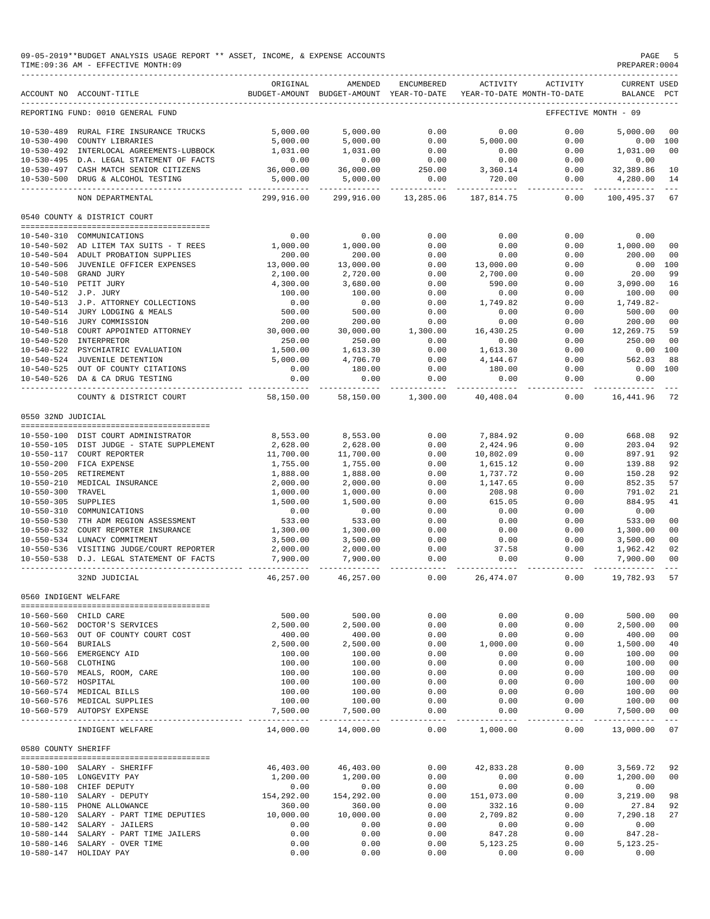09-05-2019**BUDGET ANALYSIS USAGE REPORT ** ASSET, INCOME, & EXPENSE ACCOUNTS
TIME:09:36 AM - EFFECTIVE MONTH:09
PREPARER:0004

| ACCOUNT NO | ACCOUNT-TITLE | ORIGINAL BUDGET-AMOUNT | AMENDED BUDGET-AMOUNT | ENCUMBERED YEAR-TO-DATE | ACTIVITY YEAR-TO-DATE | ACTIVITY MONTH-TO-DATE | CURRENT BALANCE | USED PCT |
|---|---|---|---|---|---|---|---|---|
| REPORTING FUND: 0010 GENERAL FUND | | | | | | EFFECTIVE MONTH - 09 | | |
| 10-530-489 | RURAL FIRE INSURANCE TRUCKS | 5,000.00 | 5,000.00 | 0.00 | 0.00 | 0.00 | 5,000.00 | 00 |
| 10-530-490 | COUNTY LIBRARIES | 5,000.00 | 5,000.00 | 0.00 | 5,000.00 | 0.00 | 0.00 | 100 |
| 10-530-492 | INTERLOCAL AGREEMENTS-LUBBOCK | 1,031.00 | 1,031.00 | 0.00 | 0.00 | 0.00 | 1,031.00 | 00 |
| 10-530-495 | D.A. LEGAL STATEMENT OF FACTS | 0.00 | 0.00 | 0.00 | 0.00 | 0.00 | 0.00 | |
| 10-530-497 | CASH MATCH SENIOR CITIZENS | 36,000.00 | 36,000.00 | 250.00 | 3,360.14 | 0.00 | 32,389.86 | 10 |
| 10-530-500 | DRUG & ALCOHOL TESTING | 5,000.00 | 5,000.00 | 0.00 | 720.00 | 0.00 | 4,280.00 | 14 |
| | NON DEPARTMENTAL | 299,916.00 | 299,916.00 | 13,285.06 | 187,814.75 | 0.00 | 100,495.37 | 67 |
| 0540 COUNTY & DISTRICT COURT | | | | | | | | |
| 10-540-310 | COMMUNICATIONS | 0.00 | 0.00 | 0.00 | 0.00 | 0.00 | 0.00 | |
| 10-540-502 | AD LITEM TAX SUITS - T REES | 1,000.00 | 1,000.00 | 0.00 | 0.00 | 0.00 | 1,000.00 | 00 |
| 10-540-504 | ADULT PROBATION SUPPLIES | 200.00 | 200.00 | 0.00 | 0.00 | 0.00 | 200.00 | 00 |
| 10-540-506 | JUVENILE OFFICER EXPENSES | 13,000.00 | 13,000.00 | 0.00 | 13,000.00 | 0.00 | 0.00 | 100 |
| 10-540-508 | GRAND JURY | 2,100.00 | 2,720.00 | 0.00 | 2,700.00 | 0.00 | 20.00 | 99 |
| 10-540-510 | PETIT JURY | 4,300.00 | 3,680.00 | 0.00 | 590.00 | 0.00 | 3,090.00 | 16 |
| 10-540-512 | J.P. JURY | 100.00 | 100.00 | 0.00 | 0.00 | 0.00 | 100.00 | 00 |
| 10-540-513 | J.P. ATTORNEY COLLECTIONS | 0.00 | 0.00 | 0.00 | 1,749.82 | 0.00 | 1,749.82- | |
| 10-540-514 | JURY LODGING & MEALS | 500.00 | 500.00 | 0.00 | 0.00 | 0.00 | 500.00 | 00 |
| 10-540-516 | JURY COMMISSION | 200.00 | 200.00 | 0.00 | 0.00 | 0.00 | 200.00 | 00 |
| 10-540-518 | COURT APPOINTED ATTORNEY | 30,000.00 | 30,000.00 | 1,300.00 | 16,430.25 | 0.00 | 12,269.75 | 59 |
| 10-540-520 | INTERPRETOR | 250.00 | 250.00 | 0.00 | 0.00 | 0.00 | 250.00 | 00 |
| 10-540-522 | PSYCHIATRIC EVALUATION | 1,500.00 | 1,613.30 | 0.00 | 1,613.30 | 0.00 | 0.00 | 100 |
| 10-540-524 | JUVENILE DETENTION | 5,000.00 | 4,706.70 | 0.00 | 4,144.67 | 0.00 | 562.03 | 88 |
| 10-540-525 | OUT OF COUNTY CITATIONS | 0.00 | 180.00 | 0.00 | 180.00 | 0.00 | 0.00 | 100 |
| 10-540-526 | DA & CA DRUG TESTING | 0.00 | 0.00 | 0.00 | 0.00 | 0.00 | 0.00 | |
| | COUNTY & DISTRICT COURT | 58,150.00 | 58,150.00 | 1,300.00 | 40,408.04 | 0.00 | 16,441.96 | 72 |
| 0550 32ND JUDICIAL | | | | | | | | |
| 10-550-100 | DIST COURT ADMINISTRATOR | 8,553.00 | 8,553.00 | 0.00 | 7,884.92 | 0.00 | 668.08 | 92 |
| 10-550-105 | DIST JUDGE - STATE SUPPLEMENT | 2,628.00 | 2,628.00 | 0.00 | 2,424.96 | 0.00 | 203.04 | 92 |
| 10-550-117 | COURT REPORTER | 11,700.00 | 11,700.00 | 0.00 | 10,802.09 | 0.00 | 897.91 | 92 |
| 10-550-200 | FICA EXPENSE | 1,755.00 | 1,755.00 | 0.00 | 1,615.12 | 0.00 | 139.88 | 92 |
| 10-550-205 | RETIREMENT | 1,888.00 | 1,888.00 | 0.00 | 1,737.72 | 0.00 | 150.28 | 92 |
| 10-550-210 | MEDICAL INSURANCE | 2,000.00 | 2,000.00 | 0.00 | 1,147.65 | 0.00 | 852.35 | 57 |
| 10-550-300 | TRAVEL | 1,000.00 | 1,000.00 | 0.00 | 208.98 | 0.00 | 791.02 | 21 |
| 10-550-305 | SUPPLIES | 1,500.00 | 1,500.00 | 0.00 | 615.05 | 0.00 | 884.95 | 41 |
| 10-550-310 | COMMUNICATIONS | 0.00 | 0.00 | 0.00 | 0.00 | 0.00 | 0.00 | |
| 10-550-530 | 7TH ADM REGION ASSESSMENT | 533.00 | 533.00 | 0.00 | 0.00 | 0.00 | 533.00 | 00 |
| 10-550-532 | COURT REPORTER INSURANCE | 1,300.00 | 1,300.00 | 0.00 | 0.00 | 0.00 | 1,300.00 | 00 |
| 10-550-534 | LUNACY COMMITMENT | 3,500.00 | 3,500.00 | 0.00 | 0.00 | 0.00 | 3,500.00 | 00 |
| 10-550-536 | VISITING JUDGE/COURT REPORTER | 2,000.00 | 2,000.00 | 0.00 | 37.58 | 0.00 | 1,962.42 | 02 |
| 10-550-538 | D.J. LEGAL STATEMENT OF FACTS | 7,900.00 | 7,900.00 | 0.00 | 0.00 | 0.00 | 7,900.00 | 00 |
| | 32ND JUDICIAL | 46,257.00 | 46,257.00 | 0.00 | 26,474.07 | 0.00 | 19,782.93 | 57 |
| 0560 INDIGENT WELFARE | | | | | | | | |
| 10-560-560 | CHILD CARE | 500.00 | 500.00 | 0.00 | 0.00 | 0.00 | 500.00 | 00 |
| 10-560-562 | DOCTOR'S SERVICES | 2,500.00 | 2,500.00 | 0.00 | 0.00 | 0.00 | 2,500.00 | 00 |
| 10-560-563 | OUT OF COUNTY COURT COST | 400.00 | 400.00 | 0.00 | 0.00 | 0.00 | 400.00 | 00 |
| 10-560-564 | BURIALS | 2,500.00 | 2,500.00 | 0.00 | 1,000.00 | 0.00 | 1,500.00 | 40 |
| 10-560-566 | EMERGENCY AID | 100.00 | 100.00 | 0.00 | 0.00 | 0.00 | 100.00 | 00 |
| 10-560-568 | CLOTHING | 100.00 | 100.00 | 0.00 | 0.00 | 0.00 | 100.00 | 00 |
| 10-560-570 | MEALS, ROOM, CARE | 100.00 | 100.00 | 0.00 | 0.00 | 0.00 | 100.00 | 00 |
| 10-560-572 | HOSPITAL | 100.00 | 100.00 | 0.00 | 0.00 | 0.00 | 100.00 | 00 |
| 10-560-574 | MEDICAL BILLS | 100.00 | 100.00 | 0.00 | 0.00 | 0.00 | 100.00 | 00 |
| 10-560-576 | MEDICAL SUPPLIES | 100.00 | 100.00 | 0.00 | 0.00 | 0.00 | 100.00 | 00 |
| 10-560-579 | AUTOPSY EXPENSE | 7,500.00 | 7,500.00 | 0.00 | 0.00 | 0.00 | 7,500.00 | 00 |
| | INDIGENT WELFARE | 14,000.00 | 14,000.00 | 0.00 | 1,000.00 | 0.00 | 13,000.00 | 07 |
| 0580 COUNTY SHERIFF | | | | | | | | |
| 10-580-100 | SALARY - SHERIFF | 46,403.00 | 46,403.00 | 0.00 | 42,833.28 | 0.00 | 3,569.72 | 92 |
| 10-580-105 | LONGEVITY PAY | 1,200.00 | 1,200.00 | 0.00 | 0.00 | 0.00 | 1,200.00 | 00 |
| 10-580-108 | CHIEF DEPUTY | 0.00 | 0.00 | 0.00 | 0.00 | 0.00 | 0.00 | |
| 10-580-110 | SALARY - DEPUTY | 154,292.00 | 154,292.00 | 0.00 | 151,073.00 | 0.00 | 3,219.00 | 98 |
| 10-580-115 | PHONE ALLOWANCE | 360.00 | 360.00 | 0.00 | 332.16 | 0.00 | 27.84 | 92 |
| 10-580-120 | SALARY - PART TIME DEPUTIES | 10,000.00 | 10,000.00 | 0.00 | 2,709.82 | 0.00 | 7,290.18 | 27 |
| 10-580-142 | SALARY - JAILERS | 0.00 | 0.00 | 0.00 | 0.00 | 0.00 | 0.00 | |
| 10-580-144 | SALARY - PART TIME JAILERS | 0.00 | 0.00 | 0.00 | 847.28 | 0.00 | 847.28- | |
| 10-580-146 | SALARY - OVER TIME | 0.00 | 0.00 | 0.00 | 5,123.25 | 0.00 | 5,123.25- | |
| 10-580-147 | HOLIDAY PAY | 0.00 | 0.00 | 0.00 | 0.00 | 0.00 | 0.00 | |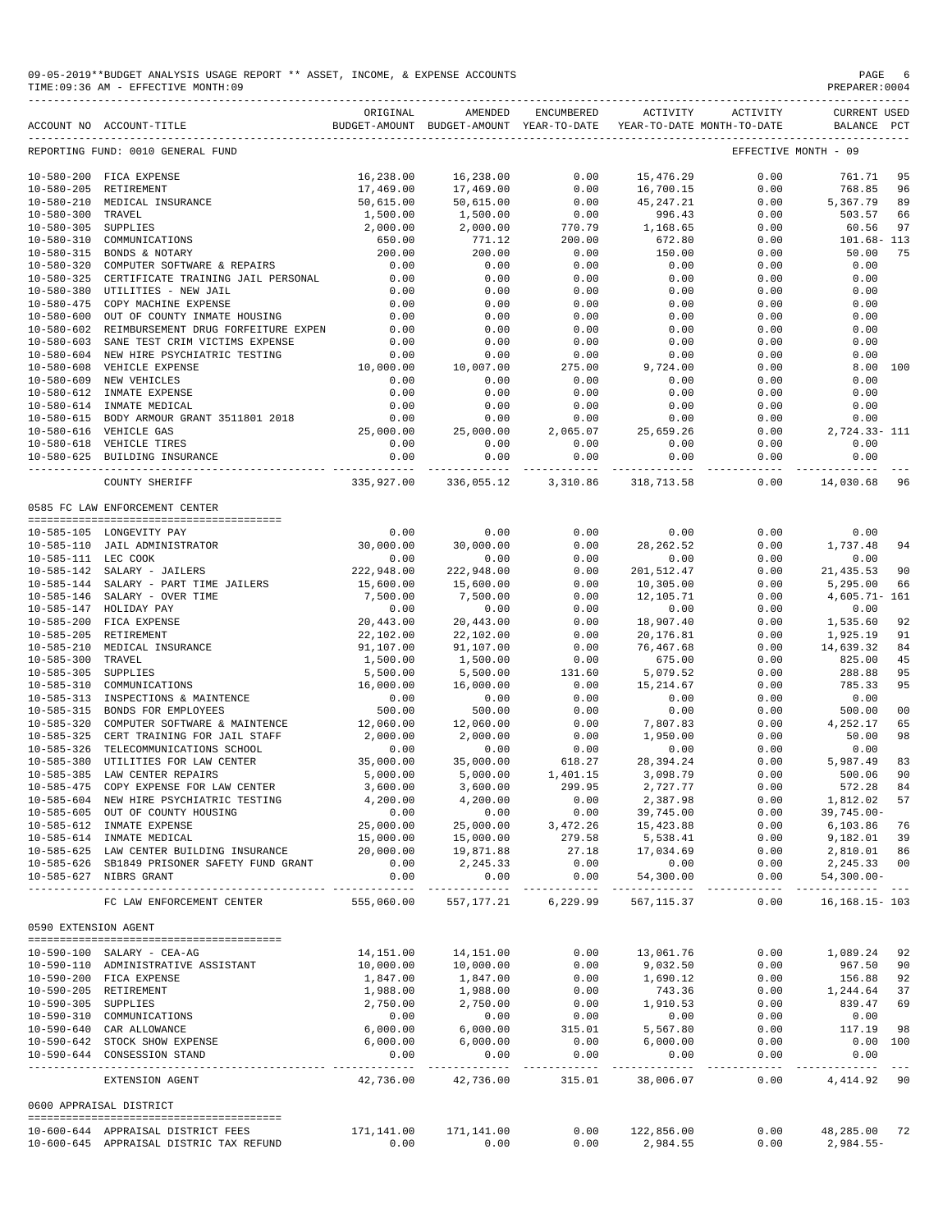09-05-2019**BUDGET ANALYSIS USAGE REPORT ** ASSET, INCOME, & EXPENSE ACCOUNTS
TIME:09:36 AM - EFFECTIVE MONTH:09

PREPARER:0004

| ACCOUNT NO | ACCOUNT-TITLE | ORIGINAL BUDGET-AMOUNT | AMENDED BUDGET-AMOUNT | ENCUMBERED YEAR-TO-DATE | ACTIVITY YEAR-TO-DATE | ACTIVITY MONTH-TO-DATE | CURRENT BALANCE | USED PCT |
|---|---|---|---|---|---|---|---|---|
| REPORTING FUND: 0010 GENERAL FUND | | | | | | | EFFECTIVE MONTH - 09 | |
| 10-580-200 | FICA EXPENSE | 16,238.00 | 16,238.00 | 0.00 | 15,476.29 | 0.00 | 761.71 | 95 |
| 10-580-205 | RETIREMENT | 17,469.00 | 17,469.00 | 0.00 | 16,700.15 | 0.00 | 768.85 | 96 |
| 10-580-210 | MEDICAL INSURANCE | 50,615.00 | 50,615.00 | 0.00 | 45,247.21 | 0.00 | 5,367.79 | 89 |
| 10-580-300 | TRAVEL | 1,500.00 | 1,500.00 | 0.00 | 996.43 | 0.00 | 503.57 | 66 |
| 10-580-305 | SUPPLIES | 2,000.00 | 2,000.00 | 770.79 | 1,168.65 | 0.00 | 60.56 | 97 |
| 10-580-310 | COMMUNICATIONS | 650.00 | 771.12 | 200.00 | 672.80 | 0.00 | 101.68- | 113 |
| 10-580-315 | BONDS & NOTARY | 200.00 | 200.00 | 0.00 | 150.00 | 0.00 | 50.00 | 75 |
| 10-580-320 | COMPUTER SOFTWARE & REPAIRS | 0.00 | 0.00 | 0.00 | 0.00 | 0.00 | 0.00 | |
| 10-580-325 | CERTIFICATE TRAINING JAIL PERSONAL | 0.00 | 0.00 | 0.00 | 0.00 | 0.00 | 0.00 | |
| 10-580-380 | UTILITIES - NEW JAIL | 0.00 | 0.00 | 0.00 | 0.00 | 0.00 | 0.00 | |
| 10-580-475 | COPY MACHINE EXPENSE | 0.00 | 0.00 | 0.00 | 0.00 | 0.00 | 0.00 | |
| 10-580-600 | OUT OF COUNTY INMATE HOUSING | 0.00 | 0.00 | 0.00 | 0.00 | 0.00 | 0.00 | |
| 10-580-602 | REIMBURSEMENT DRUG FORFEITURE EXPEN | 0.00 | 0.00 | 0.00 | 0.00 | 0.00 | 0.00 | |
| 10-580-603 | SANE TEST CRIM VICTIMS EXPENSE | 0.00 | 0.00 | 0.00 | 0.00 | 0.00 | 0.00 | |
| 10-580-604 | NEW HIRE PSYCHIATRIC TESTING | 0.00 | 0.00 | 0.00 | 0.00 | 0.00 | 0.00 | |
| 10-580-608 | VEHICLE EXPENSE | 10,000.00 | 10,007.00 | 275.00 | 9,724.00 | 0.00 | 8.00 | 100 |
| 10-580-609 | NEW VEHICLES | 0.00 | 0.00 | 0.00 | 0.00 | 0.00 | 0.00 | |
| 10-580-612 | INMATE EXPENSE | 0.00 | 0.00 | 0.00 | 0.00 | 0.00 | 0.00 | |
| 10-580-614 | INMATE MEDICAL | 0.00 | 0.00 | 0.00 | 0.00 | 0.00 | 0.00 | |
| 10-580-615 | BODY ARMOUR GRANT 3511801 2018 | 0.00 | 0.00 | 0.00 | 0.00 | 0.00 | 0.00 | |
| 10-580-616 | VEHICLE GAS | 25,000.00 | 25,000.00 | 2,065.07 | 25,659.26 | 0.00 | 2,724.33- | 111 |
| 10-580-618 | VEHICLE TIRES | 0.00 | 0.00 | 0.00 | 0.00 | 0.00 | 0.00 | |
| 10-580-625 | BUILDING INSURANCE | 0.00 | 0.00 | 0.00 | 0.00 | 0.00 | 0.00 | |
| | COUNTY SHERIFF | 335,927.00 | 336,055.12 | 3,310.86 | 318,713.58 | 0.00 | 14,030.68 | 96 |
| 0585 FC LAW ENFORCEMENT CENTER | | | | | | | | |
| 10-585-105 | LONGEVITY PAY | 0.00 | 0.00 | 0.00 | 0.00 | 0.00 | 0.00 | |
| 10-585-110 | JAIL ADMINISTRATOR | 30,000.00 | 30,000.00 | 0.00 | 28,262.52 | 0.00 | 1,737.48 | 94 |
| 10-585-111 | LEC COOK | 0.00 | 0.00 | 0.00 | 0.00 | 0.00 | 0.00 | |
| 10-585-142 | SALARY - JAILERS | 222,948.00 | 222,948.00 | 0.00 | 201,512.47 | 0.00 | 21,435.53 | 90 |
| 10-585-144 | SALARY - PART TIME JAILERS | 15,600.00 | 15,600.00 | 0.00 | 10,305.00 | 0.00 | 5,295.00 | 66 |
| 10-585-146 | SALARY - OVER TIME | 7,500.00 | 7,500.00 | 0.00 | 12,105.71 | 0.00 | 4,605.71- | 161 |
| 10-585-147 | HOLIDAY PAY | 0.00 | 0.00 | 0.00 | 0.00 | 0.00 | 0.00 | |
| 10-585-200 | FICA EXPENSE | 20,443.00 | 20,443.00 | 0.00 | 18,907.40 | 0.00 | 1,535.60 | 92 |
| 10-585-205 | RETIREMENT | 22,102.00 | 22,102.00 | 0.00 | 20,176.81 | 0.00 | 1,925.19 | 91 |
| 10-585-210 | MEDICAL INSURANCE | 91,107.00 | 91,107.00 | 0.00 | 76,467.68 | 0.00 | 14,639.32 | 84 |
| 10-585-300 | TRAVEL | 1,500.00 | 1,500.00 | 0.00 | 675.00 | 0.00 | 825.00 | 45 |
| 10-585-305 | SUPPLIES | 5,500.00 | 5,500.00 | 131.60 | 5,079.52 | 0.00 | 288.88 | 95 |
| 10-585-310 | COMMUNICATIONS | 16,000.00 | 16,000.00 | 0.00 | 15,214.67 | 0.00 | 785.33 | 95 |
| 10-585-313 | INSPECTIONS & MAINTENCE | 0.00 | 0.00 | 0.00 | 0.00 | 0.00 | 0.00 | |
| 10-585-315 | BONDS FOR EMPLOYEES | 500.00 | 500.00 | 0.00 | 0.00 | 0.00 | 500.00 | 00 |
| 10-585-320 | COMPUTER SOFTWARE & MAINTENCE | 12,060.00 | 12,060.00 | 0.00 | 7,807.83 | 0.00 | 4,252.17 | 65 |
| 10-585-325 | CERT TRAINING FOR JAIL STAFF | 2,000.00 | 2,000.00 | 0.00 | 1,950.00 | 0.00 | 50.00 | 98 |
| 10-585-326 | TELECOMMUNICATIONS SCHOOL | 0.00 | 0.00 | 0.00 | 0.00 | 0.00 | 0.00 | |
| 10-585-380 | UTILITIES FOR LAW CENTER | 35,000.00 | 35,000.00 | 618.27 | 28,394.24 | 0.00 | 5,987.49 | 83 |
| 10-585-385 | LAW CENTER REPAIRS | 5,000.00 | 5,000.00 | 1,401.15 | 3,098.79 | 0.00 | 500.06 | 90 |
| 10-585-475 | COPY EXPENSE FOR LAW CENTER | 3,600.00 | 3,600.00 | 299.95 | 2,727.77 | 0.00 | 572.28 | 84 |
| 10-585-604 | NEW HIRE PSYCHIATRIC TESTING | 4,200.00 | 4,200.00 | 0.00 | 2,387.98 | 0.00 | 1,812.02 | 57 |
| 10-585-605 | OUT OF COUNTY HOUSING | 0.00 | 0.00 | 0.00 | 39,745.00 | 0.00 | 39,745.00- | |
| 10-585-612 | INMATE EXPENSE | 25,000.00 | 25,000.00 | 3,472.26 | 15,423.88 | 0.00 | 6,103.86 | 76 |
| 10-585-614 | INMATE MEDICAL | 15,000.00 | 15,000.00 | 279.58 | 5,538.41 | 0.00 | 9,182.01 | 39 |
| 10-585-625 | LAW CENTER BUILDING INSURANCE | 20,000.00 | 19,871.88 | 27.18 | 17,034.69 | 0.00 | 2,810.01 | 86 |
| 10-585-626 | SB1849 PRISONER SAFETY FUND GRANT | 0.00 | 2,245.33 | 0.00 | 0.00 | 0.00 | 2,245.33 | 00 |
| 10-585-627 | NIBRS GRANT | 0.00 | 0.00 | 0.00 | 54,300.00 | 0.00 | 54,300.00- | |
| | FC LAW ENFORCEMENT CENTER | 555,060.00 | 557,177.21 | 6,229.99 | 567,115.37 | 0.00 | 16,168.15- | 103 |
| 0590 EXTENSION AGENT | | | | | | | | |
| 10-590-100 | SALARY - CEA-AG | 14,151.00 | 14,151.00 | 0.00 | 13,061.76 | 0.00 | 1,089.24 | 92 |
| 10-590-110 | ADMINISTRATIVE ASSISTANT | 10,000.00 | 10,000.00 | 0.00 | 9,032.50 | 0.00 | 967.50 | 90 |
| 10-590-200 | FICA EXPENSE | 1,847.00 | 1,847.00 | 0.00 | 1,690.12 | 0.00 | 156.88 | 92 |
| 10-590-205 | RETIREMENT | 1,988.00 | 1,988.00 | 0.00 | 743.36 | 0.00 | 1,244.64 | 37 |
| 10-590-305 | SUPPLIES | 2,750.00 | 2,750.00 | 0.00 | 1,910.53 | 0.00 | 839.47 | 69 |
| 10-590-310 | COMMUNICATIONS | 0.00 | 0.00 | 0.00 | 0.00 | 0.00 | 0.00 | |
| 10-590-640 | CAR ALLOWANCE | 6,000.00 | 6,000.00 | 315.01 | 5,567.80 | 0.00 | 117.19 | 98 |
| 10-590-642 | STOCK SHOW EXPENSE | 6,000.00 | 6,000.00 | 0.00 | 6,000.00 | 0.00 | 0.00 | 100 |
| 10-590-644 | CONSESSION STAND | 0.00 | 0.00 | 0.00 | 0.00 | 0.00 | 0.00 | |
| | EXTENSION AGENT | 42,736.00 | 42,736.00 | 315.01 | 38,006.07 | 0.00 | 4,414.92 | 90 |
| 0600 APPRAISAL DISTRICT | | | | | | | | |
| 10-600-644 | APPRAISAL DISTRICT FEES | 171,141.00 | 171,141.00 | 0.00 | 122,856.00 | 0.00 | 48,285.00 | 72 |
| 10-600-645 | APPRAISAL DISTRIC TAX REFUND | 0.00 | 0.00 | 0.00 | 2,984.55 | 0.00 | 2,984.55- | |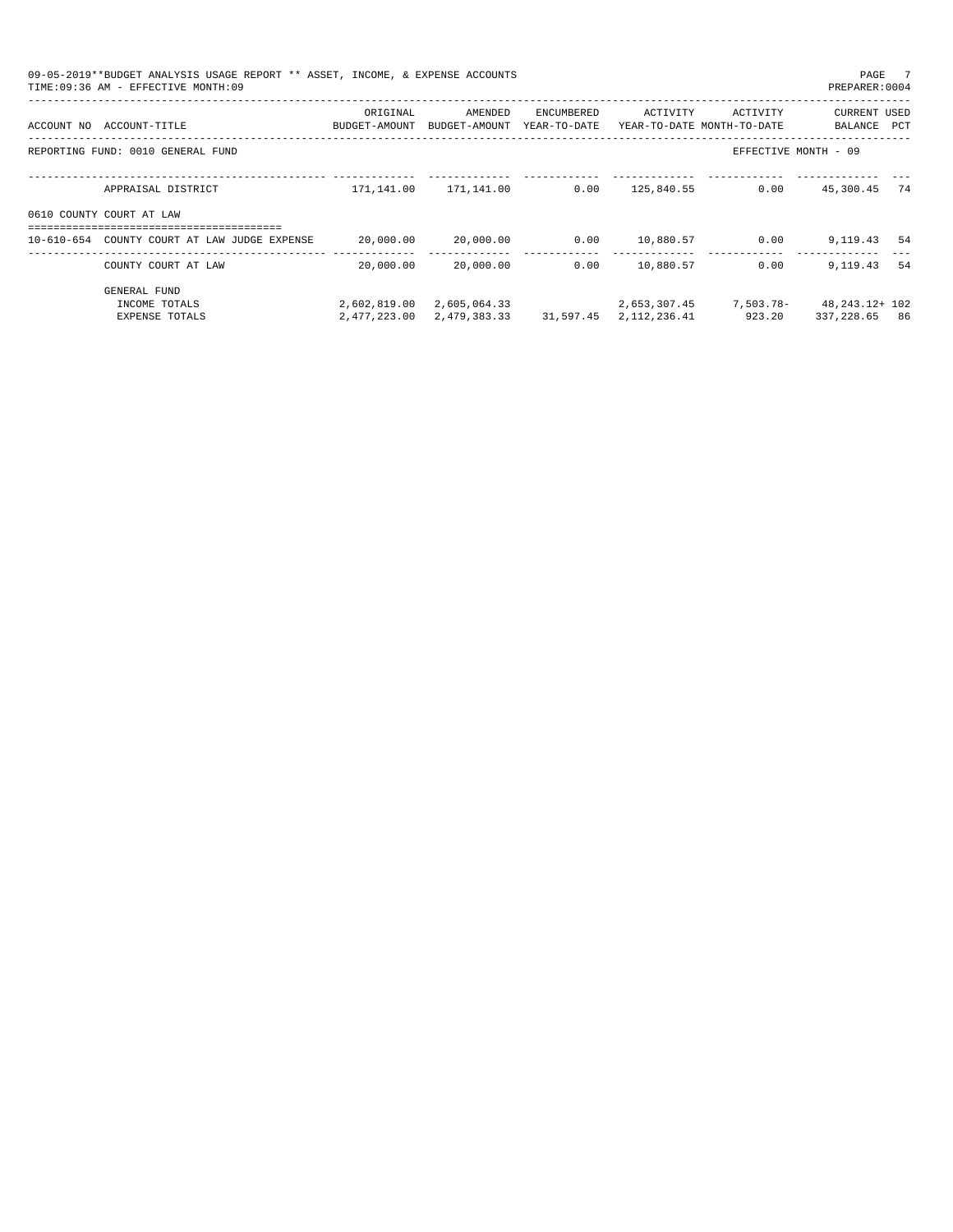09-05-2019**BUDGET ANALYSIS USAGE REPORT ** ASSET, INCOME, & EXPENSE ACCOUNTS
TIME:09:36 AM - EFFECTIVE MONTH:09

PREPARER:0004

| ACCOUNT NO | ACCOUNT-TITLE | ORIGINAL BUDGET-AMOUNT | AMENDED BUDGET-AMOUNT | ENCUMBERED YEAR-TO-DATE | ACTIVITY YEAR-TO-DATE | ACTIVITY MONTH-TO-DATE | CURRENT BALANCE | USED PCT |
|---|---|---|---|---|---|---|---|---|
| REPORTING FUND: 0010 GENERAL FUND | | | | | | EFFECTIVE MONTH - 09 | | |
| | APPRAISAL DISTRICT | 171,141.00 | 171,141.00 | 0.00 | 125,840.55 | 0.00 | 45,300.45 | 74 |
| 0610 COUNTY COURT AT LAW | | | | | | | | |
| 10-610-654 | COUNTY COURT AT LAW JUDGE EXPENSE | 20,000.00 | 20,000.00 | 0.00 | 10,880.57 | 0.00 | 9,119.43 | 54 |
| | COUNTY COURT AT LAW | 20,000.00 | 20,000.00 | 0.00 | 10,880.57 | 0.00 | 9,119.43 | 54 |
| | GENERAL FUND | | | | | | | |
| | INCOME TOTALS | 2,602,819.00 | 2,605,064.33 | | 2,653,307.45 | 7,503.78- | 48,243.12+ | 102 |
| | EXPENSE TOTALS | 2,477,223.00 | 2,479,383.33 | 31,597.45 | 2,112,236.41 | 923.20 | 337,228.65 | 86 |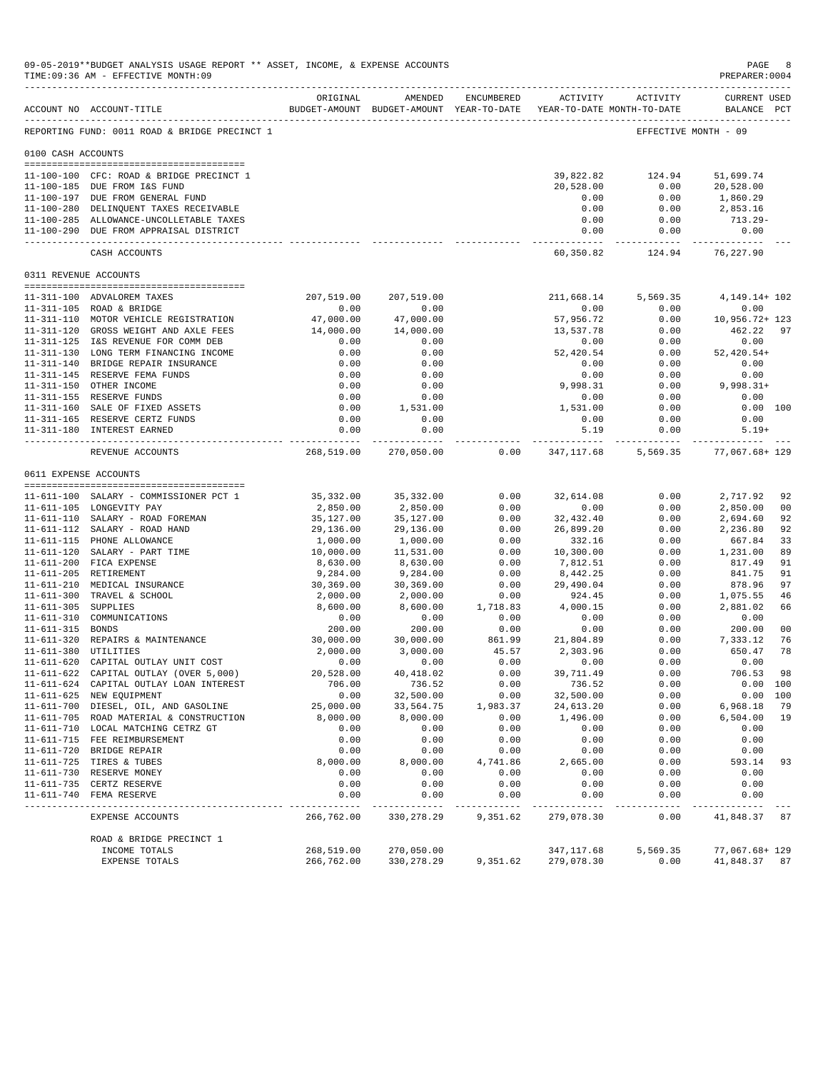09-05-2019**BUDGET ANALYSIS USAGE REPORT ** ASSET, INCOME, & EXPENSE ACCOUNTS
TIME:09:36 AM - EFFECTIVE MONTH:09

PREPARER:0004

REPORTING FUND: 0011 ROAD & BRIDGE PRECINCT 1 — EFFECTIVE MONTH - 09

| ACCOUNT NO | ACCOUNT-TITLE | ORIGINAL BUDGET-AMOUNT | AMENDED BUDGET-AMOUNT | ENCUMBERED YEAR-TO-DATE | ACTIVITY YEAR-TO-DATE | ACTIVITY MONTH-TO-DATE | CURRENT USED BALANCE | PCT |
|---|---|---|---|---|---|---|---|---|
| **0100 CASH ACCOUNTS** | | | | | | | | |
| 11-100-100 | CFC: ROAD & BRIDGE PRECINCT 1 | | | | 39,822.82 | 124.94 | 51,699.74 | |
| 11-100-185 | DUE FROM I&S FUND | | | | 20,528.00 | 0.00 | 20,528.00 | |
| 11-100-197 | DUE FROM GENERAL FUND | | | | 0.00 | 0.00 | 1,860.29 | |
| 11-100-280 | DELINQUENT TAXES RECEIVABLE | | | | 0.00 | 0.00 | 2,853.16 | |
| 11-100-285 | ALLOWANCE-UNCOLLETABLE TAXES | | | | 0.00 | 0.00 | 713.29- | |
| 11-100-290 | DUE FROM APPRAISAL DISTRICT | | | | 0.00 | 0.00 | 0.00 | |
| | CASH ACCOUNTS | | | | 60,350.82 | 124.94 | 76,227.90 | |
| **0311 REVENUE ACCOUNTS** | | | | | | | | |
| 11-311-100 | ADVALOREM TAXES | 207,519.00 | 207,519.00 | | 211,668.14 | 5,569.35 | 4,149.14+ | 102 |
| 11-311-105 | ROAD & BRIDGE | 0.00 | 0.00 | | 0.00 | 0.00 | 0.00 | |
| 11-311-110 | MOTOR VEHICLE REGISTRATION | 47,000.00 | 47,000.00 | | 57,956.72 | 0.00 | 10,956.72+ | 123 |
| 11-311-120 | GROSS WEIGHT AND AXLE FEES | 14,000.00 | 14,000.00 | | 13,537.78 | 0.00 | 462.22 | 97 |
| 11-311-125 | I&S REVENUE FOR COMM DEB | 0.00 | 0.00 | | 0.00 | 0.00 | 0.00 | |
| 11-311-130 | LONG TERM FINANCING INCOME | 0.00 | 0.00 | | 52,420.54 | 0.00 | 52,420.54+ | |
| 11-311-140 | BRIDGE REPAIR INSURANCE | 0.00 | 0.00 | | 0.00 | 0.00 | 0.00 | |
| 11-311-145 | RESERVE FEMA FUNDS | 0.00 | 0.00 | | 0.00 | 0.00 | 0.00 | |
| 11-311-150 | OTHER INCOME | 0.00 | 0.00 | | 9,998.31 | 0.00 | 9,998.31+ | |
| 11-311-155 | RESERVE FUNDS | 0.00 | 0.00 | | 0.00 | 0.00 | 0.00 | |
| 11-311-160 | SALE OF FIXED ASSETS | 0.00 | 1,531.00 | | 1,531.00 | 0.00 | 0.00 | 100 |
| 11-311-165 | RESERVE CERTZ FUNDS | 0.00 | 0.00 | | 0.00 | 0.00 | 0.00 | |
| 11-311-180 | INTEREST EARNED | 0.00 | 0.00 | | 5.19 | 0.00 | 5.19+ | |
| | REVENUE ACCOUNTS | 268,519.00 | 270,050.00 | 0.00 | 347,117.68 | 5,569.35 | 77,067.68+ | 129 |
| **0611 EXPENSE ACCOUNTS** | | | | | | | | |
| 11-611-100 | SALARY - COMMISSIONER PCT 1 | 35,332.00 | 35,332.00 | 0.00 | 32,614.08 | 0.00 | 2,717.92 | 92 |
| 11-611-105 | LONGEVITY PAY | 2,850.00 | 2,850.00 | 0.00 | 0.00 | 0.00 | 2,850.00 | 00 |
| 11-611-110 | SALARY - ROAD FOREMAN | 35,127.00 | 35,127.00 | 0.00 | 32,432.40 | 0.00 | 2,694.60 | 92 |
| 11-611-112 | SALARY - ROAD HAND | 29,136.00 | 29,136.00 | 0.00 | 26,899.20 | 0.00 | 2,236.80 | 92 |
| 11-611-115 | PHONE ALLOWANCE | 1,000.00 | 1,000.00 | 0.00 | 332.16 | 0.00 | 667.84 | 33 |
| 11-611-120 | SALARY - PART TIME | 10,000.00 | 11,531.00 | 0.00 | 10,300.00 | 0.00 | 1,231.00 | 89 |
| 11-611-200 | FICA EXPENSE | 8,630.00 | 8,630.00 | 0.00 | 7,812.51 | 0.00 | 817.49 | 91 |
| 11-611-205 | RETIREMENT | 9,284.00 | 9,284.00 | 0.00 | 8,442.25 | 0.00 | 841.75 | 91 |
| 11-611-210 | MEDICAL INSURANCE | 30,369.00 | 30,369.00 | 0.00 | 29,490.04 | 0.00 | 878.96 | 97 |
| 11-611-300 | TRAVEL & SCHOOL | 2,000.00 | 2,000.00 | 0.00 | 924.45 | 0.00 | 1,075.55 | 46 |
| 11-611-305 | SUPPLIES | 8,600.00 | 8,600.00 | 1,718.83 | 4,000.15 | 0.00 | 2,881.02 | 66 |
| 11-611-310 | COMMUNICATIONS | 0.00 | 0.00 | 0.00 | 0.00 | 0.00 | 0.00 | |
| 11-611-315 | BONDS | 200.00 | 200.00 | 0.00 | 0.00 | 0.00 | 200.00 | 00 |
| 11-611-320 | REPAIRS & MAINTENANCE | 30,000.00 | 30,000.00 | 861.99 | 21,804.89 | 0.00 | 7,333.12 | 76 |
| 11-611-380 | UTILITIES | 2,000.00 | 3,000.00 | 45.57 | 2,303.96 | 0.00 | 650.47 | 78 |
| 11-611-620 | CAPITAL OUTLAY UNIT COST | 0.00 | 0.00 | 0.00 | 0.00 | 0.00 | 0.00 | |
| 11-611-622 | CAPITAL OUTLAY (OVER 5,000) | 20,528.00 | 40,418.02 | 0.00 | 39,711.49 | 0.00 | 706.53 | 98 |
| 11-611-624 | CAPITAL OUTLAY LOAN INTEREST | 706.00 | 736.52 | 0.00 | 736.52 | 0.00 | 0.00 | 100 |
| 11-611-625 | NEW EQUIPMENT | 0.00 | 32,500.00 | 0.00 | 32,500.00 | 0.00 | 0.00 | 100 |
| 11-611-700 | DIESEL, OIL, AND GASOLINE | 25,000.00 | 33,564.75 | 1,983.37 | 24,613.20 | 0.00 | 6,968.18 | 79 |
| 11-611-705 | ROAD MATERIAL & CONSTRUCTION | 8,000.00 | 8,000.00 | 0.00 | 1,496.00 | 0.00 | 6,504.00 | 19 |
| 11-611-710 | LOCAL MATCHING CETRZ GT | 0.00 | 0.00 | 0.00 | 0.00 | 0.00 | 0.00 | |
| 11-611-715 | FEE REIMBURSEMENT | 0.00 | 0.00 | 0.00 | 0.00 | 0.00 | 0.00 | |
| 11-611-720 | BRIDGE REPAIR | 0.00 | 0.00 | 0.00 | 0.00 | 0.00 | 0.00 | |
| 11-611-725 | TIRES & TUBES | 8,000.00 | 8,000.00 | 4,741.86 | 2,665.00 | 0.00 | 593.14 | 93 |
| 11-611-730 | RESERVE MONEY | 0.00 | 0.00 | 0.00 | 0.00 | 0.00 | 0.00 | |
| 11-611-735 | CERTZ RESERVE | 0.00 | 0.00 | 0.00 | 0.00 | 0.00 | 0.00 | |
| 11-611-740 | FEMA RESERVE | 0.00 | 0.00 | 0.00 | 0.00 | 0.00 | 0.00 | |
| | EXPENSE ACCOUNTS | 266,762.00 | 330,278.29 | 9,351.62 | 279,078.30 | 0.00 | 41,848.37 | 87 |
| | ROAD & BRIDGE PRECINCT 1 | | | | | | | |
| | INCOME TOTALS | 268,519.00 | 270,050.00 | | 347,117.68 | 5,569.35 | 77,067.68+ | 129 |
| | EXPENSE TOTALS | 266,762.00 | 330,278.29 | 9,351.62 | 279,078.30 | 0.00 | 41,848.37 | 87 |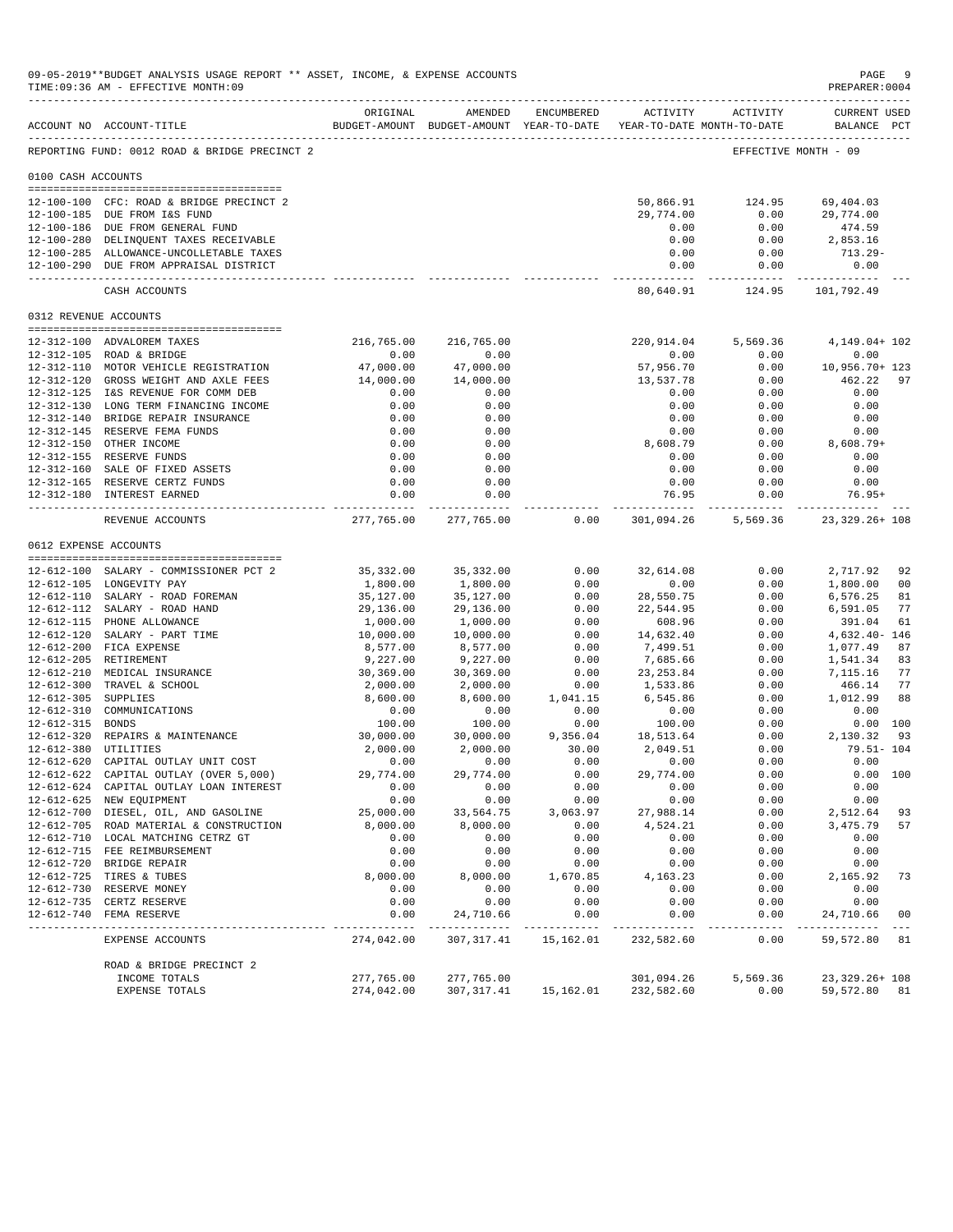09-05-2019**BUDGET ANALYSIS USAGE REPORT ** ASSET, INCOME, & EXPENSE ACCOUNTS

TIME:09:36 AM - EFFECTIVE MONTH:09

PREPARER:0004

| ACCOUNT NO | ACCOUNT-TITLE | ORIGINAL BUDGET-AMOUNT | AMENDED BUDGET-AMOUNT | ENCUMBERED YEAR-TO-DATE | ACTIVITY YEAR-TO-DATE | ACTIVITY MONTH-TO-DATE | CURRENT USED BALANCE | PCT |
|---|---|---|---|---|---|---|---|---|
| REPORTING FUND: 0012 ROAD & BRIDGE PRECINCT 2 | | | | | | EFFECTIVE MONTH - 09 | | |
| 0100 CASH ACCOUNTS | | | | | | | | |
| 12-100-100 | CFC: ROAD & BRIDGE PRECINCT 2 | | | | 50,866.91 | 124.95 | 69,404.03 | |
| 12-100-185 | DUE FROM I&S FUND | | | | 29,774.00 | 0.00 | 29,774.00 | |
| 12-100-186 | DUE FROM GENERAL FUND | | | | 0.00 | 0.00 | 474.59 | |
| 12-100-280 | DELINQUENT TAXES RECEIVABLE | | | | 0.00 | 0.00 | 2,853.16 | |
| 12-100-285 | ALLOWANCE-UNCOLLETABLE TAXES | | | | 0.00 | 0.00 | 713.29- | |
| 12-100-290 | DUE FROM APPRAISAL DISTRICT | | | | 0.00 | 0.00 | 0.00 | |
| | CASH ACCOUNTS | | | | 80,640.91 | 124.95 | 101,792.49 | |
| 0312 REVENUE ACCOUNTS | | | | | | | | |
| 12-312-100 | ADVALOREM TAXES | 216,765.00 | 216,765.00 | | 220,914.04 | 5,569.36 | 4,149.04+ | 102 |
| 12-312-105 | ROAD & BRIDGE | 0.00 | 0.00 | | 0.00 | 0.00 | 0.00 | |
| 12-312-110 | MOTOR VEHICLE REGISTRATION | 47,000.00 | 47,000.00 | | 57,956.70 | 0.00 | 10,956.70+ | 123 |
| 12-312-120 | GROSS WEIGHT AND AXLE FEES | 14,000.00 | 14,000.00 | | 13,537.78 | 0.00 | 462.22 | 97 |
| 12-312-125 | I&S REVENUE FOR COMM DEB | 0.00 | 0.00 | | 0.00 | 0.00 | 0.00 | |
| 12-312-130 | LONG TERM FINANCING INCOME | 0.00 | 0.00 | | 0.00 | 0.00 | 0.00 | |
| 12-312-140 | BRIDGE REPAIR INSURANCE | 0.00 | 0.00 | | 0.00 | 0.00 | 0.00 | |
| 12-312-145 | RESERVE FEMA FUNDS | 0.00 | 0.00 | | 0.00 | 0.00 | 0.00 | |
| 12-312-150 | OTHER INCOME | 0.00 | 0.00 | | 8,608.79 | 0.00 | 8,608.79+ | |
| 12-312-155 | RESERVE FUNDS | 0.00 | 0.00 | | 0.00 | 0.00 | 0.00 | |
| 12-312-160 | SALE OF FIXED ASSETS | 0.00 | 0.00 | | 0.00 | 0.00 | 0.00 | |
| 12-312-165 | RESERVE CERTZ FUNDS | 0.00 | 0.00 | | 0.00 | 0.00 | 0.00 | |
| 12-312-180 | INTEREST EARNED | 0.00 | 0.00 | | 76.95 | 0.00 | 76.95+ | |
| | REVENUE ACCOUNTS | 277,765.00 | 277,765.00 | 0.00 | 301,094.26 | 5,569.36 | 23,329.26+ | 108 |
| 0612 EXPENSE ACCOUNTS | | | | | | | | |
| 12-612-100 | SALARY - COMMISSIONER PCT 2 | 35,332.00 | 35,332.00 | 0.00 | 32,614.08 | 0.00 | 2,717.92 | 92 |
| 12-612-105 | LONGEVITY PAY | 1,800.00 | 1,800.00 | 0.00 | 0.00 | 0.00 | 1,800.00 | 00 |
| 12-612-110 | SALARY - ROAD FOREMAN | 35,127.00 | 35,127.00 | 0.00 | 28,550.75 | 0.00 | 6,576.25 | 81 |
| 12-612-112 | SALARY - ROAD HAND | 29,136.00 | 29,136.00 | 0.00 | 22,544.95 | 0.00 | 6,591.05 | 77 |
| 12-612-115 | PHONE ALLOWANCE | 1,000.00 | 1,000.00 | 0.00 | 608.96 | 0.00 | 391.04 | 61 |
| 12-612-120 | SALARY - PART TIME | 10,000.00 | 10,000.00 | 0.00 | 14,632.40 | 0.00 | 4,632.40- | 146 |
| 12-612-200 | FICA EXPENSE | 8,577.00 | 8,577.00 | 0.00 | 7,499.51 | 0.00 | 1,077.49 | 87 |
| 12-612-205 | RETIREMENT | 9,227.00 | 9,227.00 | 0.00 | 7,685.66 | 0.00 | 1,541.34 | 83 |
| 12-612-210 | MEDICAL INSURANCE | 30,369.00 | 30,369.00 | 0.00 | 23,253.84 | 0.00 | 7,115.16 | 77 |
| 12-612-300 | TRAVEL & SCHOOL | 2,000.00 | 2,000.00 | 0.00 | 1,533.86 | 0.00 | 466.14 | 77 |
| 12-612-305 | SUPPLIES | 8,600.00 | 8,600.00 | 1,041.15 | 6,545.86 | 0.00 | 1,012.99 | 88 |
| 12-612-310 | COMMUNICATIONS | 0.00 | 0.00 | 0.00 | 0.00 | 0.00 | 0.00 | |
| 12-612-315 | BONDS | 100.00 | 100.00 | 0.00 | 100.00 | 0.00 | 0.00 | 100 |
| 12-612-320 | REPAIRS & MAINTENANCE | 30,000.00 | 30,000.00 | 9,356.04 | 18,513.64 | 0.00 | 2,130.32 | 93 |
| 12-612-380 | UTILITIES | 2,000.00 | 2,000.00 | 30.00 | 2,049.51 | 0.00 | 79.51- | 104 |
| 12-612-620 | CAPITAL OUTLAY UNIT COST | 0.00 | 0.00 | 0.00 | 0.00 | 0.00 | 0.00 | |
| 12-612-622 | CAPITAL OUTLAY (OVER 5,000) | 29,774.00 | 29,774.00 | 0.00 | 29,774.00 | 0.00 | 0.00 | 100 |
| 12-612-624 | CAPITAL OUTLAY LOAN INTEREST | 0.00 | 0.00 | 0.00 | 0.00 | 0.00 | 0.00 | |
| 12-612-625 | NEW EQUIPMENT | 0.00 | 0.00 | 0.00 | 0.00 | 0.00 | 0.00 | |
| 12-612-700 | DIESEL, OIL, AND GASOLINE | 25,000.00 | 33,564.75 | 3,063.97 | 27,988.14 | 0.00 | 2,512.64 | 93 |
| 12-612-705 | ROAD MATERIAL & CONSTRUCTION | 8,000.00 | 8,000.00 | 0.00 | 4,524.21 | 0.00 | 3,475.79 | 57 |
| 12-612-710 | LOCAL MATCHING CETRZ GT | 0.00 | 0.00 | 0.00 | 0.00 | 0.00 | 0.00 | |
| 12-612-715 | FEE REIMBURSEMENT | 0.00 | 0.00 | 0.00 | 0.00 | 0.00 | 0.00 | |
| 12-612-720 | BRIDGE REPAIR | 0.00 | 0.00 | 0.00 | 0.00 | 0.00 | 0.00 | |
| 12-612-725 | TIRES & TUBES | 8,000.00 | 8,000.00 | 1,670.85 | 4,163.23 | 0.00 | 2,165.92 | 73 |
| 12-612-730 | RESERVE MONEY | 0.00 | 0.00 | 0.00 | 0.00 | 0.00 | 0.00 | |
| 12-612-735 | CERTZ RESERVE | 0.00 | 0.00 | 0.00 | 0.00 | 0.00 | 0.00 | |
| 12-612-740 | FEMA RESERVE | 0.00 | 24,710.66 | 0.00 | 0.00 | 0.00 | 24,710.66 | 00 |
| | EXPENSE ACCOUNTS | 274,042.00 | 307,317.41 | 15,162.01 | 232,582.60 | 0.00 | 59,572.80 | 81 |
| | ROAD & BRIDGE PRECINCT 2 | | | | | | | |
| | INCOME TOTALS | 277,765.00 | 277,765.00 | | 301,094.26 | 5,569.36 | 23,329.26+ | 108 |
| | EXPENSE TOTALS | 274,042.00 | 307,317.41 | 15,162.01 | 232,582.60 | 0.00 | 59,572.80 | 81 |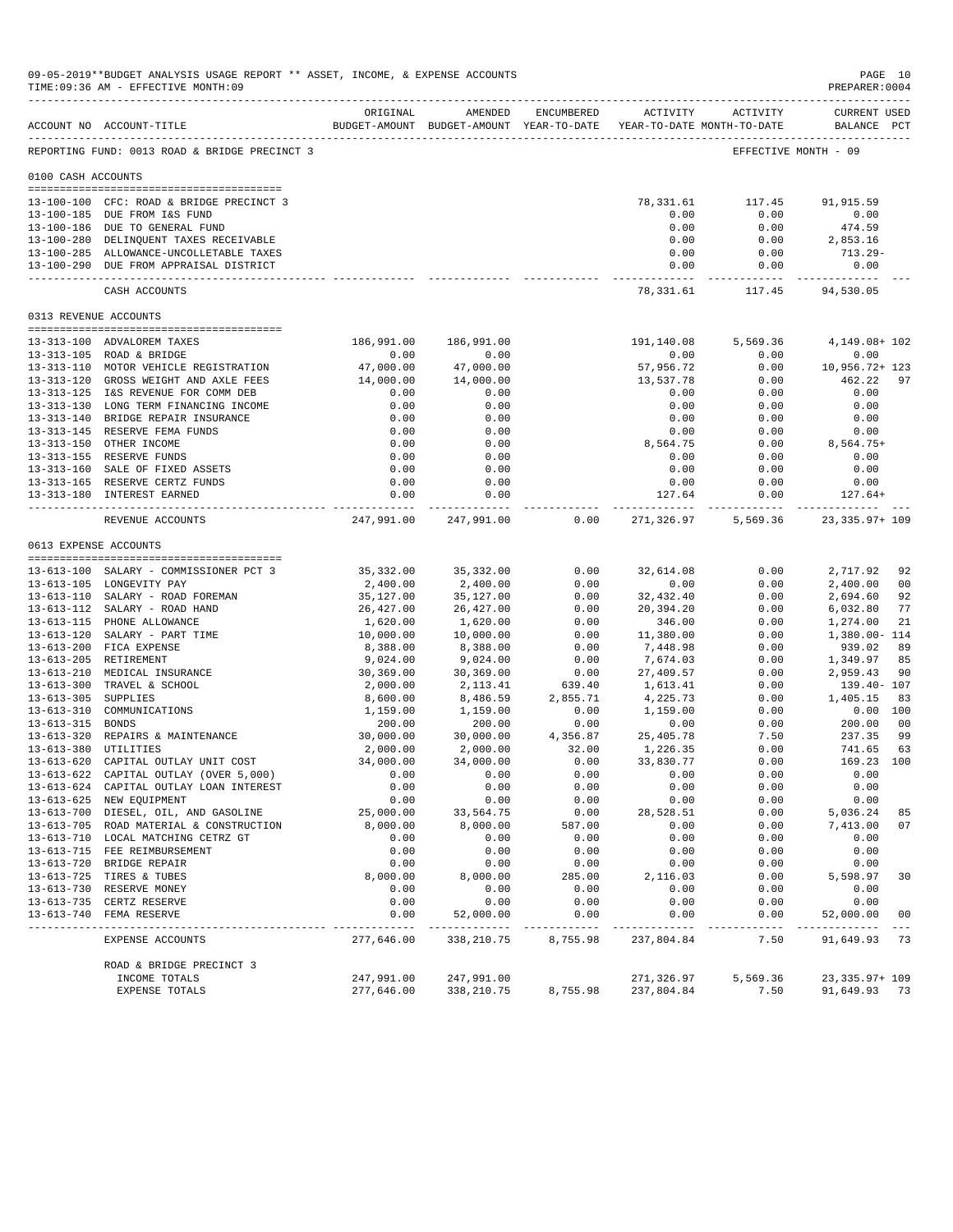09-05-2019**BUDGET ANALYSIS USAGE REPORT ** ASSET, INCOME, & EXPENSE ACCOUNTS
TIME:09:36 AM - EFFECTIVE MONTH:09

PREPARER:0004

| ACCOUNT NO | ACCOUNT-TITLE | ORIGINAL BUDGET-AMOUNT | AMENDED BUDGET-AMOUNT | ENCUMBERED YEAR-TO-DATE | ACTIVITY YEAR-TO-DATE | ACTIVITY MONTH-TO-DATE | CURRENT USED BALANCE | PCT |
|---|---|---|---|---|---|---|---|---|
| REPORTING FUND: 0013 ROAD & BRIDGE PRECINCT 3 | | | | | | | EFFECTIVE MONTH - 09 | |
| 0100 CASH ACCOUNTS | | | | | | | | |
| 13-100-100 | CFC: ROAD & BRIDGE PRECINCT 3 | | | | 78,331.61 | 117.45 | 91,915.59 | |
| 13-100-185 | DUE FROM I&S FUND | | | | 0.00 | 0.00 | 0.00 | |
| 13-100-186 | DUE TO GENERAL FUND | | | | 0.00 | 0.00 | 474.59 | |
| 13-100-280 | DELINQUENT TAXES RECEIVABLE | | | | 0.00 | 0.00 | 2,853.16 | |
| 13-100-285 | ALLOWANCE-UNCOLLETABLE TAXES | | | | 0.00 | 0.00 | 713.29- | |
| 13-100-290 | DUE FROM APPRAISAL DISTRICT | | | | 0.00 | 0.00 | 0.00 | |
| | CASH ACCOUNTS | | | | 78,331.61 | 117.45 | 94,530.05 | |
| 0313 REVENUE ACCOUNTS | | | | | | | | |
| 13-313-100 | ADVALOREM TAXES | 186,991.00 | 186,991.00 | | 191,140.08 | 5,569.36 | 4,149.08+ | 102 |
| 13-313-105 | ROAD & BRIDGE | 0.00 | 0.00 | | 0.00 | 0.00 | 0.00 | |
| 13-313-110 | MOTOR VEHICLE REGISTRATION | 47,000.00 | 47,000.00 | | 57,956.72 | 0.00 | 10,956.72+ | 123 |
| 13-313-120 | GROSS WEIGHT AND AXLE FEES | 14,000.00 | 14,000.00 | | 13,537.78 | 0.00 | 462.22 | 97 |
| 13-313-125 | I&S REVENUE FOR COMM DEB | 0.00 | 0.00 | | 0.00 | 0.00 | 0.00 | |
| 13-313-130 | LONG TERM FINANCING INCOME | 0.00 | 0.00 | | 0.00 | 0.00 | 0.00 | |
| 13-313-140 | BRIDGE REPAIR INSURANCE | 0.00 | 0.00 | | 0.00 | 0.00 | 0.00 | |
| 13-313-145 | RESERVE FEMA FUNDS | 0.00 | 0.00 | | 0.00 | 0.00 | 0.00 | |
| 13-313-150 | OTHER INCOME | 0.00 | 0.00 | | 8,564.75 | 0.00 | 8,564.75+ | |
| 13-313-155 | RESERVE FUNDS | 0.00 | 0.00 | | 0.00 | 0.00 | 0.00 | |
| 13-313-160 | SALE OF FIXED ASSETS | 0.00 | 0.00 | | 0.00 | 0.00 | 0.00 | |
| 13-313-165 | RESERVE CERTZ FUNDS | 0.00 | 0.00 | | 0.00 | 0.00 | 0.00 | |
| 13-313-180 | INTEREST EARNED | 0.00 | 0.00 | | 127.64 | 0.00 | 127.64+ | |
| | REVENUE ACCOUNTS | 247,991.00 | 247,991.00 | 0.00 | 271,326.97 | 5,569.36 | 23,335.97+ | 109 |
| 0613 EXPENSE ACCOUNTS | | | | | | | | |
| 13-613-100 | SALARY - COMMISSIONER PCT 3 | 35,332.00 | 35,332.00 | 0.00 | 32,614.08 | 0.00 | 2,717.92 | 92 |
| 13-613-105 | LONGEVITY PAY | 2,400.00 | 2,400.00 | 0.00 | 0.00 | 0.00 | 2,400.00 | 00 |
| 13-613-110 | SALARY - ROAD FOREMAN | 35,127.00 | 35,127.00 | 0.00 | 32,432.40 | 0.00 | 2,694.60 | 92 |
| 13-613-112 | SALARY - ROAD HAND | 26,427.00 | 26,427.00 | 0.00 | 20,394.20 | 0.00 | 6,032.80 | 77 |
| 13-613-115 | PHONE ALLOWANCE | 1,620.00 | 1,620.00 | 0.00 | 346.00 | 0.00 | 1,274.00 | 21 |
| 13-613-120 | SALARY - PART TIME | 10,000.00 | 10,000.00 | 0.00 | 11,380.00 | 0.00 | 1,380.00- | 114 |
| 13-613-200 | FICA EXPENSE | 8,388.00 | 8,388.00 | 0.00 | 7,448.98 | 0.00 | 939.02 | 89 |
| 13-613-205 | RETIREMENT | 9,024.00 | 9,024.00 | 0.00 | 7,674.03 | 0.00 | 1,349.97 | 85 |
| 13-613-210 | MEDICAL INSURANCE | 30,369.00 | 30,369.00 | 0.00 | 27,409.57 | 0.00 | 2,959.43 | 90 |
| 13-613-300 | TRAVEL & SCHOOL | 2,000.00 | 2,113.41 | 639.40 | 1,613.41 | 0.00 | 139.40- | 107 |
| 13-613-305 | SUPPLIES | 8,600.00 | 8,486.59 | 2,855.71 | 4,225.73 | 0.00 | 1,405.15 | 83 |
| 13-613-310 | COMMUNICATIONS | 1,159.00 | 1,159.00 | 0.00 | 1,159.00 | 0.00 | 0.00 | 100 |
| 13-613-315 | BONDS | 200.00 | 200.00 | 0.00 | 0.00 | 0.00 | 200.00 | 00 |
| 13-613-320 | REPAIRS & MAINTENANCE | 30,000.00 | 30,000.00 | 4,356.87 | 25,405.78 | 7.50 | 237.35 | 99 |
| 13-613-380 | UTILITIES | 2,000.00 | 2,000.00 | 32.00 | 1,226.35 | 0.00 | 741.65 | 63 |
| 13-613-620 | CAPITAL OUTLAY UNIT COST | 34,000.00 | 34,000.00 | 0.00 | 33,830.77 | 0.00 | 169.23 | 100 |
| 13-613-622 | CAPITAL OUTLAY (OVER 5,000) | 0.00 | 0.00 | 0.00 | 0.00 | 0.00 | 0.00 | |
| 13-613-624 | CAPITAL OUTLAY LOAN INTEREST | 0.00 | 0.00 | 0.00 | 0.00 | 0.00 | 0.00 | |
| 13-613-625 | NEW EQUIPMENT | 0.00 | 0.00 | 0.00 | 0.00 | 0.00 | 0.00 | |
| 13-613-700 | DIESEL, OIL, AND GASOLINE | 25,000.00 | 33,564.75 | 0.00 | 28,528.51 | 0.00 | 5,036.24 | 85 |
| 13-613-705 | ROAD MATERIAL & CONSTRUCTION | 8,000.00 | 8,000.00 | 587.00 | 0.00 | 0.00 | 7,413.00 | 07 |
| 13-613-710 | LOCAL MATCHING CETRZ GT | 0.00 | 0.00 | 0.00 | 0.00 | 0.00 | 0.00 | |
| 13-613-715 | FEE REIMBURSEMENT | 0.00 | 0.00 | 0.00 | 0.00 | 0.00 | 0.00 | |
| 13-613-720 | BRIDGE REPAIR | 0.00 | 0.00 | 0.00 | 0.00 | 0.00 | 0.00 | |
| 13-613-725 | TIRES & TUBES | 8,000.00 | 8,000.00 | 285.00 | 2,116.03 | 0.00 | 5,598.97 | 30 |
| 13-613-730 | RESERVE MONEY | 0.00 | 0.00 | 0.00 | 0.00 | 0.00 | 0.00 | |
| 13-613-735 | CERTZ RESERVE | 0.00 | 0.00 | 0.00 | 0.00 | 0.00 | 0.00 | |
| 13-613-740 | FEMA RESERVE | 0.00 | 52,000.00 | 0.00 | 0.00 | 0.00 | 52,000.00 | 00 |
| | EXPENSE ACCOUNTS | 277,646.00 | 338,210.75 | 8,755.98 | 237,804.84 | 7.50 | 91,649.93 | 73 |
| | ROAD & BRIDGE PRECINCT 3 | | | | | | | |
| | INCOME TOTALS | 247,991.00 | 247,991.00 | | 271,326.97 | 5,569.36 | 23,335.97+ | 109 |
| | EXPENSE TOTALS | 277,646.00 | 338,210.75 | 8,755.98 | 237,804.84 | 7.50 | 91,649.93 | 73 |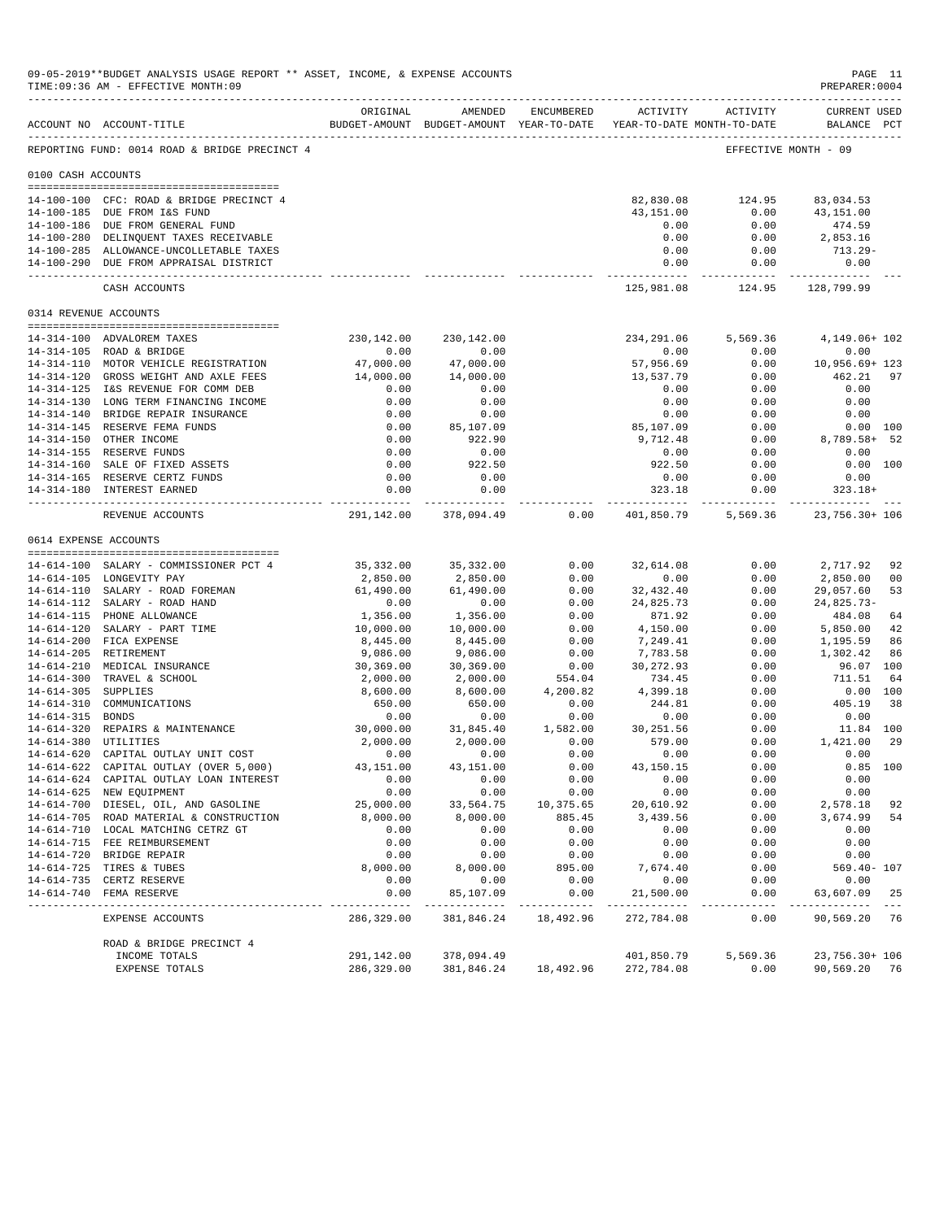09-05-2019**BUDGET ANALYSIS USAGE REPORT ** ASSET, INCOME, & EXPENSE ACCOUNTS
TIME:09:36 AM - EFFECTIVE MONTH:09

PREPARER:0004

REPORTING FUND: 0014 ROAD & BRIDGE PRECINCT 4 — EFFECTIVE MONTH - 09

| ACCOUNT NO | ACCOUNT-TITLE | ORIGINAL BUDGET-AMOUNT | AMENDED BUDGET-AMOUNT | ENCUMBERED YEAR-TO-DATE | ACTIVITY YEAR-TO-DATE | ACTIVITY MONTH-TO-DATE | CURRENT USED BALANCE | PCT |
|---|---|---|---|---|---|---|---|---|
| **0100 CASH ACCOUNTS** | | | | | | | | |
| 14-100-100 | CFC: ROAD & BRIDGE PRECINCT 4 | | | | 82,830.08 | 124.95 | 83,034.53 | |
| 14-100-185 | DUE FROM I&S FUND | | | | 43,151.00 | 0.00 | 43,151.00 | |
| 14-100-186 | DUE FROM GENERAL FUND | | | | 0.00 | 0.00 | 474.59 | |
| 14-100-280 | DELINQUENT TAXES RECEIVABLE | | | | 0.00 | 0.00 | 2,853.16 | |
| 14-100-285 | ALLOWANCE-UNCOLLETABLE TAXES | | | | 0.00 | 0.00 | 713.29- | |
| 14-100-290 | DUE FROM APPRAISAL DISTRICT | | | | 0.00 | 0.00 | 0.00 | |
| | CASH ACCOUNTS | | | | 125,981.08 | 124.95 | 128,799.99 | |
| **0314 REVENUE ACCOUNTS** | | | | | | | | |
| 14-314-100 | ADVALOREM TAXES | 230,142.00 | 230,142.00 | | 234,291.06 | 5,569.36 | 4,149.06+ | 102 |
| 14-314-105 | ROAD & BRIDGE | 0.00 | 0.00 | | 0.00 | 0.00 | 0.00 | |
| 14-314-110 | MOTOR VEHICLE REGISTRATION | 47,000.00 | 47,000.00 | | 57,956.69 | 0.00 | 10,956.69+ | 123 |
| 14-314-120 | GROSS WEIGHT AND AXLE FEES | 14,000.00 | 14,000.00 | | 13,537.79 | 0.00 | 462.21 | 97 |
| 14-314-125 | I&S REVENUE FOR COMM DEB | 0.00 | 0.00 | | 0.00 | 0.00 | 0.00 | |
| 14-314-130 | LONG TERM FINANCING INCOME | 0.00 | 0.00 | | 0.00 | 0.00 | 0.00 | |
| 14-314-140 | BRIDGE REPAIR INSURANCE | 0.00 | 0.00 | | 0.00 | 0.00 | 0.00 | |
| 14-314-145 | RESERVE FEMA FUNDS | 0.00 | 85,107.09 | | 85,107.09 | 0.00 | 0.00 | 100 |
| 14-314-150 | OTHER INCOME | 0.00 | 922.90 | | 9,712.48 | 0.00 | 8,789.58+ | 52 |
| 14-314-155 | RESERVE FUNDS | 0.00 | 0.00 | | 0.00 | 0.00 | 0.00 | |
| 14-314-160 | SALE OF FIXED ASSETS | 0.00 | 922.50 | | 922.50 | 0.00 | 0.00 | 100 |
| 14-314-165 | RESERVE CERTZ FUNDS | 0.00 | 0.00 | | 0.00 | 0.00 | 0.00 | |
| 14-314-180 | INTEREST EARNED | 0.00 | 0.00 | | 323.18 | 0.00 | 323.18+ | |
| | REVENUE ACCOUNTS | 291,142.00 | 378,094.49 | 0.00 | 401,850.79 | 5,569.36 | 23,756.30+ | 106 |
| **0614 EXPENSE ACCOUNTS** | | | | | | | | |
| 14-614-100 | SALARY - COMMISSIONER PCT 4 | 35,332.00 | 35,332.00 | 0.00 | 32,614.08 | 0.00 | 2,717.92 | 92 |
| 14-614-105 | LONGEVITY PAY | 2,850.00 | 2,850.00 | 0.00 | 0.00 | 0.00 | 2,850.00 | 00 |
| 14-614-110 | SALARY - ROAD FOREMAN | 61,490.00 | 61,490.00 | 0.00 | 32,432.40 | 0.00 | 29,057.60 | 53 |
| 14-614-112 | SALARY - ROAD HAND | 0.00 | 0.00 | 0.00 | 24,825.73 | 0.00 | 24,825.73- | |
| 14-614-115 | PHONE ALLOWANCE | 1,356.00 | 1,356.00 | 0.00 | 871.92 | 0.00 | 484.08 | 64 |
| 14-614-120 | SALARY - PART TIME | 10,000.00 | 10,000.00 | 0.00 | 4,150.00 | 0.00 | 5,850.00 | 42 |
| 14-614-200 | FICA EXPENSE | 8,445.00 | 8,445.00 | 0.00 | 7,249.41 | 0.00 | 1,195.59 | 86 |
| 14-614-205 | RETIREMENT | 9,086.00 | 9,086.00 | 0.00 | 7,783.58 | 0.00 | 1,302.42 | 86 |
| 14-614-210 | MEDICAL INSURANCE | 30,369.00 | 30,369.00 | 0.00 | 30,272.93 | 0.00 | 96.07 | 100 |
| 14-614-300 | TRAVEL & SCHOOL | 2,000.00 | 2,000.00 | 554.04 | 734.45 | 0.00 | 711.51 | 64 |
| 14-614-305 | SUPPLIES | 8,600.00 | 8,600.00 | 4,200.82 | 4,399.18 | 0.00 | 0.00 | 100 |
| 14-614-310 | COMMUNICATIONS | 650.00 | 650.00 | 0.00 | 244.81 | 0.00 | 405.19 | 38 |
| 14-614-315 | BONDS | 0.00 | 0.00 | 0.00 | 0.00 | 0.00 | 0.00 | |
| 14-614-320 | REPAIRS & MAINTENANCE | 30,000.00 | 31,845.40 | 1,582.00 | 30,251.56 | 0.00 | 11.84 | 100 |
| 14-614-380 | UTILITIES | 2,000.00 | 2,000.00 | 0.00 | 579.00 | 0.00 | 1,421.00 | 29 |
| 14-614-620 | CAPITAL OUTLAY UNIT COST | 0.00 | 0.00 | 0.00 | 0.00 | 0.00 | 0.00 | |
| 14-614-622 | CAPITAL OUTLAY (OVER 5,000) | 43,151.00 | 43,151.00 | 0.00 | 43,150.15 | 0.00 | 0.85 | 100 |
| 14-614-624 | CAPITAL OUTLAY LOAN INTEREST | 0.00 | 0.00 | 0.00 | 0.00 | 0.00 | 0.00 | |
| 14-614-625 | NEW EQUIPMENT | 0.00 | 0.00 | 0.00 | 0.00 | 0.00 | 0.00 | |
| 14-614-700 | DIESEL, OIL, AND GASOLINE | 25,000.00 | 33,564.75 | 10,375.65 | 20,610.92 | 0.00 | 2,578.18 | 92 |
| 14-614-705 | ROAD MATERIAL & CONSTRUCTION | 8,000.00 | 8,000.00 | 885.45 | 3,439.56 | 0.00 | 3,674.99 | 54 |
| 14-614-710 | LOCAL MATCHING CETRZ GT | 0.00 | 0.00 | 0.00 | 0.00 | 0.00 | 0.00 | |
| 14-614-715 | FEE REIMBURSEMENT | 0.00 | 0.00 | 0.00 | 0.00 | 0.00 | 0.00 | |
| 14-614-720 | BRIDGE REPAIR | 0.00 | 0.00 | 0.00 | 0.00 | 0.00 | 0.00 | |
| 14-614-725 | TIRES & TUBES | 8,000.00 | 8,000.00 | 895.00 | 7,674.40 | 0.00 | 569.40- | 107 |
| 14-614-735 | CERTZ RESERVE | 0.00 | 0.00 | 0.00 | 0.00 | 0.00 | 0.00 | |
| 14-614-740 | FEMA RESERVE | 0.00 | 85,107.09 | 0.00 | 21,500.00 | 0.00 | 63,607.09 | 25 |
| | EXPENSE ACCOUNTS | 286,329.00 | 381,846.24 | 18,492.96 | 272,784.08 | 0.00 | 90,569.20 | 76 |
| | ROAD & BRIDGE PRECINCT 4 | | | | | | | |
| | INCOME TOTALS | 291,142.00 | 378,094.49 | | 401,850.79 | 5,569.36 | 23,756.30+ | 106 |
| | EXPENSE TOTALS | 286,329.00 | 381,846.24 | 18,492.96 | 272,784.08 | 0.00 | 90,569.20 | 76 |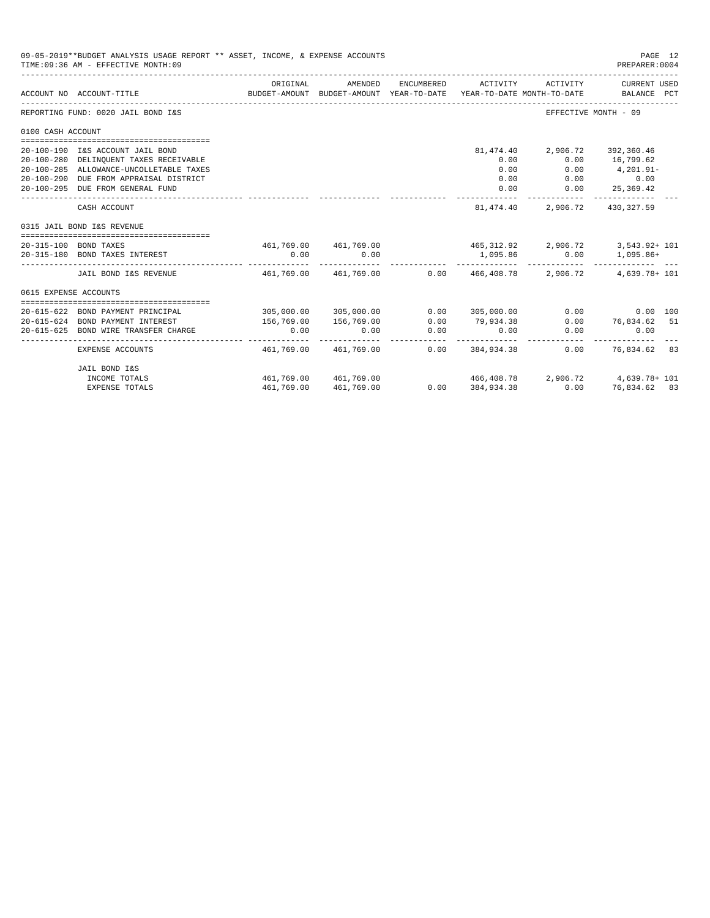09-05-2019**BUDGET ANALYSIS USAGE REPORT ** ASSET, INCOME, & EXPENSE ACCOUNTS
TIME:09:36 AM - EFFECTIVE MONTH:09

PREPARER:0004

| ACCOUNT NO | ACCOUNT-TITLE | ORIGINAL BUDGET-AMOUNT | AMENDED BUDGET-AMOUNT | ENCUMBERED YEAR-TO-DATE | ACTIVITY YEAR-TO-DATE | ACTIVITY MONTH-TO-DATE | CURRENT USED BALANCE | PCT |
|---|---|---|---|---|---|---|---|---|
| REPORTING FUND: 0020 JAIL BOND I&S | | | | | | | EFFECTIVE MONTH - 09 | |
| 0100 CASH ACCOUNT | | | | | | | | |
| 20-100-190 | I&S ACCOUNT JAIL BOND | | | | 81,474.40 | 2,906.72 | 392,360.46 | |
| 20-100-280 | DELINQUENT TAXES RECEIVABLE | | | | 0.00 | 0.00 | 16,799.62 | |
| 20-100-285 | ALLOWANCE-UNCOLLETABLE TAXES | | | | 0.00 | 0.00 | 4,201.91- | |
| 20-100-290 | DUE FROM APPRAISAL DISTRICT | | | | 0.00 | 0.00 | 0.00 | |
| 20-100-295 | DUE FROM GENERAL FUND | | | | 0.00 | 0.00 | 25,369.42 | |
| | CASH ACCOUNT | | | | 81,474.40 | 2,906.72 | 430,327.59 | |
| 0315 JAIL BOND I&S REVENUE | | | | | | | | |
| 20-315-100 | BOND TAXES | 461,769.00 | 461,769.00 | | 465,312.92 | 2,906.72 | 3,543.92+ | 101 |
| 20-315-180 | BOND TAXES INTEREST | 0.00 | 0.00 | | 1,095.86 | 0.00 | 1,095.86+ | |
| | JAIL BOND I&S REVENUE | 461,769.00 | 461,769.00 | 0.00 | 466,408.78 | 2,906.72 | 4,639.78+ | 101 |
| 0615 EXPENSE ACCOUNTS | | | | | | | | |
| 20-615-622 | BOND PAYMENT PRINCIPAL | 305,000.00 | 305,000.00 | 0.00 | 305,000.00 | 0.00 | 0.00 | 100 |
| 20-615-624 | BOND PAYMENT INTEREST | 156,769.00 | 156,769.00 | 0.00 | 79,934.38 | 0.00 | 76,834.62 | 51 |
| 20-615-625 | BOND WIRE TRANSFER CHARGE | 0.00 | 0.00 | 0.00 | 0.00 | 0.00 | 0.00 | |
| | EXPENSE ACCOUNTS | 461,769.00 | 461,769.00 | 0.00 | 384,934.38 | 0.00 | 76,834.62 | 83 |
| | JAIL BOND I&S | | | | | | | |
| | INCOME TOTALS | 461,769.00 | 461,769.00 | | 466,408.78 | 2,906.72 | 4,639.78+ | 101 |
| | EXPENSE TOTALS | 461,769.00 | 461,769.00 | 0.00 | 384,934.38 | 0.00 | 76,834.62 | 83 |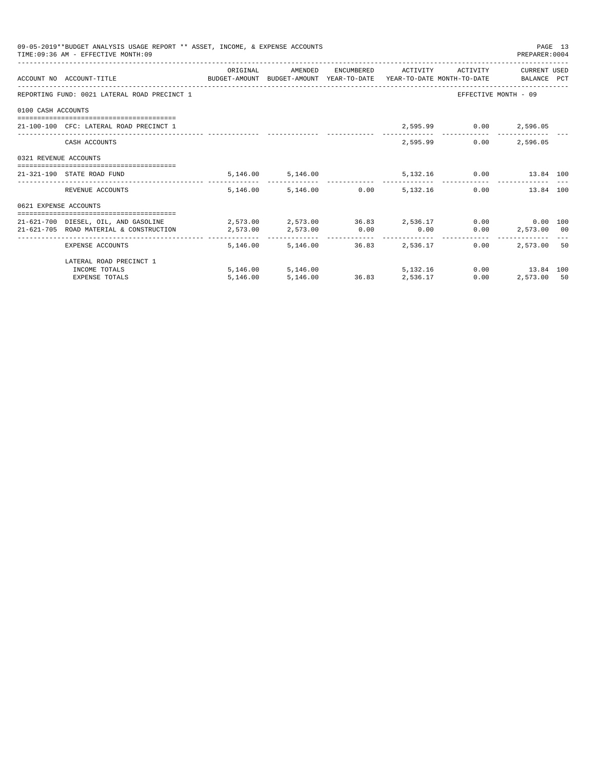09-05-2019**BUDGET ANALYSIS USAGE REPORT ** ASSET, INCOME, & EXPENSE ACCOUNTS
TIME:09:36 AM - EFFECTIVE MONTH:09

PREPARER:0004

| ACCOUNT NO ACCOUNT-TITLE | ORIGINAL BUDGET-AMOUNT | AMENDED BUDGET-AMOUNT | ENCUMBERED YEAR-TO-DATE | ACTIVITY YEAR-TO-DATE | ACTIVITY MONTH-TO-DATE | CURRENT USED BALANCE | PCT |
|---|---|---|---|---|---|---|---|
| REPORTING FUND: 0021 LATERAL ROAD PRECINCT 1 | | | | | EFFECTIVE MONTH - 09 | | |
| 0100 CASH ACCOUNTS | | | | | | | |
| 21-100-100 CFC: LATERAL ROAD PRECINCT 1 | | | | 2,595.99 | 0.00 | 2,596.05 | |
| CASH ACCOUNTS | | | | 2,595.99 | 0.00 | 2,596.05 | |
| 0321 REVENUE ACCOUNTS | | | | | | | |
| 21-321-190 STATE ROAD FUND | 5,146.00 | 5,146.00 | | 5,132.16 | 0.00 | 13.84 | 100 |
| REVENUE ACCOUNTS | 5,146.00 | 5,146.00 | 0.00 | 5,132.16 | 0.00 | 13.84 | 100 |
| 0621 EXPENSE ACCOUNTS | | | | | | | |
| 21-621-700 DIESEL, OIL, AND GASOLINE | 2,573.00 | 2,573.00 | 36.83 | 2,536.17 | 0.00 | 0.00 | 100 |
| 21-621-705 ROAD MATERIAL & CONSTRUCTION | 2,573.00 | 2,573.00 | 0.00 | 0.00 | 0.00 | 2,573.00 | 00 |
| EXPENSE ACCOUNTS | 5,146.00 | 5,146.00 | 36.83 | 2,536.17 | 0.00 | 2,573.00 | 50 |
| LATERAL ROAD PRECINCT 1 | | | | | | | |
| INCOME TOTALS | 5,146.00 | 5,146.00 | | 5,132.16 | 0.00 | 13.84 | 100 |
| EXPENSE TOTALS | 5,146.00 | 5,146.00 | 36.83 | 2,536.17 | 0.00 | 2,573.00 | 50 |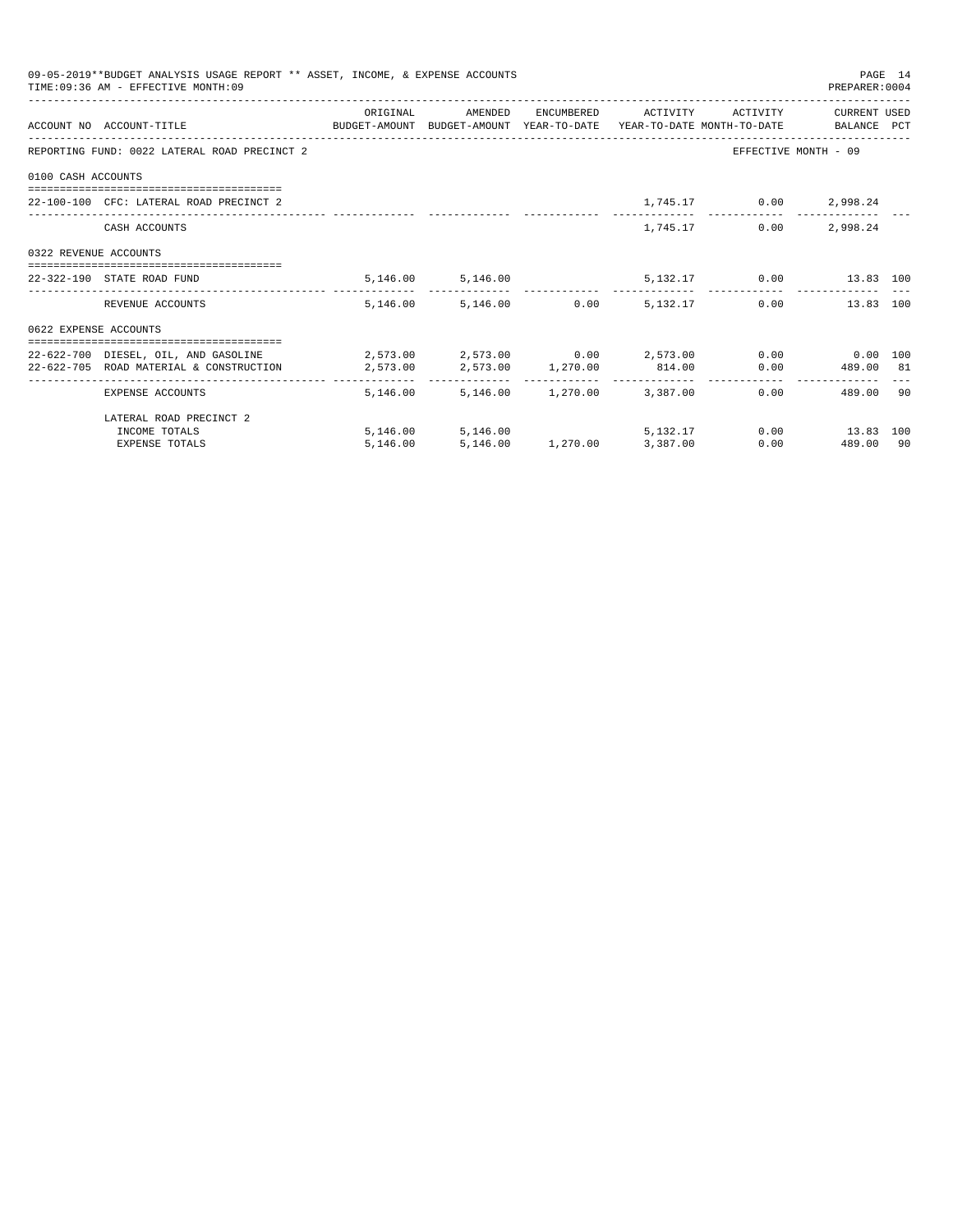09-05-2019**BUDGET ANALYSIS USAGE REPORT ** ASSET, INCOME, & EXPENSE ACCOUNTS
TIME:09:36 AM - EFFECTIVE MONTH:09
PREPARER:0004

| ACCOUNT NO | ACCOUNT-TITLE | ORIGINAL BUDGET-AMOUNT | AMENDED BUDGET-AMOUNT | ENCUMBERED YEAR-TO-DATE | ACTIVITY YEAR-TO-DATE | ACTIVITY MONTH-TO-DATE | CURRENT BALANCE | USED PCT |
|---|---|---|---|---|---|---|---|---|
| REPORTING FUND: 0022 LATERAL ROAD PRECINCT 2 | | | | | | EFFECTIVE MONTH - 09 | | |
| 0100 CASH ACCOUNTS | | | | | | | | |
| 22-100-100 | CFC: LATERAL ROAD PRECINCT 2 | | | | 1,745.17 | 0.00 | 2,998.24 | |
| | CASH ACCOUNTS | | | | 1,745.17 | 0.00 | 2,998.24 | |
| 0322 REVENUE ACCOUNTS | | | | | | | | |
| 22-322-190 | STATE ROAD FUND | 5,146.00 | 5,146.00 | | 5,132.17 | 0.00 | 13.83 | 100 |
| | REVENUE ACCOUNTS | 5,146.00 | 5,146.00 | 0.00 | 5,132.17 | 0.00 | 13.83 | 100 |
| 0622 EXPENSE ACCOUNTS | | | | | | | | |
| 22-622-700 | DIESEL, OIL, AND GASOLINE | 2,573.00 | 2,573.00 | 0.00 | 2,573.00 | 0.00 | 0.00 | 100 |
| 22-622-705 | ROAD MATERIAL & CONSTRUCTION | 2,573.00 | 2,573.00 | 1,270.00 | 814.00 | 0.00 | 489.00 | 81 |
| | EXPENSE ACCOUNTS | 5,146.00 | 5,146.00 | 1,270.00 | 3,387.00 | 0.00 | 489.00 | 90 |
| | LATERAL ROAD PRECINCT 2 | | | | | | | |
| | INCOME TOTALS | 5,146.00 | 5,146.00 | | 5,132.17 | 0.00 | 13.83 | 100 |
| | EXPENSE TOTALS | 5,146.00 | 5,146.00 | 1,270.00 | 3,387.00 | 0.00 | 489.00 | 90 |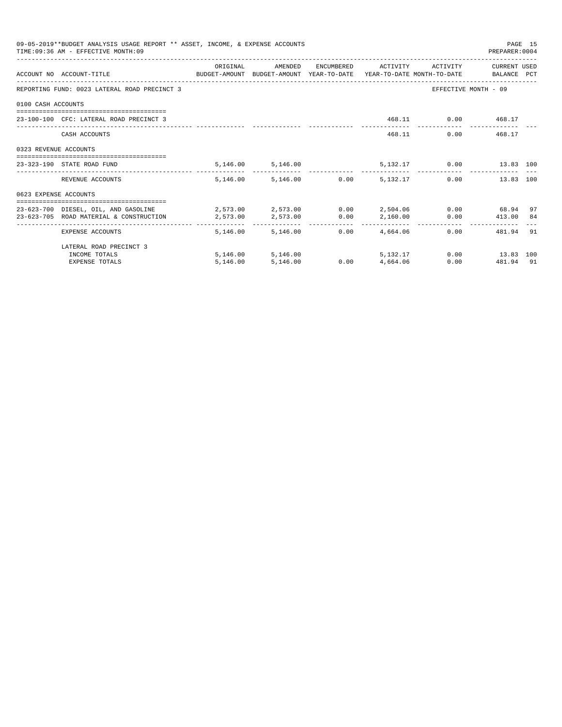09-05-2019**BUDGET ANALYSIS USAGE REPORT ** ASSET, INCOME, & EXPENSE ACCOUNTS

TIME:09:36 AM - EFFECTIVE MONTH:09

PREPARER:0004

| ACCOUNT NO | ACCOUNT-TITLE | ORIGINAL BUDGET-AMOUNT | AMENDED BUDGET-AMOUNT | ENCUMBERED YEAR-TO-DATE | ACTIVITY YEAR-TO-DATE | ACTIVITY MONTH-TO-DATE | CURRENT USED BALANCE | PCT |
|---|---|---|---|---|---|---|---|---|
| REPORTING FUND: 0023 LATERAL ROAD PRECINCT 3 | | | | | | EFFECTIVE MONTH - 09 | | |
| 0100 CASH ACCOUNTS | | | | | | | | |
| 23-100-100 | CFC: LATERAL ROAD PRECINCT 3 | | | | 468.11 | 0.00 | 468.17 | |
| | CASH ACCOUNTS | | | | 468.11 | 0.00 | 468.17 | |
| 0323 REVENUE ACCOUNTS | | | | | | | | |
| 23-323-190 | STATE ROAD FUND | 5,146.00 | 5,146.00 | | 5,132.17 | 0.00 | 13.83 | 100 |
| | REVENUE ACCOUNTS | 5,146.00 | 5,146.00 | 0.00 | 5,132.17 | 0.00 | 13.83 | 100 |
| 0623 EXPENSE ACCOUNTS | | | | | | | | |
| 23-623-700 | DIESEL, OIL, AND GASOLINE | 2,573.00 | 2,573.00 | 0.00 | 2,504.06 | 0.00 | 68.94 | 97 |
| 23-623-705 | ROAD MATERIAL & CONSTRUCTION | 2,573.00 | 2,573.00 | 0.00 | 2,160.00 | 0.00 | 413.00 | 84 |
| | EXPENSE ACCOUNTS | 5,146.00 | 5,146.00 | 0.00 | 4,664.06 | 0.00 | 481.94 | 91 |
| | LATERAL ROAD PRECINCT 3 | | | | | | | |
| | INCOME TOTALS | 5,146.00 | 5,146.00 | | 5,132.17 | 0.00 | 13.83 | 100 |
| | EXPENSE TOTALS | 5,146.00 | 5,146.00 | 0.00 | 4,664.06 | 0.00 | 481.94 | 91 |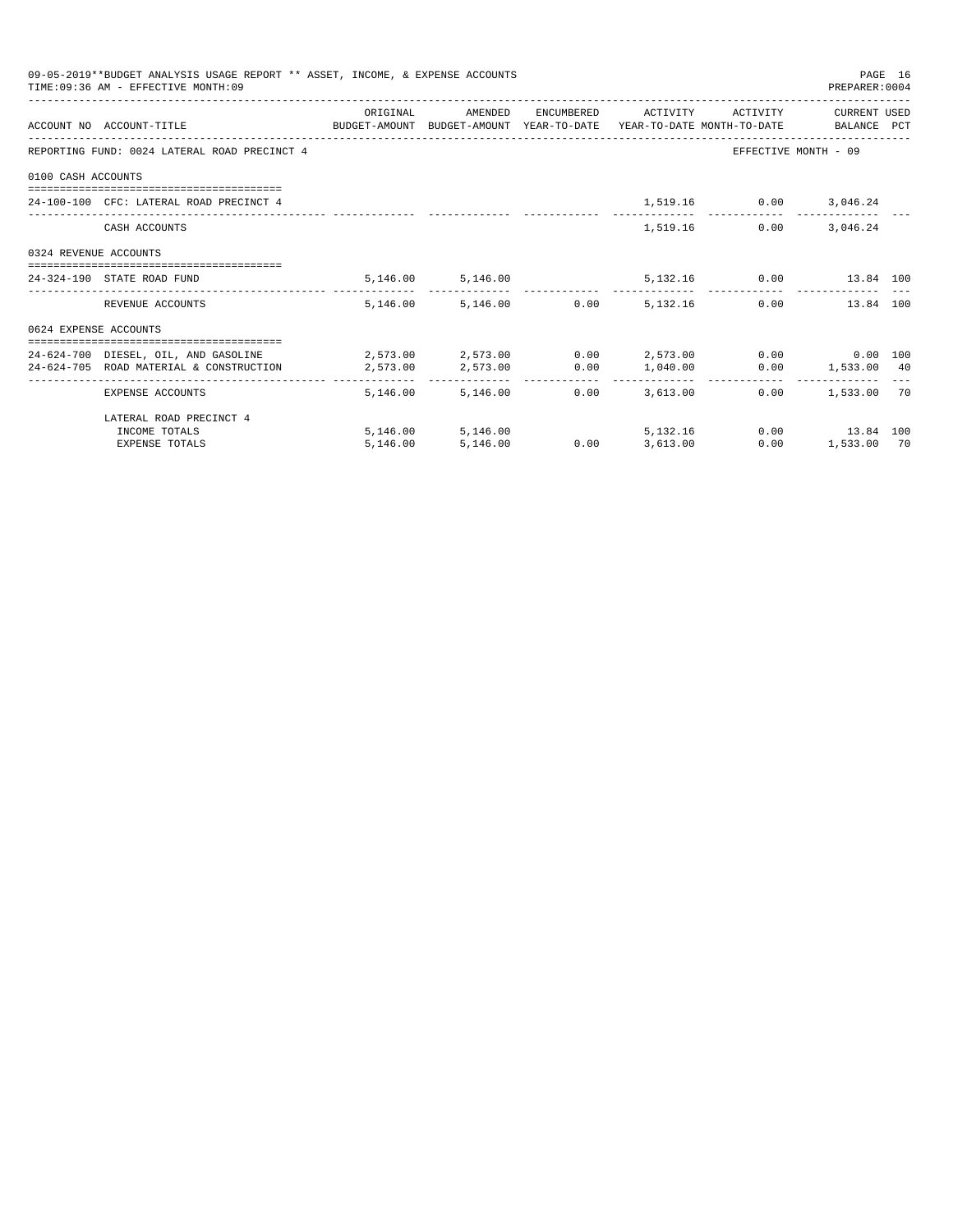09-05-2019**BUDGET ANALYSIS USAGE REPORT ** ASSET, INCOME, & EXPENSE ACCOUNTS

TIME:09:36 AM - EFFECTIVE MONTH:09

PREPARER:0004

| ACCOUNT NO | ACCOUNT-TITLE | ORIGINAL BUDGET-AMOUNT | AMENDED BUDGET-AMOUNT | ENCUMBERED YEAR-TO-DATE | ACTIVITY YEAR-TO-DATE | ACTIVITY MONTH-TO-DATE | CURRENT USED BALANCE | PCT |
|---|---|---|---|---|---|---|---|---|
| REPORTING FUND: 0024 LATERAL ROAD PRECINCT 4 | | | | | | EFFECTIVE MONTH - 09 | | |
| 0100 CASH ACCOUNTS | | | | | | | | |
| 24-100-100 | CFC: LATERAL ROAD PRECINCT 4 | | | | 1,519.16 | 0.00 | 3,046.24 | |
| | CASH ACCOUNTS | | | | 1,519.16 | 0.00 | 3,046.24 | |
| 0324 REVENUE ACCOUNTS | | | | | | | | |
| 24-324-190 | STATE ROAD FUND | 5,146.00 | 5,146.00 | | 5,132.16 | 0.00 | 13.84 | 100 |
| | REVENUE ACCOUNTS | 5,146.00 | 5,146.00 | 0.00 | 5,132.16 | 0.00 | 13.84 | 100 |
| 0624 EXPENSE ACCOUNTS | | | | | | | | |
| 24-624-700 | DIESEL, OIL, AND GASOLINE | 2,573.00 | 2,573.00 | 0.00 | 2,573.00 | 0.00 | 0.00 | 100 |
| 24-624-705 | ROAD MATERIAL & CONSTRUCTION | 2,573.00 | 2,573.00 | 0.00 | 1,040.00 | 0.00 | 1,533.00 | 40 |
| | EXPENSE ACCOUNTS | 5,146.00 | 5,146.00 | 0.00 | 3,613.00 | 0.00 | 1,533.00 | 70 |
| | LATERAL ROAD PRECINCT 4 | | | | | | | |
| | INCOME TOTALS | 5,146.00 | 5,146.00 | | 5,132.16 | 0.00 | 13.84 | 100 |
| | EXPENSE TOTALS | 5,146.00 | 5,146.00 | 0.00 | 3,613.00 | 0.00 | 1,533.00 | 70 |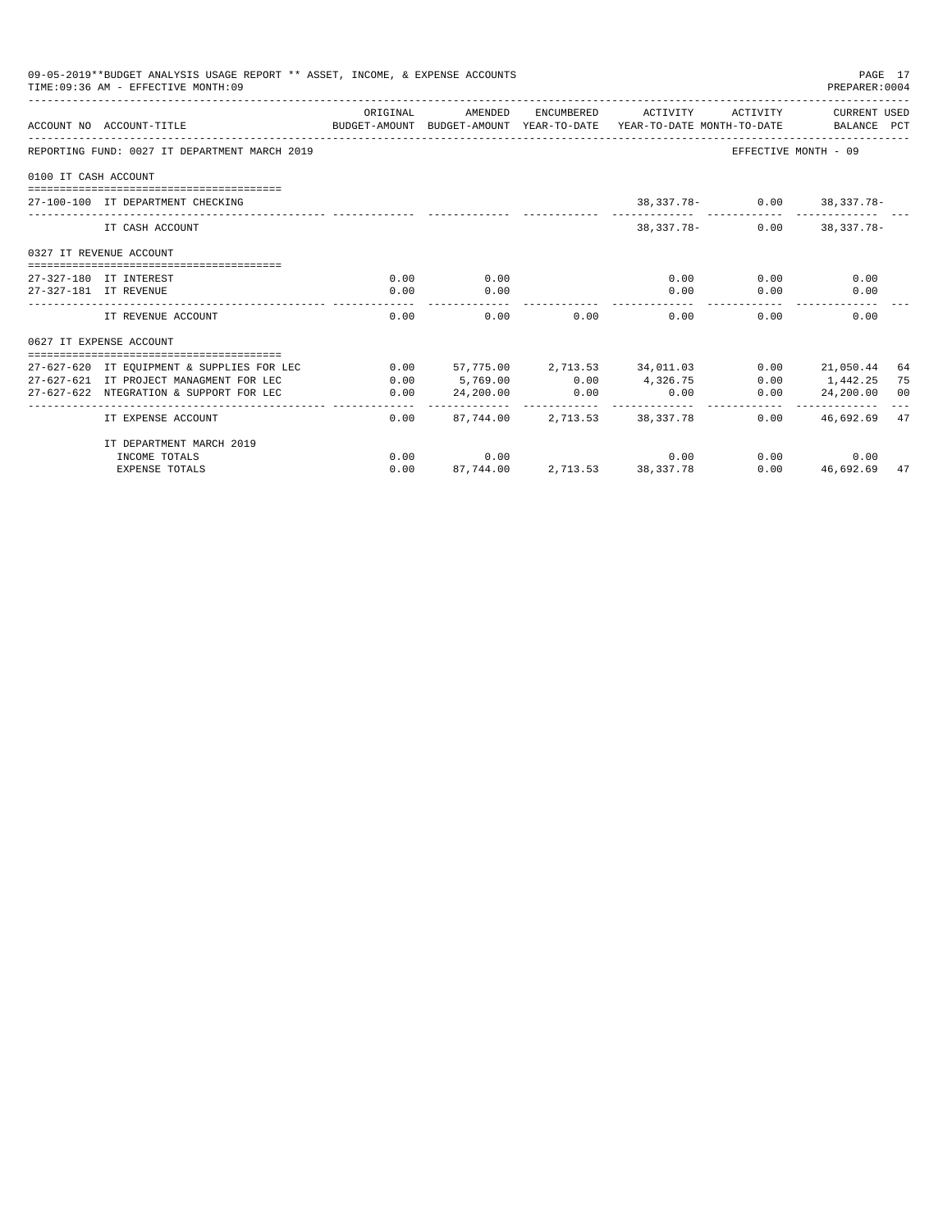09-05-2019**BUDGET ANALYSIS USAGE REPORT ** ASSET, INCOME, & EXPENSE ACCOUNTS
TIME:09:36 AM - EFFECTIVE MONTH:09

PREPARER:0004

| ACCOUNT NO | ACCOUNT-TITLE | ORIGINAL BUDGET-AMOUNT | AMENDED BUDGET-AMOUNT | ENCUMBERED YEAR-TO-DATE | ACTIVITY YEAR-TO-DATE | ACTIVITY MONTH-TO-DATE | CURRENT USED BALANCE | PCT |
|---|---|---|---|---|---|---|---|---|
| REPORTING FUND: 0027 IT DEPARTMENT MARCH 2019 | | | | | | | EFFECTIVE MONTH - 09 | |
| 0100 IT CASH ACCOUNT | | | | | | | | |
| 27-100-100 | IT DEPARTMENT CHECKING | | | | 38,337.78- | 0.00 | 38,337.78- | |
| | IT CASH ACCOUNT | | | | 38,337.78- | 0.00 | 38,337.78- | |
| 0327 IT REVENUE ACCOUNT | | | | | | | | |
| 27-327-180 | IT INTEREST | 0.00 | 0.00 | | 0.00 | 0.00 | 0.00 | |
| 27-327-181 | IT REVENUE | 0.00 | 0.00 | | 0.00 | 0.00 | 0.00 | |
| | IT REVENUE ACCOUNT | 0.00 | 0.00 | 0.00 | 0.00 | 0.00 | 0.00 | |
| 0627 IT EXPENSE ACCOUNT | | | | | | | | |
| 27-627-620 | IT EQUIPMENT & SUPPLIES FOR LEC | 0.00 | 57,775.00 | 2,713.53 | 34,011.03 | 0.00 | 21,050.44 | 64 |
| 27-627-621 | IT PROJECT MANAGMENT FOR LEC | 0.00 | 5,769.00 | 0.00 | 4,326.75 | 0.00 | 1,442.25 | 75 |
| 27-627-622 | NTEGRATION & SUPPORT FOR LEC | 0.00 | 24,200.00 | 0.00 | 0.00 | 0.00 | 24,200.00 | 00 |
| | IT EXPENSE ACCOUNT | 0.00 | 87,744.00 | 2,713.53 | 38,337.78 | 0.00 | 46,692.69 | 47 |
| | IT DEPARTMENT MARCH 2019 | | | | | | | |
| | INCOME TOTALS | 0.00 | 0.00 | | 0.00 | 0.00 | 0.00 | |
| | EXPENSE TOTALS | 0.00 | 87,744.00 | 2,713.53 | 38,337.78 | 0.00 | 46,692.69 | 47 |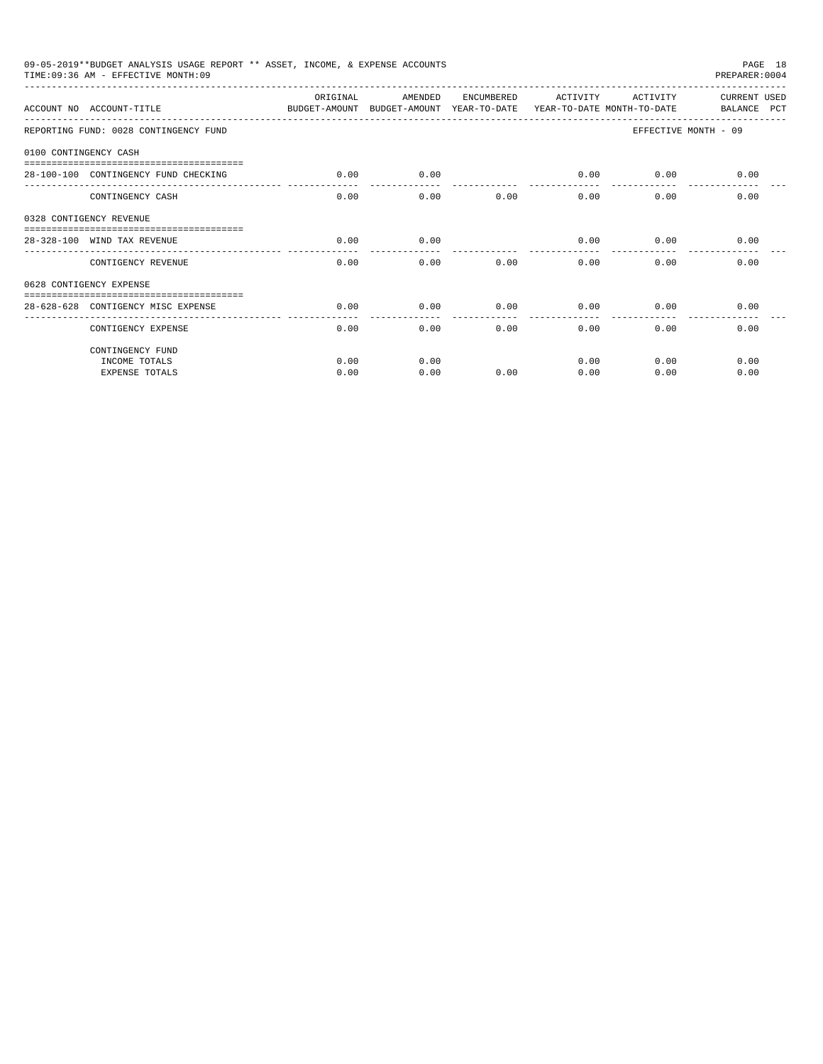09-05-2019**BUDGET ANALYSIS USAGE REPORT ** ASSET, INCOME, & EXPENSE ACCOUNTS

TIME:09:36 AM - EFFECTIVE MONTH:09

PREPARER:0004

| ACCOUNT NO | ACCOUNT-TITLE | ORIGINAL BUDGET-AMOUNT | AMENDED BUDGET-AMOUNT | ENCUMBERED YEAR-TO-DATE | ACTIVITY YEAR-TO-DATE | ACTIVITY MONTH-TO-DATE | CURRENT BALANCE | USED PCT |
|---|---|---|---|---|---|---|---|---|
| REPORTING FUND: 0028 CONTINGENCY FUND | | | | | | EFFECTIVE MONTH - 09 | | |
| 0100 CONTINGENCY CASH | | | | | | | | |
| 28-100-100 | CONTINGENCY FUND CHECKING | 0.00 | 0.00 | | 0.00 | 0.00 | 0.00 | |
| | CONTINGENCY CASH | 0.00 | 0.00 | 0.00 | 0.00 | 0.00 | 0.00 | |
| 0328 CONTIGENCY REVENUE | | | | | | | | |
| 28-328-100 | WIND TAX REVENUE | 0.00 | 0.00 | | 0.00 | 0.00 | 0.00 | |
| | CONTIGENCY REVENUE | 0.00 | 0.00 | 0.00 | 0.00 | 0.00 | 0.00 | |
| 0628 CONTIGENCY EXPENSE | | | | | | | | |
| 28-628-628 | CONTIGENCY MISC EXPENSE | 0.00 | 0.00 | 0.00 | 0.00 | 0.00 | 0.00 | |
| | CONTIGENCY EXPENSE | 0.00 | 0.00 | 0.00 | 0.00 | 0.00 | 0.00 | |
| | CONTINGENCY FUND | | | | | | | |
| | INCOME TOTALS | 0.00 | 0.00 | | 0.00 | 0.00 | 0.00 | |
| | EXPENSE TOTALS | 0.00 | 0.00 | 0.00 | 0.00 | 0.00 | 0.00 | |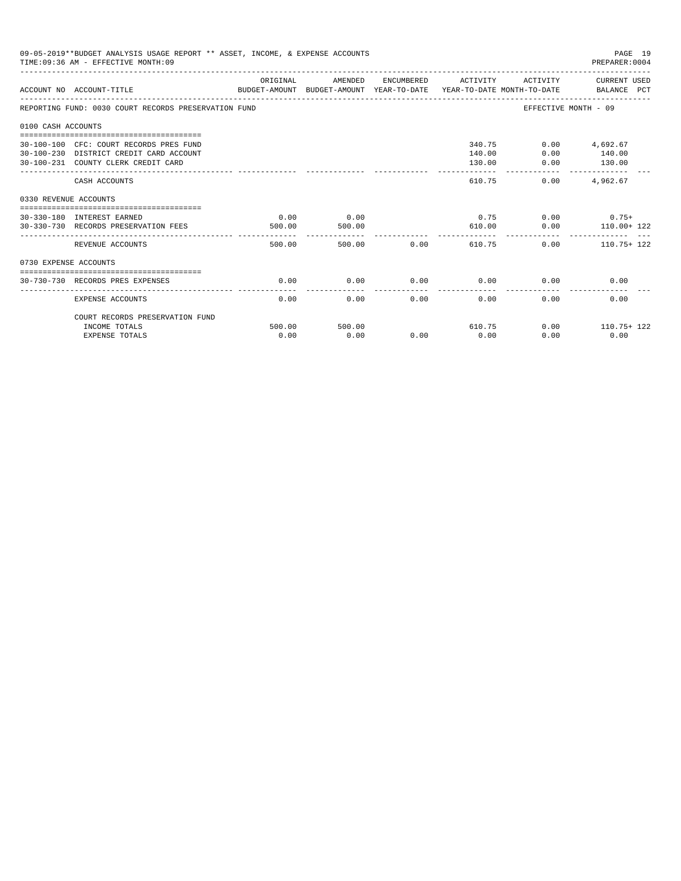09-05-2019**BUDGET ANALYSIS USAGE REPORT ** ASSET, INCOME, & EXPENSE ACCOUNTS
TIME:09:36 AM - EFFECTIVE MONTH:09

PREPARER:0004

| ACCOUNT NO | ACCOUNT-TITLE | ORIGINAL BUDGET-AMOUNT | AMENDED BUDGET-AMOUNT | ENCUMBERED YEAR-TO-DATE | ACTIVITY YEAR-TO-DATE | ACTIVITY MONTH-TO-DATE | CURRENT USED BALANCE | PCT |
|---|---|---|---|---|---|---|---|---|
| REPORTING FUND: 0030 COURT RECORDS PRESERVATION FUND | | | | | | EFFECTIVE MONTH - 09 | | |
| 0100 CASH ACCOUNTS | | | | | | | | |
| 30-100-100 | CFC: COURT RECORDS PRES FUND | | | | 340.75 | 0.00 | 4,692.67 | |
| 30-100-230 | DISTRICT CREDIT CARD ACCOUNT | | | | 140.00 | 0.00 | 140.00 | |
| 30-100-231 | COUNTY CLERK CREDIT CARD | | | | 130.00 | 0.00 | 130.00 | |
| | CASH ACCOUNTS | | | | 610.75 | 0.00 | 4,962.67 | |
| 0330 REVENUE ACCOUNTS | | | | | | | | |
| 30-330-180 | INTEREST EARNED | 0.00 | 0.00 | | 0.75 | 0.00 | 0.75+ | |
| 30-330-730 | RECORDS PRESERVATION FEES | 500.00 | 500.00 | | 610.00 | 0.00 | 110.00+ | 122 |
| | REVENUE ACCOUNTS | 500.00 | 500.00 | 0.00 | 610.75 | 0.00 | 110.75+ | 122 |
| 0730 EXPENSE ACCOUNTS | | | | | | | | |
| 30-730-730 | RECORDS PRES EXPENSES | 0.00 | 0.00 | 0.00 | 0.00 | 0.00 | 0.00 | |
| | EXPENSE ACCOUNTS | 0.00 | 0.00 | 0.00 | 0.00 | 0.00 | 0.00 | |
| | COURT RECORDS PRESERVATION FUND | | | | | | | |
| | INCOME TOTALS | 500.00 | 500.00 | | 610.75 | 0.00 | 110.75+ | 122 |
| | EXPENSE TOTALS | 0.00 | 0.00 | 0.00 | 0.00 | 0.00 | 0.00 | |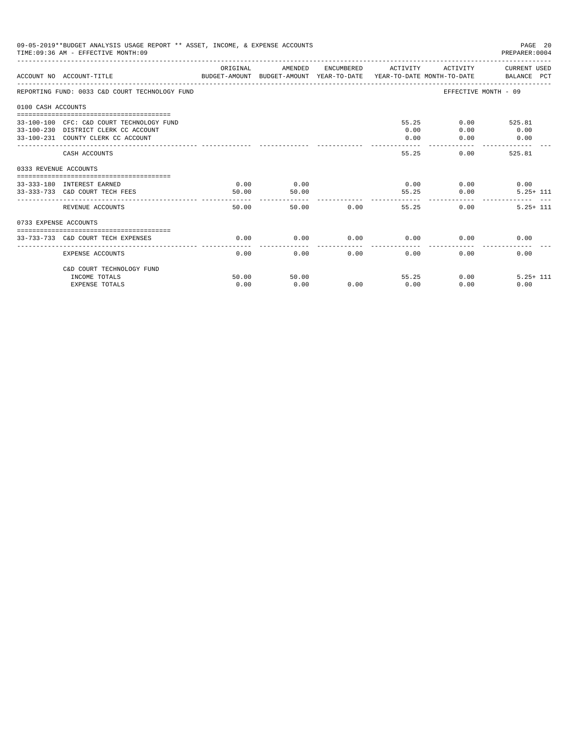09-05-2019**BUDGET ANALYSIS USAGE REPORT ** ASSET, INCOME, & EXPENSE ACCOUNTS

TIME:09:36 AM - EFFECTIVE MONTH:09

PREPARER:0004

| ACCOUNT NO | ACCOUNT-TITLE | ORIGINAL BUDGET-AMOUNT | AMENDED BUDGET-AMOUNT | ENCUMBERED YEAR-TO-DATE | ACTIVITY YEAR-TO-DATE | ACTIVITY MONTH-TO-DATE | CURRENT USED BALANCE | PCT |
|---|---|---|---|---|---|---|---|---|
| REPORTING FUND: 0033 C&D COURT TECHNOLOGY FUND | | | | | | EFFECTIVE MONTH - 09 | | |
| 0100 CASH ACCOUNTS | | | | | | | | |
| 33-100-100 | CFC: C&D COURT TECHNOLOGY FUND | | | | 55.25 | 0.00 | 525.81 | |
| 33-100-230 | DISTRICT CLERK CC ACCOUNT | | | | 0.00 | 0.00 | 0.00 | |
| 33-100-231 | COUNTY CLERK CC ACCOUNT | | | | 0.00 | 0.00 | 0.00 | |
| | CASH ACCOUNTS | | | | 55.25 | 0.00 | 525.81 | |
| 0333 REVENUE ACCOUNTS | | | | | | | | |
| 33-333-180 | INTEREST EARNED | 0.00 | 0.00 | | 0.00 | 0.00 | 0.00 | |
| 33-333-733 | C&D COURT TECH FEES | 50.00 | 50.00 | | 55.25 | 0.00 | 5.25+ | 111 |
| | REVENUE ACCOUNTS | 50.00 | 50.00 | 0.00 | 55.25 | 0.00 | 5.25+ | 111 |
| 0733 EXPENSE ACCOUNTS | | | | | | | | |
| 33-733-733 | C&D COURT TECH EXPENSES | 0.00 | 0.00 | 0.00 | 0.00 | 0.00 | 0.00 | |
| | EXPENSE ACCOUNTS | 0.00 | 0.00 | 0.00 | 0.00 | 0.00 | 0.00 | |
| | C&D COURT TECHNOLOGY FUND | | | | | | | |
| | INCOME TOTALS | 50.00 | 50.00 | | 55.25 | 0.00 | 5.25+ | 111 |
| | EXPENSE TOTALS | 0.00 | 0.00 | 0.00 | 0.00 | 0.00 | 0.00 | |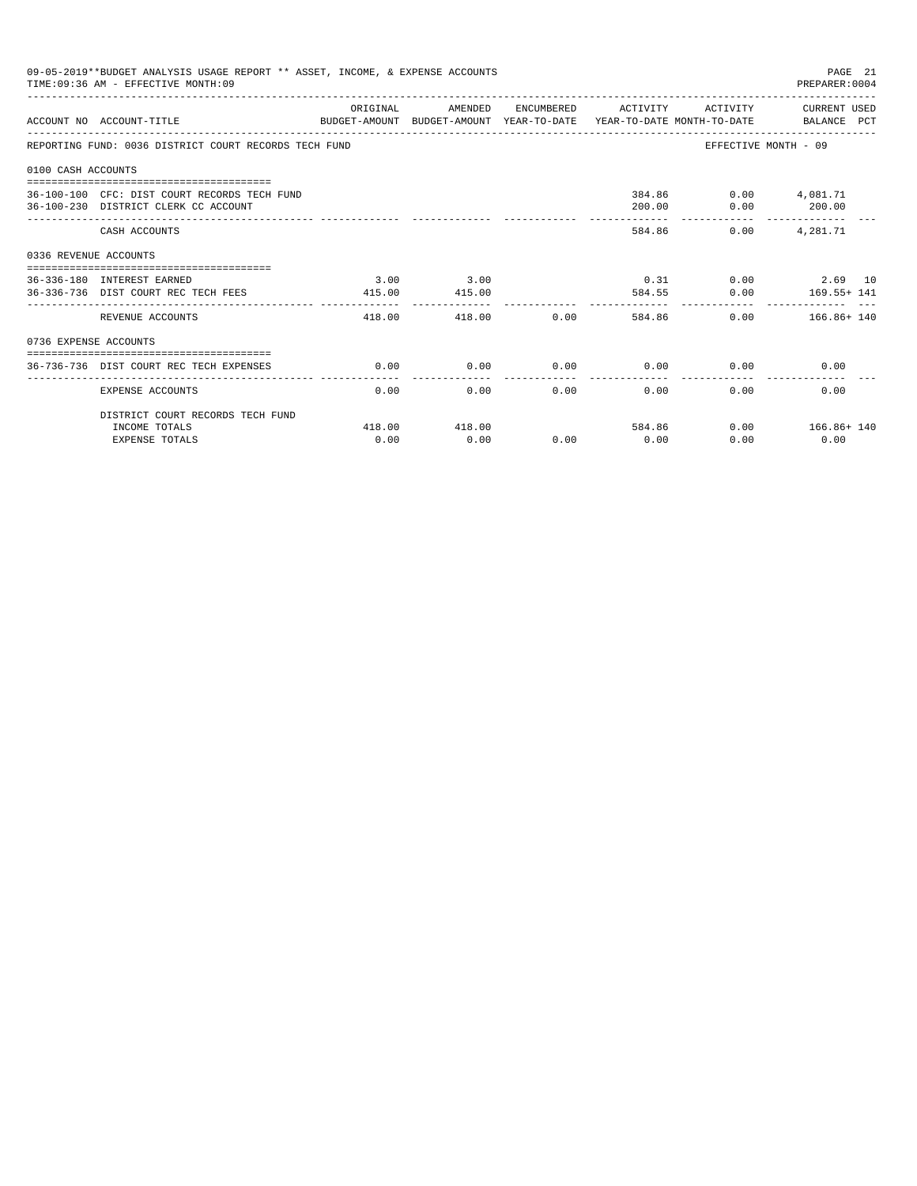09-05-2019**BUDGET ANALYSIS USAGE REPORT ** ASSET, INCOME, & EXPENSE ACCOUNTS

TIME:09:36 AM - EFFECTIVE MONTH:09

PREPARER:0004

| ACCOUNT NO | ACCOUNT-TITLE | ORIGINAL BUDGET-AMOUNT | AMENDED BUDGET-AMOUNT | ENCUMBERED YEAR-TO-DATE | ACTIVITY YEAR-TO-DATE | ACTIVITY MONTH-TO-DATE | CURRENT USED BALANCE | PCT |
|---|---|---|---|---|---|---|---|---|
| REPORTING FUND: 0036 DISTRICT COURT RECORDS TECH FUND | | | | | | EFFECTIVE MONTH - 09 | | |
| 0100 CASH ACCOUNTS | | | | | | | | |
| 36-100-100 | CFC: DIST COURT RECORDS TECH FUND | | | | 384.86 | 0.00 | 4,081.71 | |
| 36-100-230 | DISTRICT CLERK CC ACCOUNT | | | | 200.00 | 0.00 | 200.00 | |
| | CASH ACCOUNTS | | | | 584.86 | 0.00 | 4,281.71 | |
| 0336 REVENUE ACCOUNTS | | | | | | | | |
| 36-336-180 | INTEREST EARNED | 3.00 | 3.00 | | 0.31 | 0.00 | 2.69 | 10 |
| 36-336-736 | DIST COURT REC TECH FEES | 415.00 | 415.00 | | 584.55 | 0.00 | 169.55+ | 141 |
| | REVENUE ACCOUNTS | 418.00 | 418.00 | 0.00 | 584.86 | 0.00 | 166.86+ | 140 |
| 0736 EXPENSE ACCOUNTS | | | | | | | | |
| 36-736-736 | DIST COURT REC TECH EXPENSES | 0.00 | 0.00 | 0.00 | 0.00 | 0.00 | 0.00 | |
| | EXPENSE ACCOUNTS | 0.00 | 0.00 | 0.00 | 0.00 | 0.00 | 0.00 | |
| | DISTRICT COURT RECORDS TECH FUND | | | | | | | |
| | INCOME TOTALS | 418.00 | 418.00 | | 584.86 | 0.00 | 166.86+ | 140 |
| | EXPENSE TOTALS | 0.00 | 0.00 | 0.00 | 0.00 | 0.00 | 0.00 | |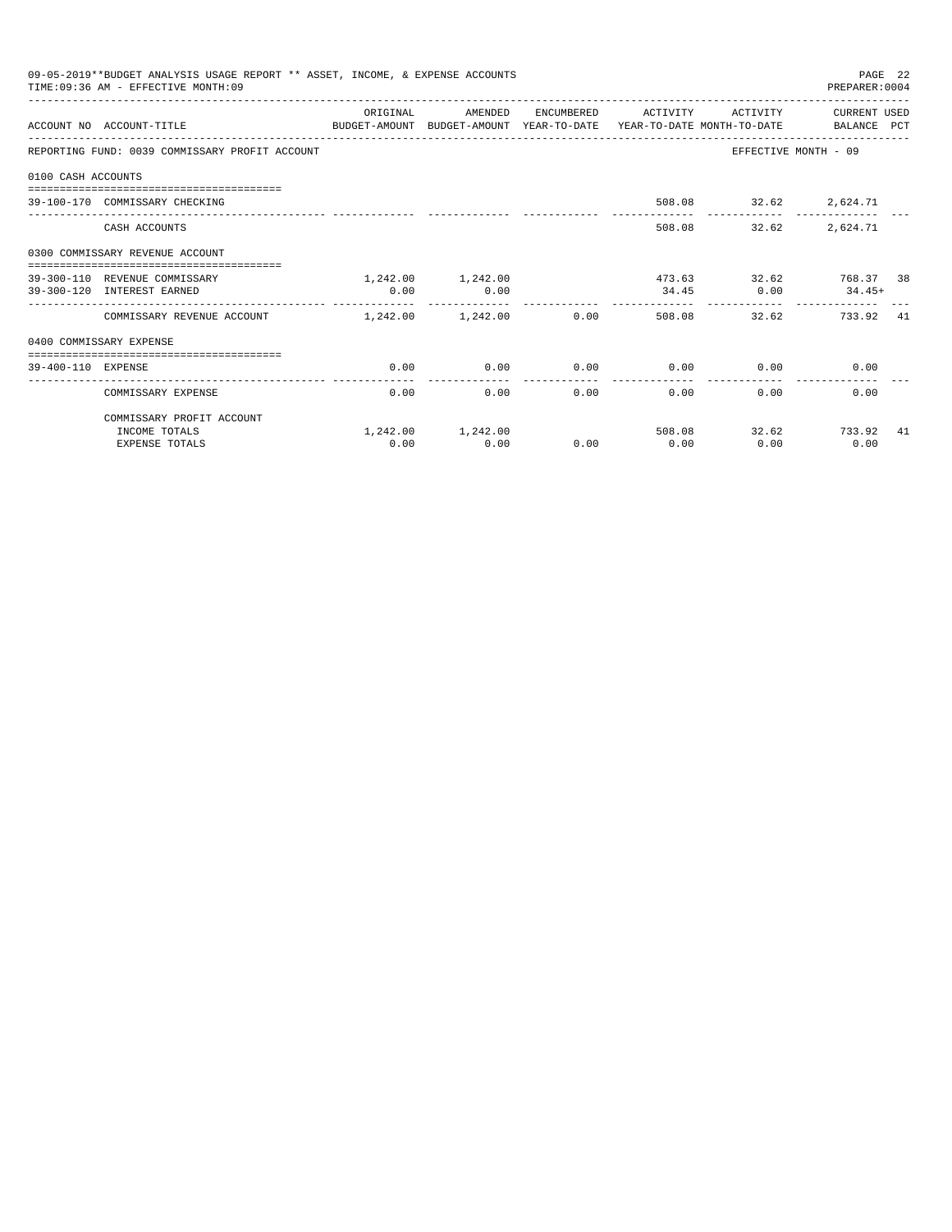09-05-2019**BUDGET ANALYSIS USAGE REPORT ** ASSET, INCOME, & EXPENSE ACCOUNTS

TIME:09:36 AM - EFFECTIVE MONTH:09

PREPARER:0004

| ACCOUNT NO | ACCOUNT-TITLE | ORIGINAL BUDGET-AMOUNT | AMENDED BUDGET-AMOUNT | ENCUMBERED YEAR-TO-DATE | ACTIVITY YEAR-TO-DATE | ACTIVITY MONTH-TO-DATE | CURRENT USED BALANCE | PCT |
|---|---|---|---|---|---|---|---|---|
| REPORTING FUND: 0039 COMMISSARY PROFIT ACCOUNT | | | | | | EFFECTIVE MONTH - 09 | | |
| 0100 CASH ACCOUNTS | | | | | | | | |
| 39-100-170 | COMMISSARY CHECKING | | | | 508.08 | 32.62 | 2,624.71 | |
| | CASH ACCOUNTS | | | | 508.08 | 32.62 | 2,624.71 | |
| 0300 COMMISSARY REVENUE ACCOUNT | | | | | | | | |
| 39-300-110 | REVENUE COMMISSARY | 1,242.00 | 1,242.00 | | 473.63 | 32.62 | 768.37 | 38 |
| 39-300-120 | INTEREST EARNED | 0.00 | 0.00 | | 34.45 | 0.00 | 34.45+ | |
| | COMMISSARY REVENUE ACCOUNT | 1,242.00 | 1,242.00 | 0.00 | 508.08 | 32.62 | 733.92 | 41 |
| 0400 COMMISSARY EXPENSE | | | | | | | | |
| 39-400-110 | EXPENSE | 0.00 | 0.00 | 0.00 | 0.00 | 0.00 | 0.00 | |
| | COMMISSARY EXPENSE | 0.00 | 0.00 | 0.00 | 0.00 | 0.00 | 0.00 | |
| | COMMISSARY PROFIT ACCOUNT | | | | | | | |
| | INCOME TOTALS | 1,242.00 | 1,242.00 | | 508.08 | 32.62 | 733.92 | 41 |
| | EXPENSE TOTALS | 0.00 | 0.00 | 0.00 | 0.00 | 0.00 | 0.00 | |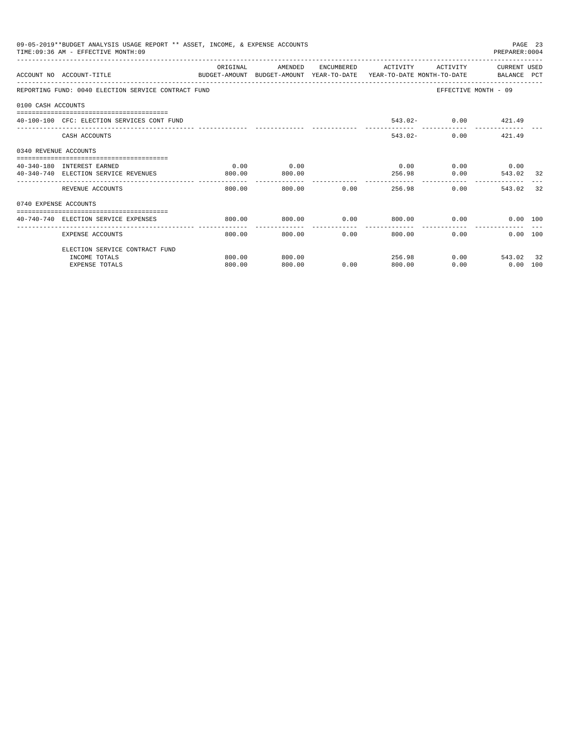09-05-2019**BUDGET ANALYSIS USAGE REPORT ** ASSET, INCOME, & EXPENSE ACCOUNTS
TIME:09:36 AM - EFFECTIVE MONTH:09
PREPARER:0004

REPORTING FUND: 0040 ELECTION SERVICE CONTRACT FUND — EFFECTIVE MONTH - 09

| ACCOUNT NO | ACCOUNT-TITLE | ORIGINAL BUDGET-AMOUNT | AMENDED BUDGET-AMOUNT | ENCUMBERED YEAR-TO-DATE | ACTIVITY YEAR-TO-DATE | ACTIVITY MONTH-TO-DATE | CURRENT BALANCE | USED PCT |
|---|---|---|---|---|---|---|---|---|
| 0100 CASH ACCOUNTS | | | | | | | | |
| 40-100-100 | CFC: ELECTION SERVICES CONT FUND | | | | 543.02- | 0.00 | 421.49 | |
| | CASH ACCOUNTS | | | | 543.02- | 0.00 | 421.49 | |
| 0340 REVENUE ACCOUNTS | | | | | | | | |
| 40-340-180 | INTEREST EARNED | 0.00 | 0.00 | | 0.00 | 0.00 | 0.00 | |
| 40-340-740 | ELECTION SERVICE REVENUES | 800.00 | 800.00 | | 256.98 | 0.00 | 543.02 | 32 |
| | REVENUE ACCOUNTS | 800.00 | 800.00 | 0.00 | 256.98 | 0.00 | 543.02 | 32 |
| 0740 EXPENSE ACCOUNTS | | | | | | | | |
| 40-740-740 | ELECTION SERVICE EXPENSES | 800.00 | 800.00 | 0.00 | 800.00 | 0.00 | 0.00 | 100 |
| | EXPENSE ACCOUNTS | 800.00 | 800.00 | 0.00 | 800.00 | 0.00 | 0.00 | 100 |
| | ELECTION SERVICE CONTRACT FUND | | | | | | | |
| | INCOME TOTALS | 800.00 | 800.00 | | 256.98 | 0.00 | 543.02 | 32 |
| | EXPENSE TOTALS | 800.00 | 800.00 | 0.00 | 800.00 | 0.00 | 0.00 | 100 |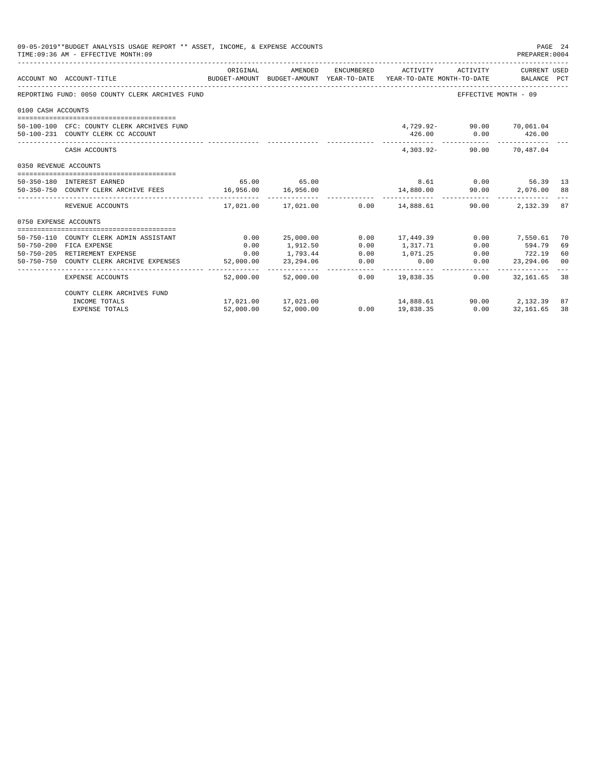09-05-2019**BUDGET ANALYSIS USAGE REPORT ** ASSET, INCOME, & EXPENSE ACCOUNTS

TIME:09:36 AM - EFFECTIVE MONTH:09

PREPARER:0004

| ACCOUNT NO | ACCOUNT-TITLE | ORIGINAL BUDGET-AMOUNT | AMENDED BUDGET-AMOUNT | ENCUMBERED YEAR-TO-DATE | ACTIVITY YEAR-TO-DATE | ACTIVITY MONTH-TO-DATE | CURRENT USED BALANCE | PCT |
|---|---|---|---|---|---|---|---|---|
| REPORTING FUND: 0050 COUNTY CLERK ARCHIVES FUND | | | | | | EFFECTIVE MONTH - 09 | | |
| 0100 CASH ACCOUNTS | | | | | | | | |
| 50-100-100 | CFC: COUNTY CLERK ARCHIVES FUND | | | | 4,729.92- | 90.00 | 70,061.04 | |
| 50-100-231 | COUNTY CLERK CC ACCOUNT | | | | 426.00 | 0.00 | 426.00 | |
| | CASH ACCOUNTS | | | | 4,303.92- | 90.00 | 70,487.04 | |
| 0350 REVENUE ACCOUNTS | | | | | | | | |
| 50-350-180 | INTEREST EARNED | 65.00 | 65.00 | | 8.61 | 0.00 | 56.39 | 13 |
| 50-350-750 | COUNTY CLERK ARCHIVE FEES | 16,956.00 | 16,956.00 | | 14,880.00 | 90.00 | 2,076.00 | 88 |
| | REVENUE ACCOUNTS | 17,021.00 | 17,021.00 | 0.00 | 14,888.61 | 90.00 | 2,132.39 | 87 |
| 0750 EXPENSE ACCOUNTS | | | | | | | | |
| 50-750-110 | COUNTY CLERK ADMIN ASSISTANT | 0.00 | 25,000.00 | 0.00 | 17,449.39 | 0.00 | 7,550.61 | 70 |
| 50-750-200 | FICA EXPENSE | 0.00 | 1,912.50 | 0.00 | 1,317.71 | 0.00 | 594.79 | 69 |
| 50-750-205 | RETIREMENT EXPENSE | 0.00 | 1,793.44 | 0.00 | 1,071.25 | 0.00 | 722.19 | 60 |
| 50-750-750 | COUNTY CLERK ARCHIVE EXPENSES | 52,000.00 | 23,294.06 | 0.00 | 0.00 | 0.00 | 23,294.06 | 00 |
| | EXPENSE ACCOUNTS | 52,000.00 | 52,000.00 | 0.00 | 19,838.35 | 0.00 | 32,161.65 | 38 |
| | COUNTY CLERK ARCHIVES FUND | | | | | | | |
| | INCOME TOTALS | 17,021.00 | 17,021.00 | | 14,888.61 | 90.00 | 2,132.39 | 87 |
| | EXPENSE TOTALS | 52,000.00 | 52,000.00 | 0.00 | 19,838.35 | 0.00 | 32,161.65 | 38 |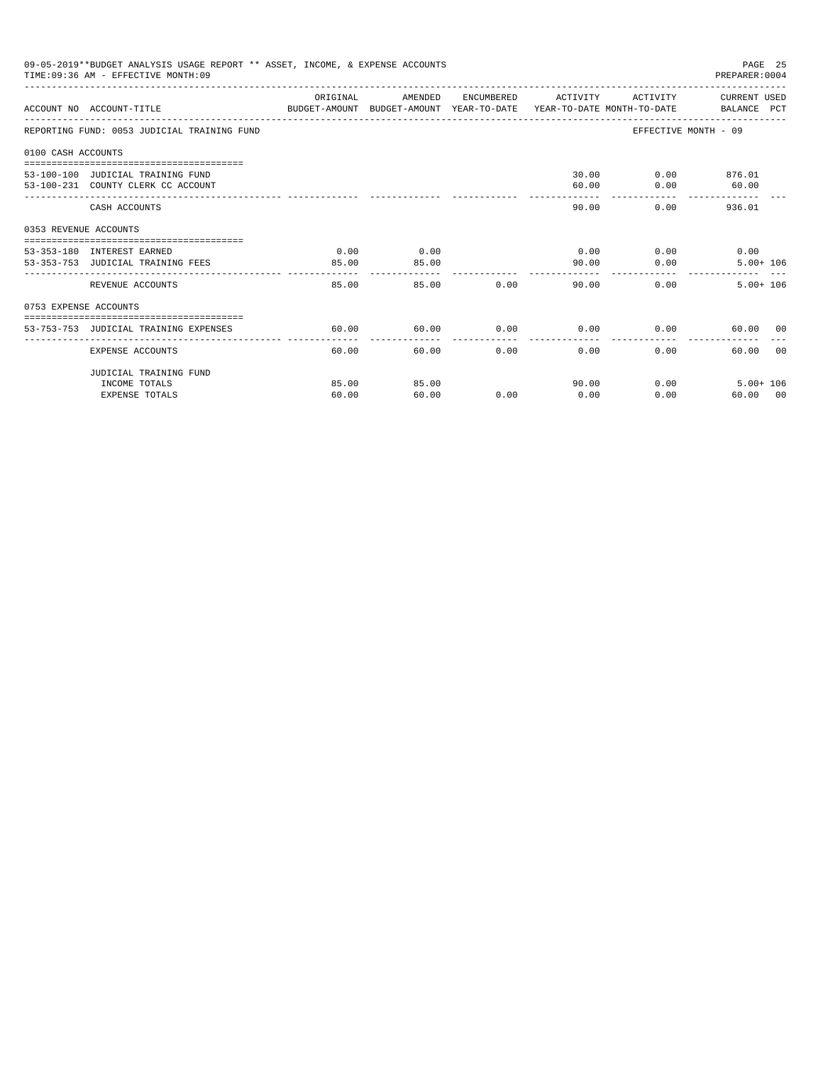09-05-2019**BUDGET ANALYSIS USAGE REPORT ** ASSET, INCOME, & EXPENSE ACCOUNTS
TIME:09:36 AM - EFFECTIVE MONTH:09

PREPARER:0004

| ACCOUNT NO | ACCOUNT-TITLE | ORIGINAL BUDGET-AMOUNT | AMENDED BUDGET-AMOUNT | ENCUMBERED YEAR-TO-DATE | ACTIVITY YEAR-TO-DATE | ACTIVITY MONTH-TO-DATE | CURRENT USED BALANCE | PCT |
|---|---|---|---|---|---|---|---|---|
| REPORTING FUND: 0053 JUDICIAL TRAINING FUND | | | | | | EFFECTIVE MONTH - 09 | | |
| 0100 CASH ACCOUNTS | | | | | | | | |
| 53-100-100 | JUDICIAL TRAINING FUND | | | | 30.00 | 0.00 | 876.01 | |
| 53-100-231 | COUNTY CLERK CC ACCOUNT | | | | 60.00 | 0.00 | 60.00 | |
| | CASH ACCOUNTS | | | | 90.00 | 0.00 | 936.01 | |
| 0353 REVENUE ACCOUNTS | | | | | | | | |
| 53-353-180 | INTEREST EARNED | 0.00 | 0.00 | | 0.00 | 0.00 | 0.00 | |
| 53-353-753 | JUDICIAL TRAINING FEES | 85.00 | 85.00 | | 90.00 | 0.00 | 5.00+ | 106 |
| | REVENUE ACCOUNTS | 85.00 | 85.00 | 0.00 | 90.00 | 0.00 | 5.00+ | 106 |
| 0753 EXPENSE ACCOUNTS | | | | | | | | |
| 53-753-753 | JUDICIAL TRAINING EXPENSES | 60.00 | 60.00 | 0.00 | 0.00 | 0.00 | 60.00 | 00 |
| | EXPENSE ACCOUNTS | 60.00 | 60.00 | 0.00 | 0.00 | 0.00 | 60.00 | 00 |
| | JUDICIAL TRAINING FUND | | | | | | | |
| | INCOME TOTALS | 85.00 | 85.00 | | 90.00 | 0.00 | 5.00+ | 106 |
| | EXPENSE TOTALS | 60.00 | 60.00 | 0.00 | 0.00 | 0.00 | 60.00 | 00 |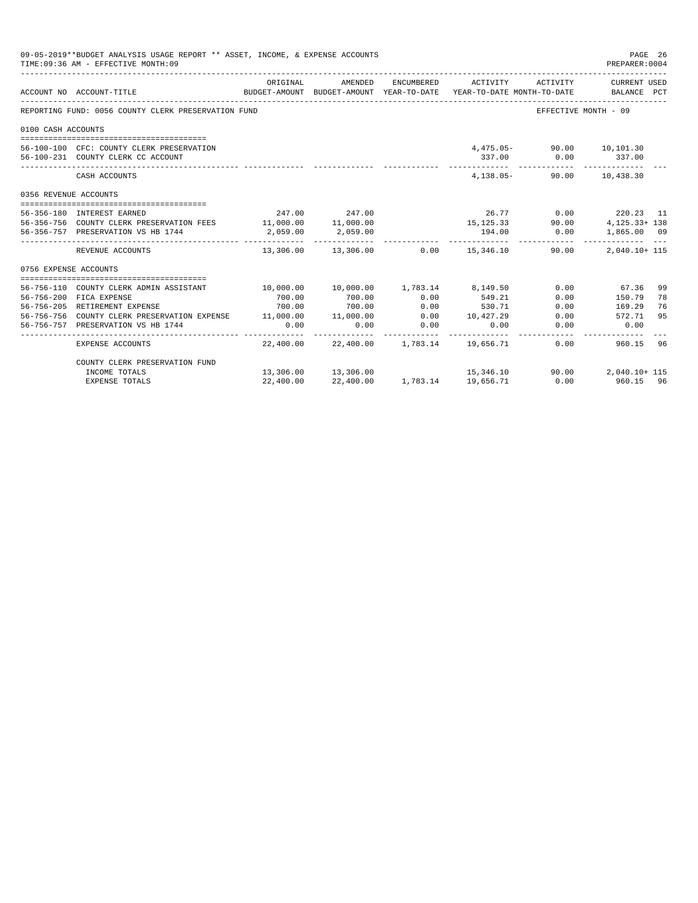09-05-2019**BUDGET ANALYSIS USAGE REPORT ** ASSET, INCOME, & EXPENSE ACCOUNTS
TIME:09:36 AM - EFFECTIVE MONTH:09
PREPARER:0004

| ACCOUNT NO | ACCOUNT-TITLE | ORIGINAL BUDGET-AMOUNT | AMENDED BUDGET-AMOUNT | ENCUMBERED YEAR-TO-DATE | ACTIVITY YEAR-TO-DATE | ACTIVITY MONTH-TO-DATE | CURRENT USED BALANCE | PCT |
|---|---|---|---|---|---|---|---|---|
| REPORTING FUND: 0056 COUNTY CLERK PRESERVATION FUND | | | | | | | EFFECTIVE MONTH - 09 | |
| 0100 CASH ACCOUNTS | | | | | | | | |
| 56-100-100 | CFC: COUNTY CLERK PRESERVATION | | | | 4,475.05- | 90.00 | 10,101.30 | |
| 56-100-231 | COUNTY CLERK CC ACCOUNT | | | | 337.00 | 0.00 | 337.00 | |
| | CASH ACCOUNTS | | | | 4,138.05- | 90.00 | 10,438.30 | |
| 0356 REVENUE ACCOUNTS | | | | | | | | |
| 56-356-180 | INTEREST EARNED | 247.00 | 247.00 | | 26.77 | 0.00 | 220.23 | 11 |
| 56-356-756 | COUNTY CLERK PRESERVATION FEES | 11,000.00 | 11,000.00 | | 15,125.33 | 90.00 | 4,125.33+ | 138 |
| 56-356-757 | PRESERVATION VS HB 1744 | 2,059.00 | 2,059.00 | | 194.00 | 0.00 | 1,865.00 | 09 |
| | REVENUE ACCOUNTS | 13,306.00 | 13,306.00 | 0.00 | 15,346.10 | 90.00 | 2,040.10+ | 115 |
| 0756 EXPENSE ACCOUNTS | | | | | | | | |
| 56-756-110 | COUNTY CLERK ADMIN ASSISTANT | 10,000.00 | 10,000.00 | 1,783.14 | 8,149.50 | 0.00 | 67.36 | 99 |
| 56-756-200 | FICA EXPENSE | 700.00 | 700.00 | 0.00 | 549.21 | 0.00 | 150.79 | 78 |
| 56-756-205 | RETIREMENT EXPENSE | 700.00 | 700.00 | 0.00 | 530.71 | 0.00 | 169.29 | 76 |
| 56-756-756 | COUNTY CLERK PRESERVATION EXPENSE | 11,000.00 | 11,000.00 | 0.00 | 10,427.29 | 0.00 | 572.71 | 95 |
| 56-756-757 | PRESERVATION VS HB 1744 | 0.00 | 0.00 | 0.00 | 0.00 | 0.00 | 0.00 | |
| | EXPENSE ACCOUNTS | 22,400.00 | 22,400.00 | 1,783.14 | 19,656.71 | 0.00 | 960.15 | 96 |
| | COUNTY CLERK PRESERVATION FUND | | | | | | | |
| | INCOME TOTALS | 13,306.00 | 13,306.00 | | 15,346.10 | 90.00 | 2,040.10+ | 115 |
| | EXPENSE TOTALS | 22,400.00 | 22,400.00 | 1,783.14 | 19,656.71 | 0.00 | 960.15 | 96 |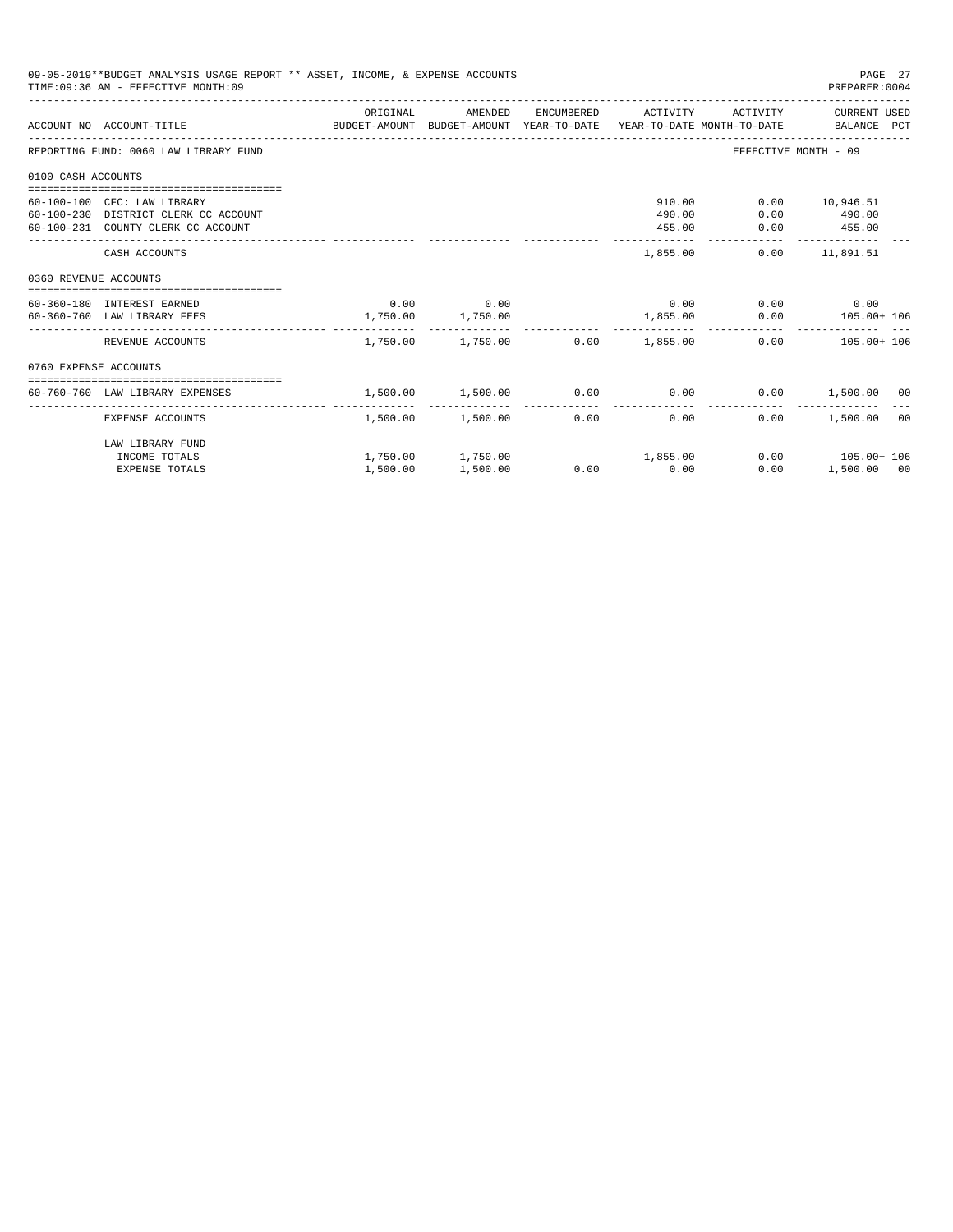09-05-2019**BUDGET ANALYSIS USAGE REPORT ** ASSET, INCOME, & EXPENSE ACCOUNTS

TIME:09:36 AM - EFFECTIVE MONTH:09

PREPARER:0004

| ACCOUNT NO | ACCOUNT-TITLE | ORIGINAL BUDGET-AMOUNT | AMENDED BUDGET-AMOUNT | ENCUMBERED YEAR-TO-DATE | ACTIVITY YEAR-TO-DATE | ACTIVITY MONTH-TO-DATE | CURRENT USED BALANCE | PCT |
|---|---|---|---|---|---|---|---|---|
| REPORTING FUND: 0060 LAW LIBRARY FUND | | | | | | EFFECTIVE MONTH - 09 | | |
| 0100 CASH ACCOUNTS | | | | | | | | |
| 60-100-100 | CFC: LAW LIBRARY | | | | 910.00 | 0.00 | 10,946.51 | |
| 60-100-230 | DISTRICT CLERK CC ACCOUNT | | | | 490.00 | 0.00 | 490.00 | |
| 60-100-231 | COUNTY CLERK CC ACCOUNT | | | | 455.00 | 0.00 | 455.00 | |
| | CASH ACCOUNTS | | | | 1,855.00 | 0.00 | 11,891.51 | |
| 0360 REVENUE ACCOUNTS | | | | | | | | |
| 60-360-180 | INTEREST EARNED | 0.00 | 0.00 | | 0.00 | 0.00 | 0.00 | |
| 60-360-760 | LAW LIBRARY FEES | 1,750.00 | 1,750.00 | | 1,855.00 | 0.00 | 105.00+ | 106 |
| | REVENUE ACCOUNTS | 1,750.00 | 1,750.00 | 0.00 | 1,855.00 | 0.00 | 105.00+ | 106 |
| 0760 EXPENSE ACCOUNTS | | | | | | | | |
| 60-760-760 | LAW LIBRARY EXPENSES | 1,500.00 | 1,500.00 | 0.00 | 0.00 | 0.00 | 1,500.00 | 00 |
| | EXPENSE ACCOUNTS | 1,500.00 | 1,500.00 | 0.00 | 0.00 | 0.00 | 1,500.00 | 00 |
| | LAW LIBRARY FUND | | | | | | | |
| | INCOME TOTALS | 1,750.00 | 1,750.00 | | 1,855.00 | 0.00 | 105.00+ | 106 |
| | EXPENSE TOTALS | 1,500.00 | 1,500.00 | 0.00 | 0.00 | 0.00 | 1,500.00 | 00 |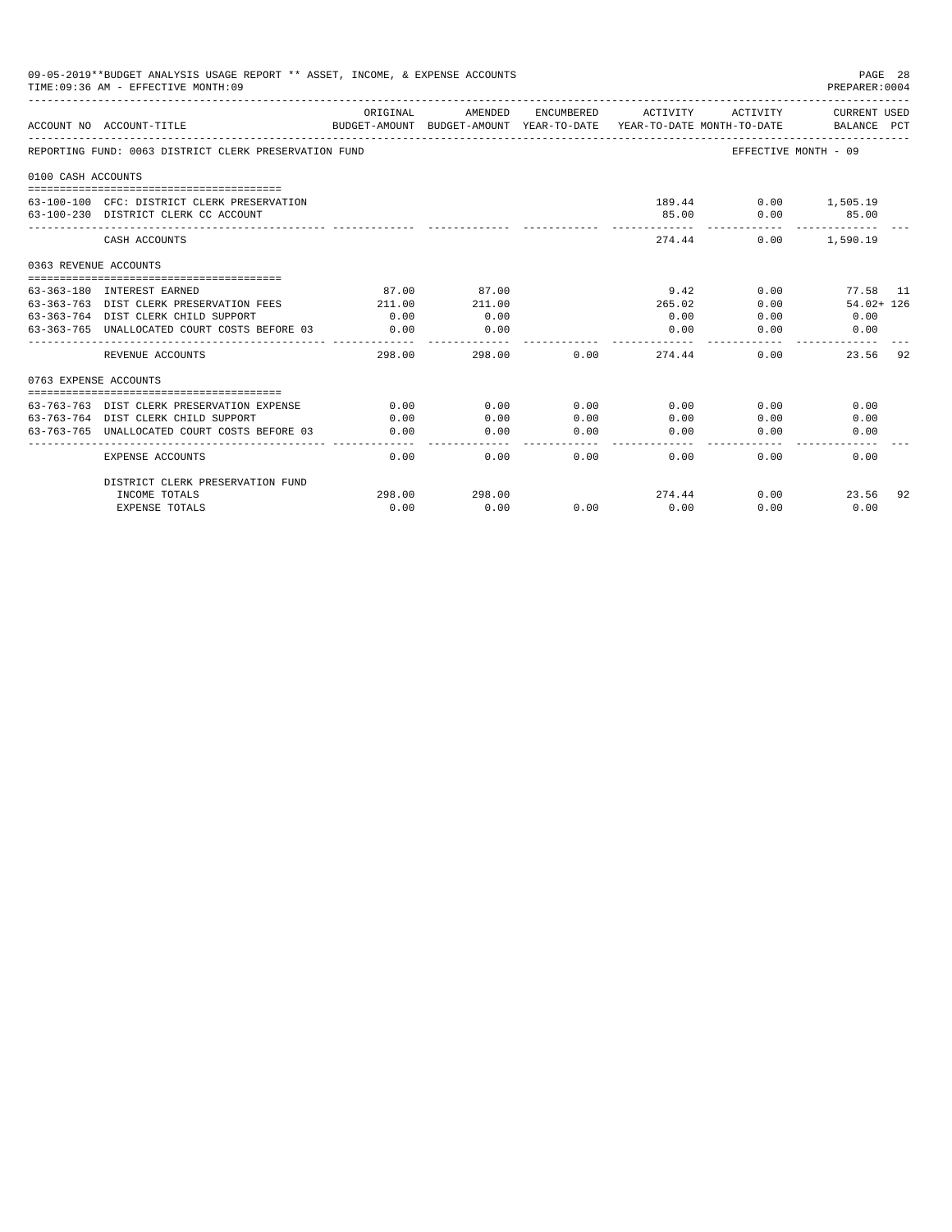09-05-2019**BUDGET ANALYSIS USAGE REPORT ** ASSET, INCOME, & EXPENSE ACCOUNTS
TIME:09:36 AM - EFFECTIVE MONTH:09

PREPARER:0004

| ACCOUNT NO | ACCOUNT-TITLE | ORIGINAL BUDGET-AMOUNT | AMENDED BUDGET-AMOUNT | ENCUMBERED YEAR-TO-DATE | ACTIVITY YEAR-TO-DATE | ACTIVITY MONTH-TO-DATE | CURRENT USED BALANCE | PCT |
|---|---|---|---|---|---|---|---|---|
| REPORTING FUND: 0063 DISTRICT CLERK PRESERVATION FUND | | | | | | EFFECTIVE MONTH - 09 | | |
| 0100 CASH ACCOUNTS | | | | | | | | |
| 63-100-100 | CFC: DISTRICT CLERK PRESERVATION | | | | 189.44 | 0.00 | 1,505.19 | |
| 63-100-230 | DISTRICT CLERK CC ACCOUNT | | | | 85.00 | 0.00 | 85.00 | |
| | CASH ACCOUNTS | | | | 274.44 | 0.00 | 1,590.19 | |
| 0363 REVENUE ACCOUNTS | | | | | | | | |
| 63-363-180 | INTEREST EARNED | 87.00 | 87.00 | | 9.42 | 0.00 | 77.58 | 11 |
| 63-363-763 | DIST CLERK PRESERVATION FEES | 211.00 | 211.00 | | 265.02 | 0.00 | 54.02+ | 126 |
| 63-363-764 | DIST CLERK CHILD SUPPORT | 0.00 | 0.00 | | 0.00 | 0.00 | 0.00 | |
| 63-363-765 | UNALLOCATED COURT COSTS BEFORE 03 | 0.00 | 0.00 | | 0.00 | 0.00 | 0.00 | |
| | REVENUE ACCOUNTS | 298.00 | 298.00 | 0.00 | 274.44 | 0.00 | 23.56 | 92 |
| 0763 EXPENSE ACCOUNTS | | | | | | | | |
| 63-763-763 | DIST CLERK PRESERVATION EXPENSE | 0.00 | 0.00 | 0.00 | 0.00 | 0.00 | 0.00 | |
| 63-763-764 | DIST CLERK CHILD SUPPORT | 0.00 | 0.00 | 0.00 | 0.00 | 0.00 | 0.00 | |
| 63-763-765 | UNALLOCATED COURT COSTS BEFORE 03 | 0.00 | 0.00 | 0.00 | 0.00 | 0.00 | 0.00 | |
| | EXPENSE ACCOUNTS | 0.00 | 0.00 | 0.00 | 0.00 | 0.00 | 0.00 | |
| | DISTRICT CLERK PRESERVATION FUND | | | | | | | |
| | INCOME TOTALS | 298.00 | 298.00 | | 274.44 | 0.00 | 23.56 | 92 |
| | EXPENSE TOTALS | 0.00 | 0.00 | 0.00 | 0.00 | 0.00 | 0.00 | |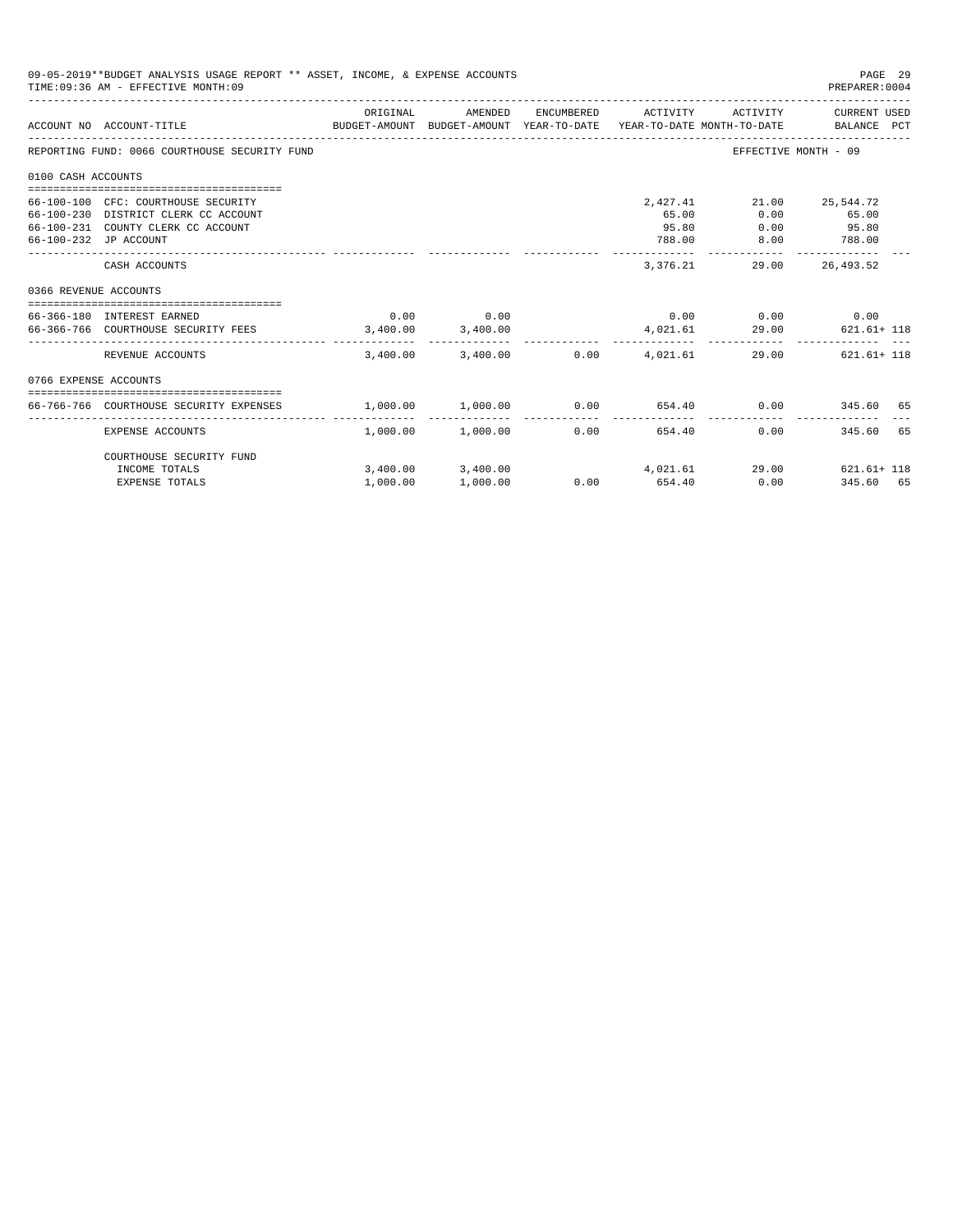09-05-2019**BUDGET ANALYSIS USAGE REPORT ** ASSET, INCOME, & EXPENSE ACCOUNTS
TIME:09:36 AM - EFFECTIVE MONTH:09

PREPARER:0004

| ACCOUNT NO | ACCOUNT-TITLE | ORIGINAL BUDGET-AMOUNT | AMENDED BUDGET-AMOUNT | ENCUMBERED YEAR-TO-DATE | ACTIVITY YEAR-TO-DATE | ACTIVITY MONTH-TO-DATE | CURRENT USED BALANCE | PCT |
|---|---|---|---|---|---|---|---|---|
| REPORTING FUND: 0066 COURTHOUSE SECURITY FUND | | | | | | EFFECTIVE MONTH - 09 | | |
| 0100 CASH ACCOUNTS | | | | | | | | |
| 66-100-100 | CFC: COURTHOUSE SECURITY | | | | 2,427.41 | 21.00 | 25,544.72 | |
| 66-100-230 | DISTRICT CLERK CC ACCOUNT | | | | 65.00 | 0.00 | 65.00 | |
| 66-100-231 | COUNTY CLERK CC ACCOUNT | | | | 95.80 | 0.00 | 95.80 | |
| 66-100-232 | JP ACCOUNT | | | | 788.00 | 8.00 | 788.00 | |
| | CASH ACCOUNTS | | | | 3,376.21 | 29.00 | 26,493.52 | |
| 0366 REVENUE ACCOUNTS | | | | | | | | |
| 66-366-180 | INTEREST EARNED | 0.00 | 0.00 | | 0.00 | 0.00 | 0.00 | |
| 66-366-766 | COURTHOUSE SECURITY FEES | 3,400.00 | 3,400.00 | | 4,021.61 | 29.00 | 621.61+ | 118 |
| | REVENUE ACCOUNTS | 3,400.00 | 3,400.00 | 0.00 | 4,021.61 | 29.00 | 621.61+ | 118 |
| 0766 EXPENSE ACCOUNTS | | | | | | | | |
| 66-766-766 | COURTHOUSE SECURITY EXPENSES | 1,000.00 | 1,000.00 | 0.00 | 654.40 | 0.00 | 345.60 | 65 |
| | EXPENSE ACCOUNTS | 1,000.00 | 1,000.00 | 0.00 | 654.40 | 0.00 | 345.60 | 65 |
| | COURTHOUSE SECURITY FUND | | | | | | | |
| | INCOME TOTALS | 3,400.00 | 3,400.00 | | 4,021.61 | 29.00 | 621.61+ | 118 |
| | EXPENSE TOTALS | 1,000.00 | 1,000.00 | 0.00 | 654.40 | 0.00 | 345.60 | 65 |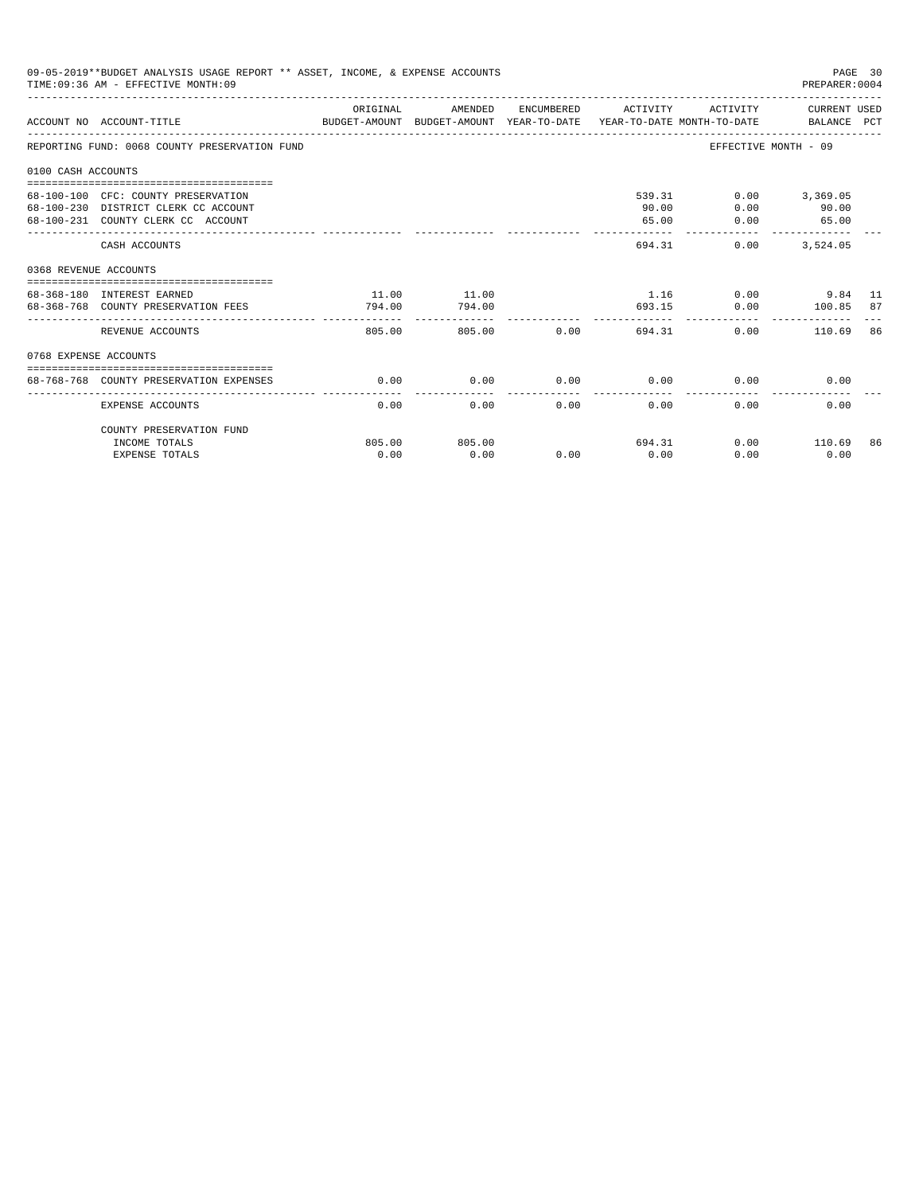09-05-2019**BUDGET ANALYSIS USAGE REPORT ** ASSET, INCOME, & EXPENSE ACCOUNTS

TIME:09:36 AM - EFFECTIVE MONTH:09

PREPARER:0004

| ACCOUNT NO | ACCOUNT-TITLE | ORIGINAL BUDGET-AMOUNT | AMENDED BUDGET-AMOUNT | ENCUMBERED YEAR-TO-DATE | ACTIVITY YEAR-TO-DATE | ACTIVITY MONTH-TO-DATE | CURRENT USED BALANCE | PCT |
|---|---|---|---|---|---|---|---|---|
| REPORTING FUND: 0068 COUNTY PRESERVATION FUND | | | | | | EFFECTIVE MONTH - 09 | | |
| 0100 CASH ACCOUNTS | | | | | | | | |
| 68-100-100 | CFC: COUNTY PRESERVATION | | | | 539.31 | 0.00 | 3,369.05 | |
| 68-100-230 | DISTRICT CLERK CC ACCOUNT | | | | 90.00 | 0.00 | 90.00 | |
| 68-100-231 | COUNTY CLERK CC ACCOUNT | | | | 65.00 | 0.00 | 65.00 | |
| | CASH ACCOUNTS | | | | 694.31 | 0.00 | 3,524.05 | |
| 0368 REVENUE ACCOUNTS | | | | | | | | |
| 68-368-180 | INTEREST EARNED | 11.00 | 11.00 | | 1.16 | 0.00 | 9.84 | 11 |
| 68-368-768 | COUNTY PRESERVATION FEES | 794.00 | 794.00 | | 693.15 | 0.00 | 100.85 | 87 |
| | REVENUE ACCOUNTS | 805.00 | 805.00 | 0.00 | 694.31 | 0.00 | 110.69 | 86 |
| 0768 EXPENSE ACCOUNTS | | | | | | | | |
| 68-768-768 | COUNTY PRESERVATION EXPENSES | 0.00 | 0.00 | 0.00 | 0.00 | 0.00 | 0.00 | |
| | EXPENSE ACCOUNTS | 0.00 | 0.00 | 0.00 | 0.00 | 0.00 | 0.00 | |
| | COUNTY PRESERVATION FUND | | | | | | | |
| | INCOME TOTALS | 805.00 | 805.00 | | 694.31 | 0.00 | 110.69 | 86 |
| | EXPENSE TOTALS | 0.00 | 0.00 | 0.00 | 0.00 | 0.00 | 0.00 | |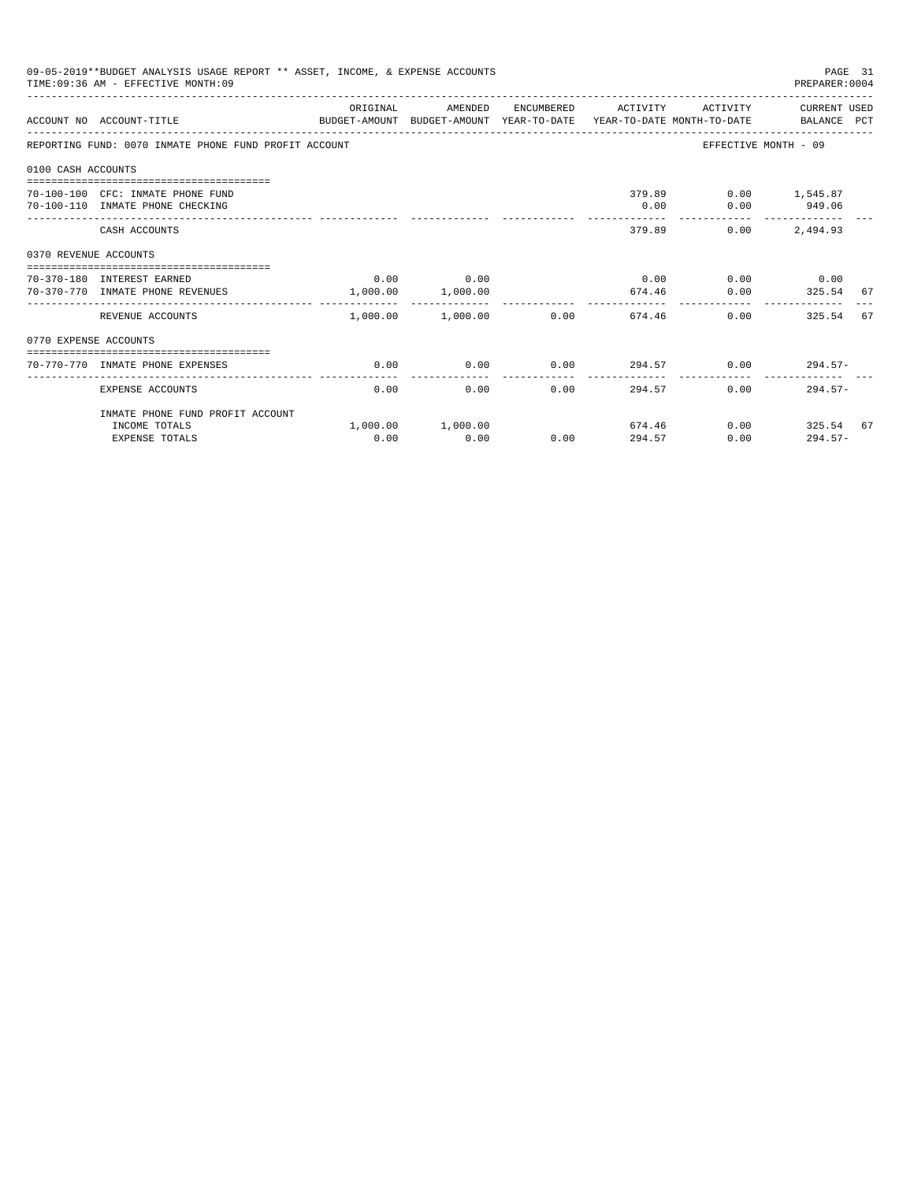09-05-2019**BUDGET ANALYSIS USAGE REPORT ** ASSET, INCOME, & EXPENSE ACCOUNTS
TIME:09:36 AM - EFFECTIVE MONTH:09

PREPARER:0004

| ACCOUNT NO | ACCOUNT-TITLE | ORIGINAL BUDGET-AMOUNT | AMENDED BUDGET-AMOUNT | ENCUMBERED YEAR-TO-DATE | ACTIVITY YEAR-TO-DATE | ACTIVITY MONTH-TO-DATE | CURRENT USED BALANCE | PCT |
|---|---|---|---|---|---|---|---|---|
| REPORTING FUND: 0070 INMATE PHONE FUND PROFIT ACCOUNT | | | | | | EFFECTIVE MONTH - 09 | | |
| 0100 CASH ACCOUNTS | | | | | | | | |
| 70-100-100 | CFC: INMATE PHONE FUND | | | | 379.89 | 0.00 | 1,545.87 | |
| 70-100-110 | INMATE PHONE CHECKING | | | | 0.00 | 0.00 | 949.06 | |
| | CASH ACCOUNTS | | | | 379.89 | 0.00 | 2,494.93 | |
| 0370 REVENUE ACCOUNTS | | | | | | | | |
| 70-370-180 | INTEREST EARNED | 0.00 | 0.00 | | 0.00 | 0.00 | 0.00 | |
| 70-370-770 | INMATE PHONE REVENUES | 1,000.00 | 1,000.00 | | 674.46 | 0.00 | 325.54 | 67 |
| | REVENUE ACCOUNTS | 1,000.00 | 1,000.00 | 0.00 | 674.46 | 0.00 | 325.54 | 67 |
| 0770 EXPENSE ACCOUNTS | | | | | | | | |
| 70-770-770 | INMATE PHONE EXPENSES | 0.00 | 0.00 | 0.00 | 294.57 | 0.00 | 294.57- | |
| | EXPENSE ACCOUNTS | 0.00 | 0.00 | 0.00 | 294.57 | 0.00 | 294.57- | |
| | INMATE PHONE FUND PROFIT ACCOUNT | | | | | | | |
| | INCOME TOTALS | 1,000.00 | 1,000.00 | | 674.46 | 0.00 | 325.54 | 67 |
| | EXPENSE TOTALS | 0.00 | 0.00 | 0.00 | 294.57 | 0.00 | 294.57- | |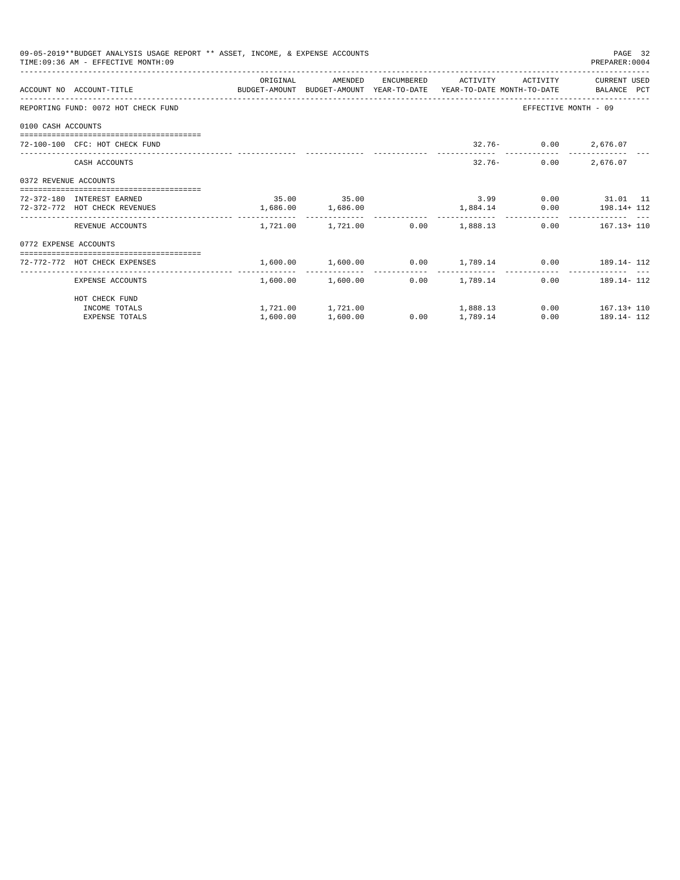09-05-2019**BUDGET ANALYSIS USAGE REPORT ** ASSET, INCOME, & EXPENSE ACCOUNTS
TIME:09:36 AM - EFFECTIVE MONTH:09

PREPARER:0004

| ACCOUNT NO ACCOUNT-TITLE | ORIGINAL BUDGET-AMOUNT | AMENDED BUDGET-AMOUNT | ENCUMBERED YEAR-TO-DATE | ACTIVITY YEAR-TO-DATE | ACTIVITY MONTH-TO-DATE | CURRENT USED BALANCE | PCT |
|---|---|---|---|---|---|---|---|
| REPORTING FUND: 0072 HOT CHECK FUND | | | | | EFFECTIVE MONTH - 09 | | |
| 0100 CASH ACCOUNTS | | | | | | | |
| 72-100-100 CFC: HOT CHECK FUND | | | | 32.76- | 0.00 | 2,676.07 | |
| CASH ACCOUNTS | | | | 32.76- | 0.00 | 2,676.07 | |
| 0372 REVENUE ACCOUNTS | | | | | | | |
| 72-372-180 INTEREST EARNED | 35.00 | 35.00 | | 3.99 | 0.00 | 31.01 | 11 |
| 72-372-772 HOT CHECK REVENUES | 1,686.00 | 1,686.00 | | 1,884.14 | 0.00 | 198.14+ | 112 |
| REVENUE ACCOUNTS | 1,721.00 | 1,721.00 | 0.00 | 1,888.13 | 0.00 | 167.13+ | 110 |
| 0772 EXPENSE ACCOUNTS | | | | | | | |
| 72-772-772 HOT CHECK EXPENSES | 1,600.00 | 1,600.00 | 0.00 | 1,789.14 | 0.00 | 189.14- | 112 |
| EXPENSE ACCOUNTS | 1,600.00 | 1,600.00 | 0.00 | 1,789.14 | 0.00 | 189.14- | 112 |
| HOT CHECK FUND | | | | | | | |
| INCOME TOTALS | 1,721.00 | 1,721.00 | | 1,888.13 | 0.00 | 167.13+ | 110 |
| EXPENSE TOTALS | 1,600.00 | 1,600.00 | 0.00 | 1,789.14 | 0.00 | 189.14- | 112 |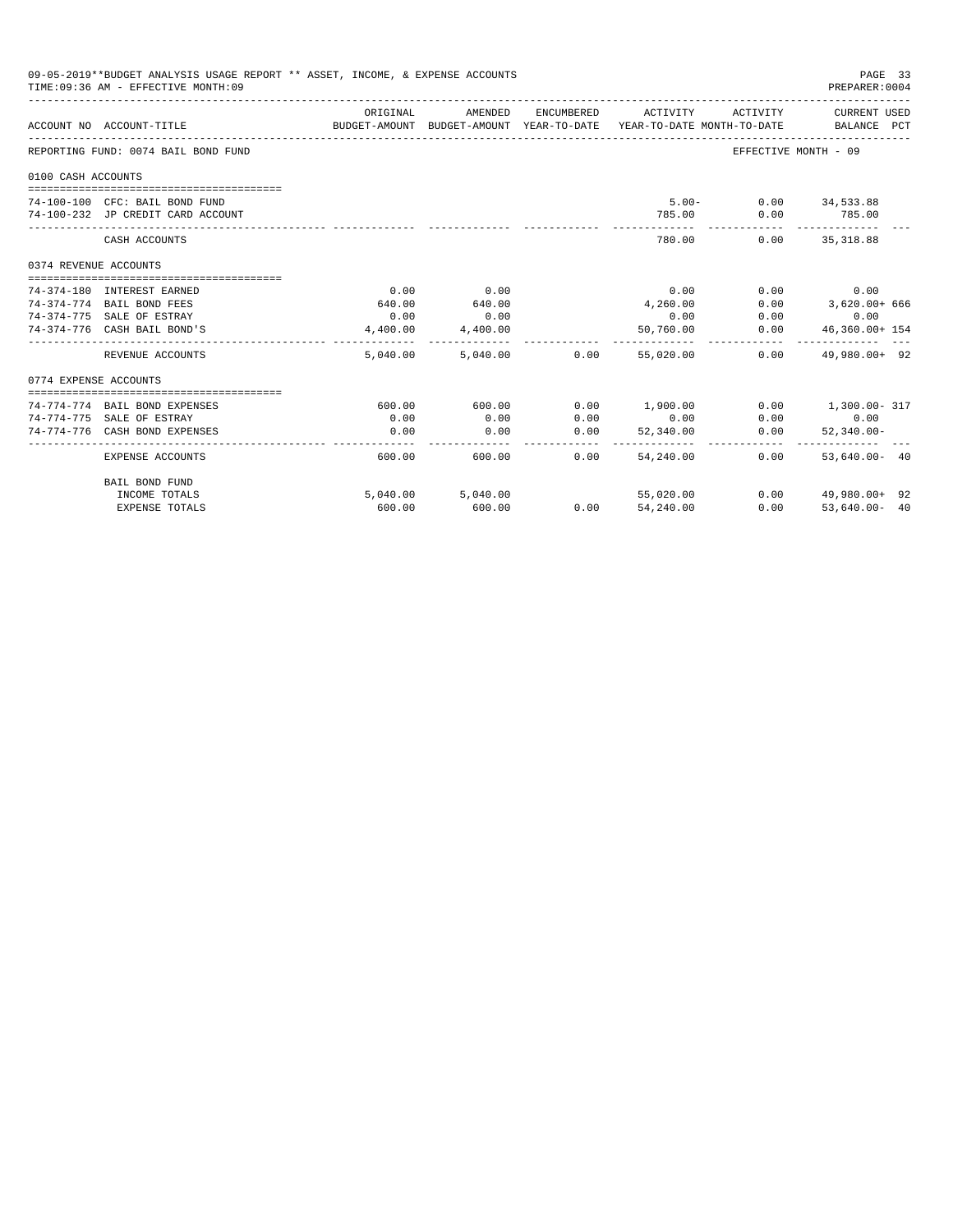09-05-2019**BUDGET ANALYSIS USAGE REPORT ** ASSET, INCOME, & EXPENSE ACCOUNTS
TIME:09:36 AM - EFFECTIVE MONTH:09

PREPARER:0004

| ACCOUNT NO | ACCOUNT-TITLE | ORIGINAL BUDGET-AMOUNT | AMENDED BUDGET-AMOUNT | ENCUMBERED YEAR-TO-DATE | ACTIVITY YEAR-TO-DATE | ACTIVITY MONTH-TO-DATE | CURRENT USED BALANCE | PCT |
|---|---|---|---|---|---|---|---|---|
| REPORTING FUND: 0074 BAIL BOND FUND | | | | | | EFFECTIVE MONTH - 09 | | |
| 0100 CASH ACCOUNTS | | | | | | | | |
| 74-100-100 | CFC: BAIL BOND FUND | | | | 5.00- | 0.00 | 34,533.88 | |
| 74-100-232 | JP CREDIT CARD ACCOUNT | | | | 785.00 | 0.00 | 785.00 | |
| | CASH ACCOUNTS | | | | 780.00 | 0.00 | 35,318.88 | |
| 0374 REVENUE ACCOUNTS | | | | | | | | |
| 74-374-180 | INTEREST EARNED | 0.00 | 0.00 | | 0.00 | 0.00 | 0.00 | |
| 74-374-774 | BAIL BOND FEES | 640.00 | 640.00 | | 4,260.00 | 0.00 | 3,620.00+ | 666 |
| 74-374-775 | SALE OF ESTRAY | 0.00 | 0.00 | | 0.00 | 0.00 | 0.00 | |
| 74-374-776 | CASH BAIL BOND'S | 4,400.00 | 4,400.00 | | 50,760.00 | 0.00 | 46,360.00+ | 154 |
| | REVENUE ACCOUNTS | 5,040.00 | 5,040.00 | 0.00 | 55,020.00 | 0.00 | 49,980.00+ | 92 |
| 0774 EXPENSE ACCOUNTS | | | | | | | | |
| 74-774-774 | BAIL BOND EXPENSES | 600.00 | 600.00 | 0.00 | 1,900.00 | 0.00 | 1,300.00- | 317 |
| 74-774-775 | SALE OF ESTRAY | 0.00 | 0.00 | 0.00 | 0.00 | 0.00 | 0.00 | |
| 74-774-776 | CASH BOND EXPENSES | 0.00 | 0.00 | 0.00 | 52,340.00 | 0.00 | 52,340.00- | |
| | EXPENSE ACCOUNTS | 600.00 | 600.00 | 0.00 | 54,240.00 | 0.00 | 53,640.00- | 40 |
| | BAIL BOND FUND | | | | | | | |
| | INCOME TOTALS | 5,040.00 | 5,040.00 | | 55,020.00 | 0.00 | 49,980.00+ | 92 |
| | EXPENSE TOTALS | 600.00 | 600.00 | 0.00 | 54,240.00 | 0.00 | 53,640.00- | 40 |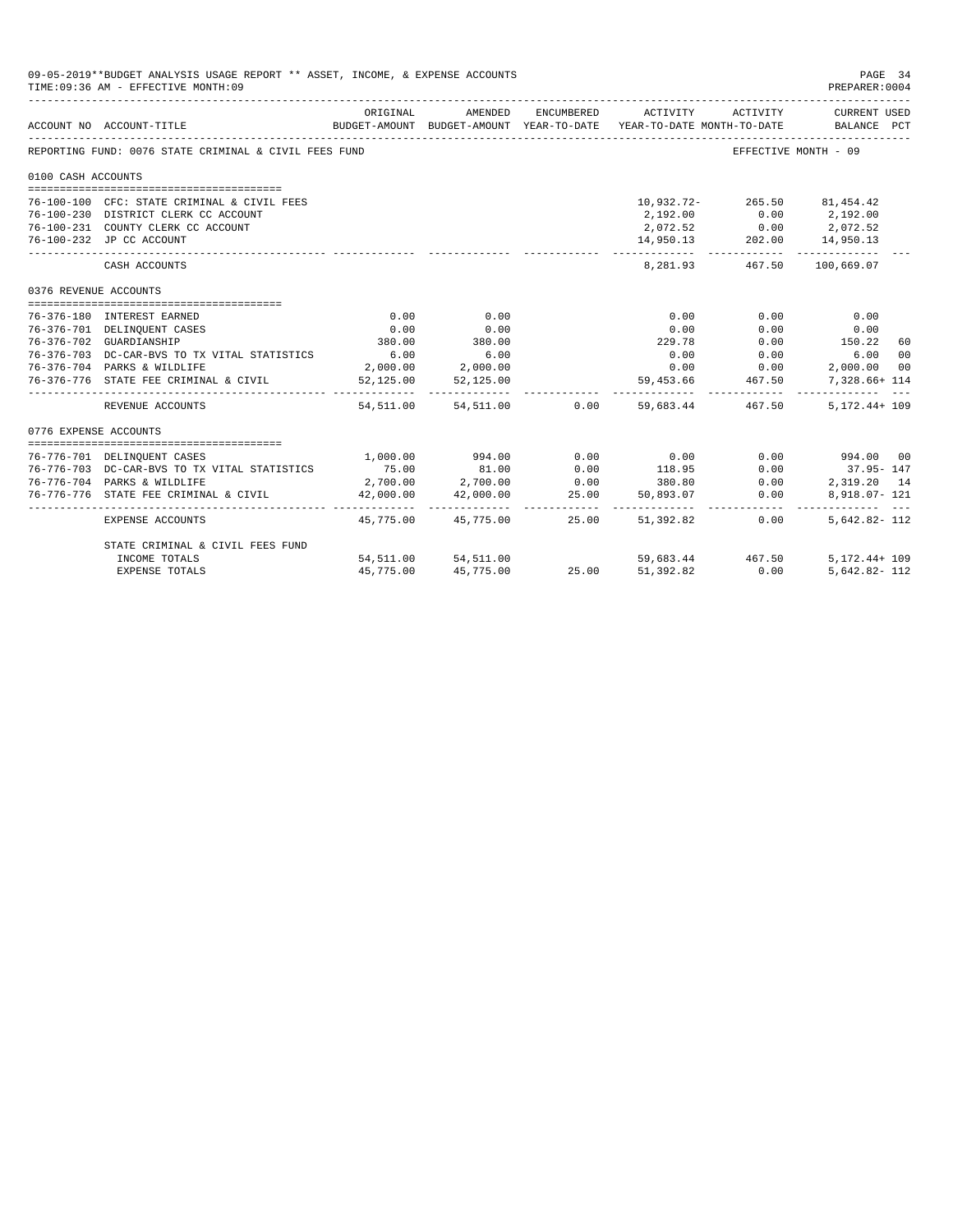09-05-2019**BUDGET ANALYSIS USAGE REPORT ** ASSET, INCOME, & EXPENSE ACCOUNTS
TIME:09:36 AM - EFFECTIVE MONTH:09

PREPARER:0004

REPORTING FUND: 0076 STATE CRIMINAL & CIVIL FEES FUND — EFFECTIVE MONTH - 09

| ACCOUNT NO | ACCOUNT-TITLE | ORIGINAL BUDGET-AMOUNT | AMENDED BUDGET-AMOUNT | ENCUMBERED YEAR-TO-DATE | ACTIVITY YEAR-TO-DATE | ACTIVITY MONTH-TO-DATE | CURRENT USED BALANCE | PCT |
|---|---|---|---|---|---|---|---|---|
| **0100 CASH ACCOUNTS** | | | | | | | | |
| 76-100-100 | CFC: STATE CRIMINAL & CIVIL FEES | | | | 10,932.72- | 265.50 | 81,454.42 | |
| 76-100-230 | DISTRICT CLERK CC ACCOUNT | | | | 2,192.00 | 0.00 | 2,192.00 | |
| 76-100-231 | COUNTY CLERK CC ACCOUNT | | | | 2,072.52 | 0.00 | 2,072.52 | |
| 76-100-232 | JP CC ACCOUNT | | | | 14,950.13 | 202.00 | 14,950.13 | |
| | CASH ACCOUNTS | | | | 8,281.93 | 467.50 | 100,669.07 | |
| **0376 REVENUE ACCOUNTS** | | | | | | | | |
| 76-376-180 | INTEREST EARNED | 0.00 | 0.00 | | 0.00 | 0.00 | 0.00 | |
| 76-376-701 | DELINQUENT CASES | 0.00 | 0.00 | | 0.00 | 0.00 | 0.00 | |
| 76-376-702 | GUARDIANSHIP | 380.00 | 380.00 | | 229.78 | 0.00 | 150.22 | 60 |
| 76-376-703 | DC-CAR-BVS TO TX VITAL STATISTICS | 6.00 | 6.00 | | 0.00 | 0.00 | 6.00 | 00 |
| 76-376-704 | PARKS & WILDLIFE | 2,000.00 | 2,000.00 | | 0.00 | 0.00 | 2,000.00 | 00 |
| 76-376-776 | STATE FEE CRIMINAL & CIVIL | 52,125.00 | 52,125.00 | | 59,453.66 | 467.50 | 7,328.66+ | 114 |
| | REVENUE ACCOUNTS | 54,511.00 | 54,511.00 | 0.00 | 59,683.44 | 467.50 | 5,172.44+ | 109 |
| **0776 EXPENSE ACCOUNTS** | | | | | | | | |
| 76-776-701 | DELINQUENT CASES | 1,000.00 | 994.00 | 0.00 | 0.00 | 0.00 | 994.00 | 00 |
| 76-776-703 | DC-CAR-BVS TO TX VITAL STATISTICS | 75.00 | 81.00 | 0.00 | 118.95 | 0.00 | 37.95- | 147 |
| 76-776-704 | PARKS & WILDLIFE | 2,700.00 | 2,700.00 | 0.00 | 380.80 | 0.00 | 2,319.20 | 14 |
| 76-776-776 | STATE FEE CRIMINAL & CIVIL | 42,000.00 | 42,000.00 | 25.00 | 50,893.07 | 0.00 | 8,918.07- | 121 |
| | EXPENSE ACCOUNTS | 45,775.00 | 45,775.00 | 25.00 | 51,392.82 | 0.00 | 5,642.82- | 112 |
| | STATE CRIMINAL & CIVIL FEES FUND | | | | | | | |
| | INCOME TOTALS | 54,511.00 | 54,511.00 | | 59,683.44 | 467.50 | 5,172.44+ | 109 |
| | EXPENSE TOTALS | 45,775.00 | 45,775.00 | 25.00 | 51,392.82 | 0.00 | 5,642.82- | 112 |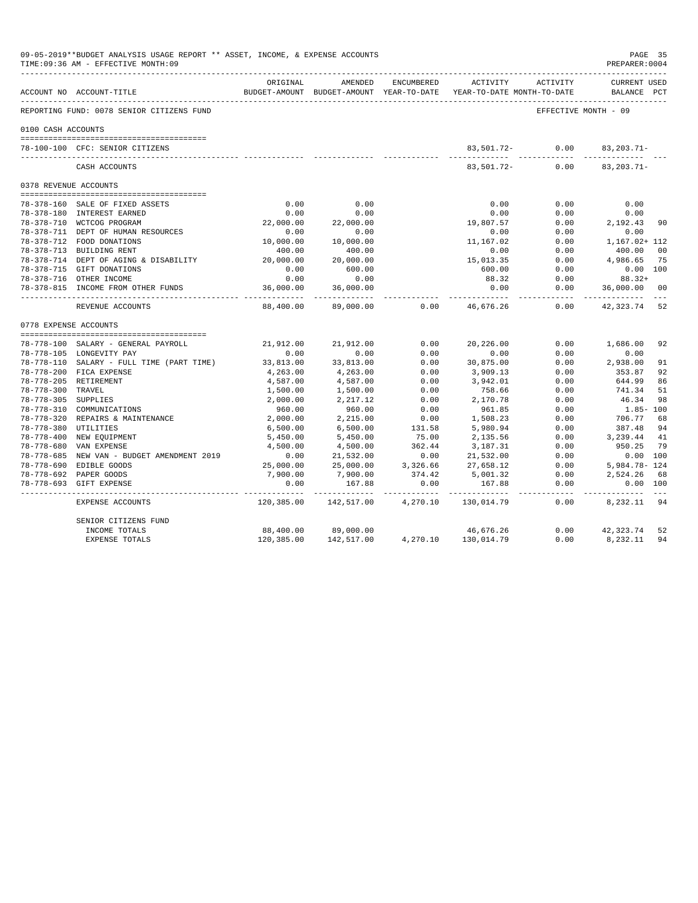09-05-2019**BUDGET ANALYSIS USAGE REPORT ** ASSET, INCOME, & EXPENSE ACCOUNTS
TIME:09:36 AM - EFFECTIVE MONTH:09

PREPARER:0004

| ACCOUNT NO | ACCOUNT-TITLE | ORIGINAL BUDGET-AMOUNT | AMENDED BUDGET-AMOUNT | ENCUMBERED YEAR-TO-DATE | ACTIVITY YEAR-TO-DATE | ACTIVITY MONTH-TO-DATE | CURRENT USED BALANCE | PCT |
|---|---|---|---|---|---|---|---|---|
| REPORTING FUND: 0078 SENIOR CITIZENS FUND | | | | | | | EFFECTIVE MONTH - 09 | |
| 0100 CASH ACCOUNTS | | | | | | | | |
| 78-100-100 | CFC: SENIOR CITIZENS | | | | 83,501.72- | 0.00 | 83,203.71- | |
| | CASH ACCOUNTS | | | | 83,501.72- | 0.00 | 83,203.71- | |
| 0378 REVENUE ACCOUNTS | | | | | | | | |
| 78-378-160 | SALE OF FIXED ASSETS | 0.00 | 0.00 | | 0.00 | 0.00 | 0.00 | |
| 78-378-180 | INTEREST EARNED | 0.00 | 0.00 | | 0.00 | 0.00 | 0.00 | |
| 78-378-710 | WCTCOG PROGRAM | 22,000.00 | 22,000.00 | | 19,807.57 | 0.00 | 2,192.43 | 90 |
| 78-378-711 | DEPT OF HUMAN RESOURCES | 0.00 | 0.00 | | 0.00 | 0.00 | 0.00 | |
| 78-378-712 | FOOD DONATIONS | 10,000.00 | 10,000.00 | | 11,167.02 | 0.00 | 1,167.02+ | 112 |
| 78-378-713 | BUILDING RENT | 400.00 | 400.00 | | 0.00 | 0.00 | 400.00 | 00 |
| 78-378-714 | DEPT OF AGING & DISABILITY | 20,000.00 | 20,000.00 | | 15,013.35 | 0.00 | 4,986.65 | 75 |
| 78-378-715 | GIFT DONATIONS | 0.00 | 600.00 | | 600.00 | 0.00 | 0.00 | 100 |
| 78-378-716 | OTHER INCOME | 0.00 | 0.00 | | 88.32 | 0.00 | 88.32+ | |
| 78-378-815 | INCOME FROM OTHER FUNDS | 36,000.00 | 36,000.00 | | 0.00 | 0.00 | 36,000.00 | 00 |
| | REVENUE ACCOUNTS | 88,400.00 | 89,000.00 | 0.00 | 46,676.26 | 0.00 | 42,323.74 | 52 |
| 0778 EXPENSE ACCOUNTS | | | | | | | | |
| 78-778-100 | SALARY - GENERAL PAYROLL | 21,912.00 | 21,912.00 | 0.00 | 20,226.00 | 0.00 | 1,686.00 | 92 |
| 78-778-105 | LONGEVITY PAY | 0.00 | 0.00 | 0.00 | 0.00 | 0.00 | 0.00 | |
| 78-778-110 | SALARY - FULL TIME (PART TIME) | 33,813.00 | 33,813.00 | 0.00 | 30,875.00 | 0.00 | 2,938.00 | 91 |
| 78-778-200 | FICA EXPENSE | 4,263.00 | 4,263.00 | 0.00 | 3,909.13 | 0.00 | 353.87 | 92 |
| 78-778-205 | RETIREMENT | 4,587.00 | 4,587.00 | 0.00 | 3,942.01 | 0.00 | 644.99 | 86 |
| 78-778-300 | TRAVEL | 1,500.00 | 1,500.00 | 0.00 | 758.66 | 0.00 | 741.34 | 51 |
| 78-778-305 | SUPPLIES | 2,000.00 | 2,217.12 | 0.00 | 2,170.78 | 0.00 | 46.34 | 98 |
| 78-778-310 | COMMUNICATIONS | 960.00 | 960.00 | 0.00 | 961.85 | 0.00 | 1.85- | 100 |
| 78-778-320 | REPAIRS & MAINTENANCE | 2,000.00 | 2,215.00 | 0.00 | 1,508.23 | 0.00 | 706.77 | 68 |
| 78-778-380 | UTILITIES | 6,500.00 | 6,500.00 | 131.58 | 5,980.94 | 0.00 | 387.48 | 94 |
| 78-778-400 | NEW EQUIPMENT | 5,450.00 | 5,450.00 | 75.00 | 2,135.56 | 0.00 | 3,239.44 | 41 |
| 78-778-680 | VAN EXPENSE | 4,500.00 | 4,500.00 | 362.44 | 3,187.31 | 0.00 | 950.25 | 79 |
| 78-778-685 | NEW VAN - BUDGET AMENDMENT 2019 | 0.00 | 21,532.00 | 0.00 | 21,532.00 | 0.00 | 0.00 | 100 |
| 78-778-690 | EDIBLE GOODS | 25,000.00 | 25,000.00 | 3,326.66 | 27,658.12 | 0.00 | 5,984.78- | 124 |
| 78-778-692 | PAPER GOODS | 7,900.00 | 7,900.00 | 374.42 | 5,001.32 | 0.00 | 2,524.26 | 68 |
| 78-778-693 | GIFT EXPENSE | 0.00 | 167.88 | 0.00 | 167.88 | 0.00 | 0.00 | 100 |
| | EXPENSE ACCOUNTS | 120,385.00 | 142,517.00 | 4,270.10 | 130,014.79 | 0.00 | 8,232.11 | 94 |
| | SENIOR CITIZENS FUND | | | | | | | |
| | INCOME TOTALS | 88,400.00 | 89,000.00 | | 46,676.26 | 0.00 | 42,323.74 | 52 |
| | EXPENSE TOTALS | 120,385.00 | 142,517.00 | 4,270.10 | 130,014.79 | 0.00 | 8,232.11 | 94 |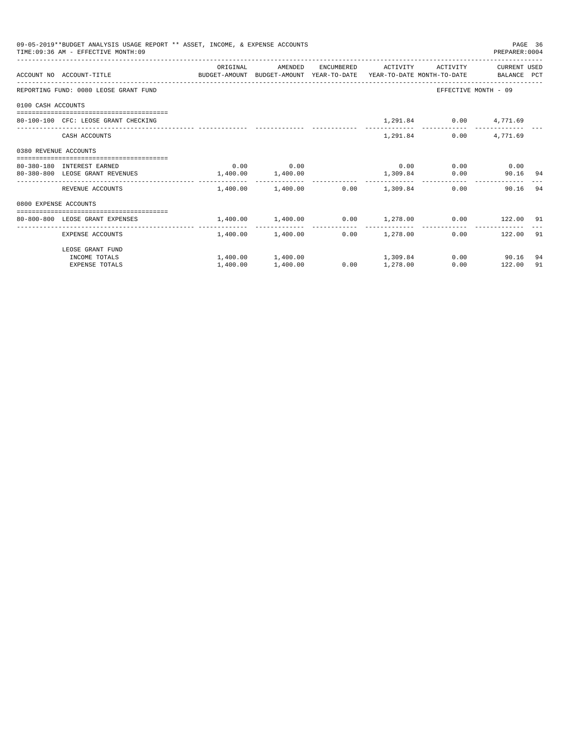09-05-2019**BUDGET ANALYSIS USAGE REPORT ** ASSET, INCOME, & EXPENSE ACCOUNTS
TIME:09:36 AM - EFFECTIVE MONTH:09

PREPARER:0004

| ACCOUNT NO | ACCOUNT-TITLE | ORIGINAL BUDGET-AMOUNT | AMENDED BUDGET-AMOUNT | ENCUMBERED YEAR-TO-DATE | ACTIVITY YEAR-TO-DATE | ACTIVITY MONTH-TO-DATE | CURRENT USED BALANCE | PCT |
|---|---|---|---|---|---|---|---|---|
| REPORTING FUND: 0080 LEOSE GRANT FUND | | | | | | EFFECTIVE MONTH - 09 | | |
| 0100 CASH ACCOUNTS | | | | | | | | |
| 80-100-100 | CFC: LEOSE GRANT CHECKING | | | | 1,291.84 | 0.00 | 4,771.69 | |
| | CASH ACCOUNTS | | | | 1,291.84 | 0.00 | 4,771.69 | |
| 0380 REVENUE ACCOUNTS | | | | | | | | |
| 80-380-180 | INTEREST EARNED | 0.00 | 0.00 | | 0.00 | 0.00 | 0.00 | |
| 80-380-800 | LEOSE GRANT REVENUES | 1,400.00 | 1,400.00 | | 1,309.84 | 0.00 | 90.16 | 94 |
| | REVENUE ACCOUNTS | 1,400.00 | 1,400.00 | 0.00 | 1,309.84 | 0.00 | 90.16 | 94 |
| 0800 EXPENSE ACCOUNTS | | | | | | | | |
| 80-800-800 | LEOSE GRANT EXPENSES | 1,400.00 | 1,400.00 | 0.00 | 1,278.00 | 0.00 | 122.00 | 91 |
| | EXPENSE ACCOUNTS | 1,400.00 | 1,400.00 | 0.00 | 1,278.00 | 0.00 | 122.00 | 91 |
| | LEOSE GRANT FUND | | | | | | | |
| | INCOME TOTALS | 1,400.00 | 1,400.00 | | 1,309.84 | 0.00 | 90.16 | 94 |
| | EXPENSE TOTALS | 1,400.00 | 1,400.00 | 0.00 | 1,278.00 | 0.00 | 122.00 | 91 |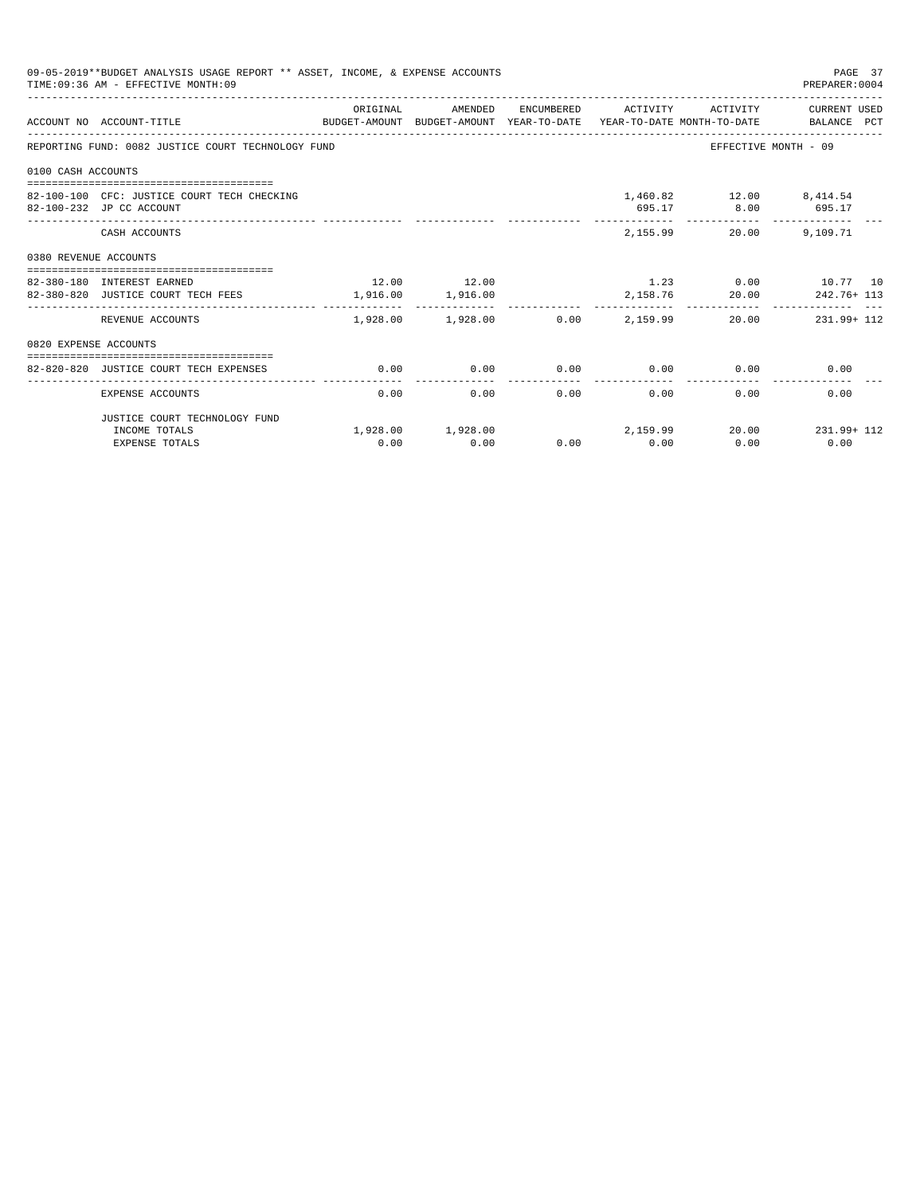09-05-2019**BUDGET ANALYSIS USAGE REPORT ** ASSET, INCOME, & EXPENSE ACCOUNTS
TIME:09:36 AM - EFFECTIVE MONTH:09

PREPARER:0004

| ACCOUNT NO | ACCOUNT-TITLE | ORIGINAL BUDGET-AMOUNT | AMENDED BUDGET-AMOUNT | ENCUMBERED YEAR-TO-DATE | ACTIVITY YEAR-TO-DATE | ACTIVITY MONTH-TO-DATE | CURRENT USED BALANCE | PCT |
|---|---|---|---|---|---|---|---|---|
| REPORTING FUND: 0082 JUSTICE COURT TECHNOLOGY FUND | | | | | | EFFECTIVE MONTH - 09 | | |
| 0100 CASH ACCOUNTS | | | | | | | | |
| 82-100-100 | CFC: JUSTICE COURT TECH CHECKING | | | | 1,460.82 | 12.00 | 8,414.54 | |
| 82-100-232 | JP CC ACCOUNT | | | | 695.17 | 8.00 | 695.17 | |
| | CASH ACCOUNTS | | | | 2,155.99 | 20.00 | 9,109.71 | |
| 0380 REVENUE ACCOUNTS | | | | | | | | |
| 82-380-180 | INTEREST EARNED | 12.00 | 12.00 | | 1.23 | 0.00 | 10.77 | 10 |
| 82-380-820 | JUSTICE COURT TECH FEES | 1,916.00 | 1,916.00 | | 2,158.76 | 20.00 | 242.76+ | 113 |
| | REVENUE ACCOUNTS | 1,928.00 | 1,928.00 | 0.00 | 2,159.99 | 20.00 | 231.99+ | 112 |
| 0820 EXPENSE ACCOUNTS | | | | | | | | |
| 82-820-820 | JUSTICE COURT TECH EXPENSES | 0.00 | 0.00 | 0.00 | 0.00 | 0.00 | 0.00 | |
| | EXPENSE ACCOUNTS | 0.00 | 0.00 | 0.00 | 0.00 | 0.00 | 0.00 | |
| | JUSTICE COURT TECHNOLOGY FUND | | | | | | | |
| | INCOME TOTALS | 1,928.00 | 1,928.00 | | 2,159.99 | 20.00 | 231.99+ | 112 |
| | EXPENSE TOTALS | 0.00 | 0.00 | 0.00 | 0.00 | 0.00 | 0.00 | |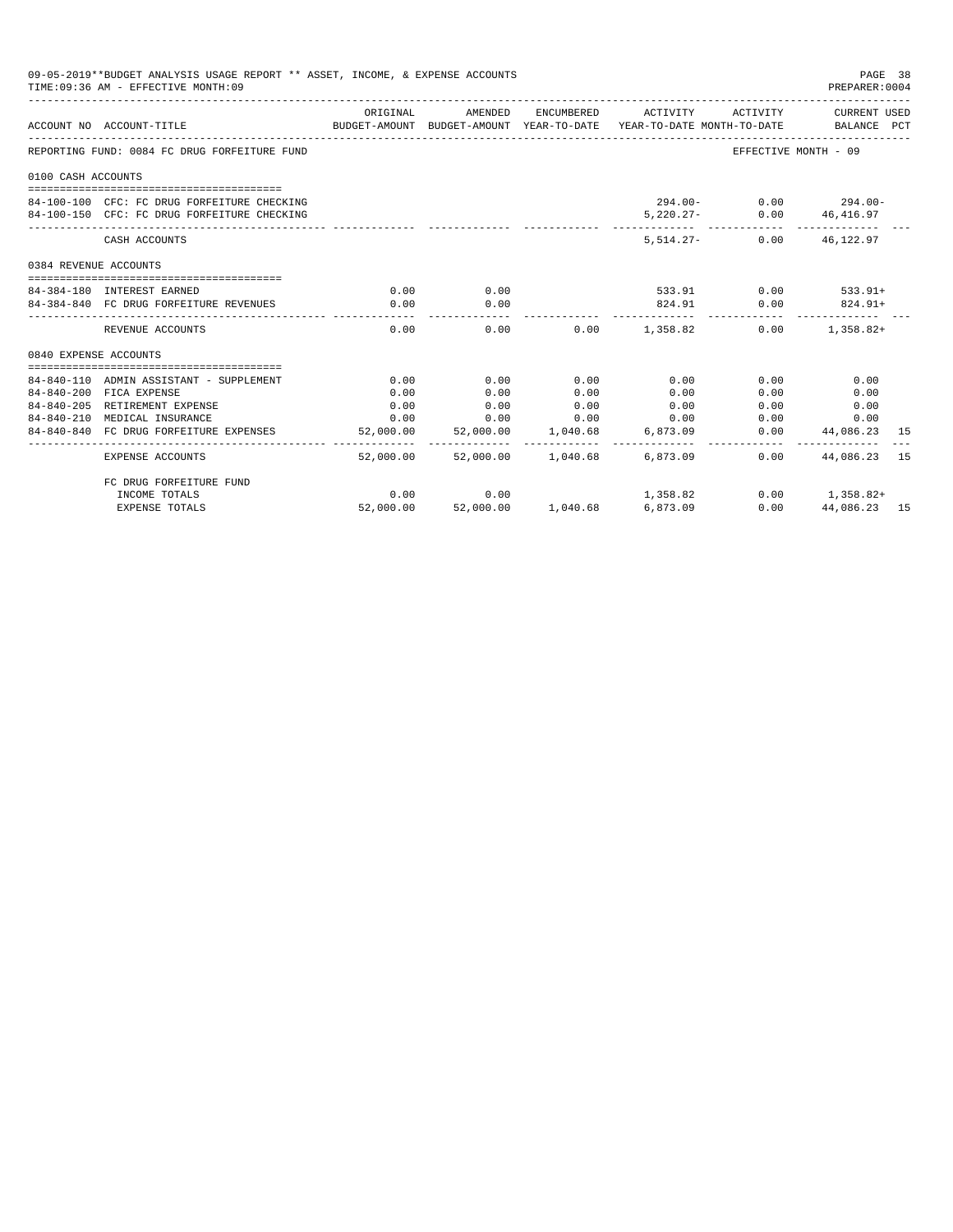09-05-2019**BUDGET ANALYSIS USAGE REPORT ** ASSET, INCOME, & EXPENSE ACCOUNTS

TIME:09:36 AM - EFFECTIVE MONTH:09

PREPARER:0004

| ACCOUNT NO | ACCOUNT-TITLE | ORIGINAL BUDGET-AMOUNT | AMENDED BUDGET-AMOUNT | ENCUMBERED YEAR-TO-DATE | ACTIVITY YEAR-TO-DATE | ACTIVITY MONTH-TO-DATE | CURRENT USED BALANCE | PCT |
|---|---|---|---|---|---|---|---|---|
| REPORTING FUND: 0084 FC DRUG FORFEITURE FUND | | | | | | EFFECTIVE MONTH - 09 | | |
| 0100 CASH ACCOUNTS | | | | | | | | |
| 84-100-100 | CFC: FC DRUG FORFEITURE CHECKING | | | | 294.00- | 0.00 | 294.00- | |
| 84-100-150 | CFC: FC DRUG FORFEITURE CHECKING | | | | 5,220.27- | 0.00 | 46,416.97 | |
| | CASH ACCOUNTS | | | | 5,514.27- | 0.00 | 46,122.97 | |
| 0384 REVENUE ACCOUNTS | | | | | | | | |
| 84-384-180 | INTEREST EARNED | 0.00 | 0.00 | | 533.91 | 0.00 | 533.91+ | |
| 84-384-840 | FC DRUG FORFEITURE REVENUES | 0.00 | 0.00 | | 824.91 | 0.00 | 824.91+ | |
| | REVENUE ACCOUNTS | 0.00 | 0.00 | 0.00 | 1,358.82 | 0.00 | 1,358.82+ | |
| 0840 EXPENSE ACCOUNTS | | | | | | | | |
| 84-840-110 | ADMIN ASSISTANT - SUPPLEMENT | 0.00 | 0.00 | 0.00 | 0.00 | 0.00 | 0.00 | |
| 84-840-200 | FICA EXPENSE | 0.00 | 0.00 | 0.00 | 0.00 | 0.00 | 0.00 | |
| 84-840-205 | RETIREMENT EXPENSE | 0.00 | 0.00 | 0.00 | 0.00 | 0.00 | 0.00 | |
| 84-840-210 | MEDICAL INSURANCE | 0.00 | 0.00 | 0.00 | 0.00 | 0.00 | 0.00 | |
| 84-840-840 | FC DRUG FORFEITURE EXPENSES | 52,000.00 | 52,000.00 | 1,040.68 | 6,873.09 | 0.00 | 44,086.23 | 15 |
| | EXPENSE ACCOUNTS | 52,000.00 | 52,000.00 | 1,040.68 | 6,873.09 | 0.00 | 44,086.23 | 15 |
| | FC DRUG FORFEITURE FUND | | | | | | | |
| | INCOME TOTALS | 0.00 | 0.00 | | 1,358.82 | 0.00 | 1,358.82+ | |
| | EXPENSE TOTALS | 52,000.00 | 52,000.00 | 1,040.68 | 6,873.09 | 0.00 | 44,086.23 | 15 |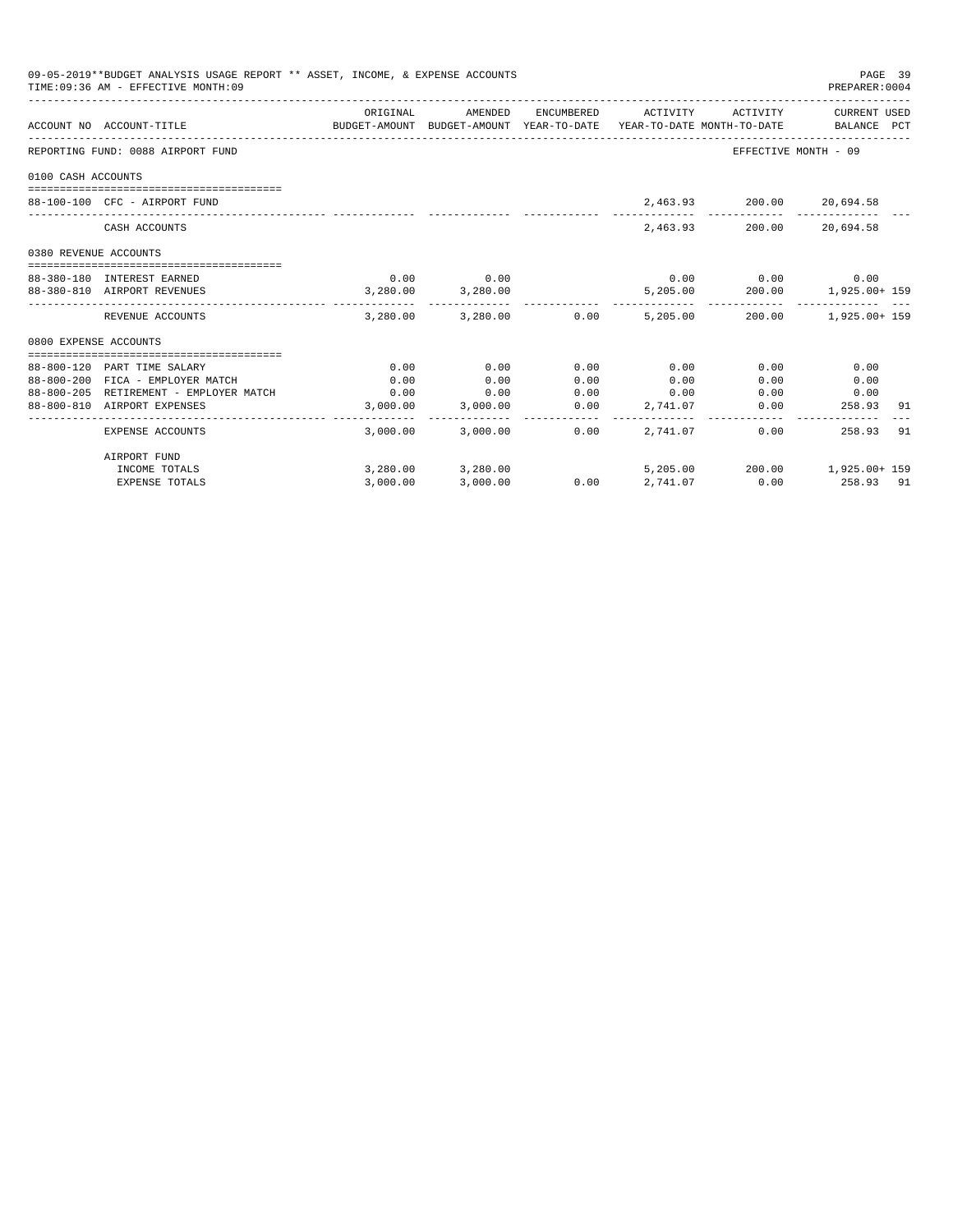09-05-2019**BUDGET ANALYSIS USAGE REPORT ** ASSET, INCOME, & EXPENSE ACCOUNTS
TIME:09:36 AM - EFFECTIVE MONTH:09

PREPARER:0004

| ACCOUNT NO | ACCOUNT-TITLE | ORIGINAL BUDGET-AMOUNT | AMENDED BUDGET-AMOUNT | ENCUMBERED YEAR-TO-DATE | ACTIVITY YEAR-TO-DATE | ACTIVITY MONTH-TO-DATE | CURRENT USED BALANCE | PCT |
|---|---|---|---|---|---|---|---|---|
| REPORTING FUND: 0088 AIRPORT FUND | | | | | | EFFECTIVE MONTH - 09 | | |
| 0100 CASH ACCOUNTS | | | | | | | | |
| 88-100-100 | CFC - AIRPORT FUND | | | | 2,463.93 | 200.00 | 20,694.58 | |
| | CASH ACCOUNTS | | | | 2,463.93 | 200.00 | 20,694.58 | |
| 0380 REVENUE ACCOUNTS | | | | | | | | |
| 88-380-180 | INTEREST EARNED | 0.00 | 0.00 | | 0.00 | 0.00 | 0.00 | |
| 88-380-810 | AIRPORT REVENUES | 3,280.00 | 3,280.00 | | 5,205.00 | 200.00 | 1,925.00+ | 159 |
| | REVENUE ACCOUNTS | 3,280.00 | 3,280.00 | 0.00 | 5,205.00 | 200.00 | 1,925.00+ | 159 |
| 0800 EXPENSE ACCOUNTS | | | | | | | | |
| 88-800-120 | PART TIME SALARY | 0.00 | 0.00 | 0.00 | 0.00 | 0.00 | 0.00 | |
| 88-800-200 | FICA - EMPLOYER MATCH | 0.00 | 0.00 | 0.00 | 0.00 | 0.00 | 0.00 | |
| 88-800-205 | RETIREMENT - EMPLOYER MATCH | 0.00 | 0.00 | 0.00 | 0.00 | 0.00 | 0.00 | |
| 88-800-810 | AIRPORT EXPENSES | 3,000.00 | 3,000.00 | 0.00 | 2,741.07 | 0.00 | 258.93 | 91 |
| | EXPENSE ACCOUNTS | 3,000.00 | 3,000.00 | 0.00 | 2,741.07 | 0.00 | 258.93 | 91 |
| | AIRPORT FUND | | | | | | | |
| | INCOME TOTALS | 3,280.00 | 3,280.00 | | 5,205.00 | 200.00 | 1,925.00+ | 159 |
| | EXPENSE TOTALS | 3,000.00 | 3,000.00 | 0.00 | 2,741.07 | 0.00 | 258.93 | 91 |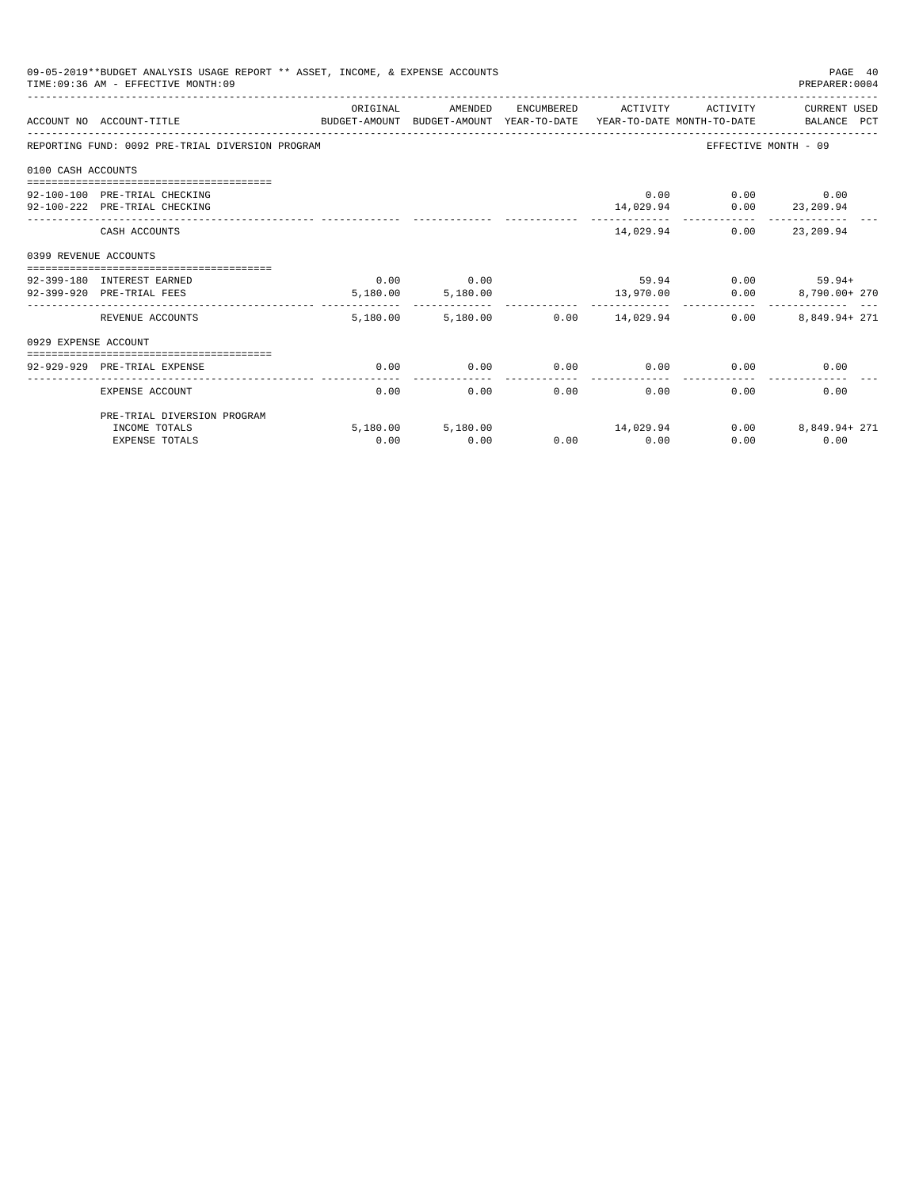09-05-2019**BUDGET ANALYSIS USAGE REPORT ** ASSET, INCOME, & EXPENSE ACCOUNTS

TIME:09:36 AM - EFFECTIVE MONTH:09

PREPARER:0004

| ACCOUNT NO | ACCOUNT-TITLE | ORIGINAL BUDGET-AMOUNT | AMENDED BUDGET-AMOUNT | ENCUMBERED YEAR-TO-DATE | ACTIVITY YEAR-TO-DATE | ACTIVITY MONTH-TO-DATE | CURRENT USED BALANCE | PCT |
|---|---|---|---|---|---|---|---|---|
| REPORTING FUND: 0092 PRE-TRIAL DIVERSION PROGRAM | | | | | | | EFFECTIVE MONTH - 09 | |
| 0100 CASH ACCOUNTS | | | | | | | | |
| 92-100-100 | PRE-TRIAL CHECKING | | | | 0.00 | 0.00 | 0.00 | |
| 92-100-222 | PRE-TRIAL CHECKING | | | | 14,029.94 | 0.00 | 23,209.94 | |
| | CASH ACCOUNTS | | | | 14,029.94 | 0.00 | 23,209.94 | |
| 0399 REVENUE ACCOUNTS | | | | | | | | |
| 92-399-180 | INTEREST EARNED | 0.00 | 0.00 | | 59.94 | 0.00 | 59.94+ | |
| 92-399-920 | PRE-TRIAL FEES | 5,180.00 | 5,180.00 | | 13,970.00 | 0.00 | 8,790.00+ | 270 |
| | REVENUE ACCOUNTS | 5,180.00 | 5,180.00 | 0.00 | 14,029.94 | 0.00 | 8,849.94+ | 271 |
| 0929 EXPENSE ACCOUNT | | | | | | | | |
| 92-929-929 | PRE-TRIAL EXPENSE | 0.00 | 0.00 | 0.00 | 0.00 | 0.00 | 0.00 | |
| | EXPENSE ACCOUNT | 0.00 | 0.00 | 0.00 | 0.00 | 0.00 | 0.00 | |
| | PRE-TRIAL DIVERSION PROGRAM | | | | | | | |
| | INCOME TOTALS | 5,180.00 | 5,180.00 | | 14,029.94 | 0.00 | 8,849.94+ | 271 |
| | EXPENSE TOTALS | 0.00 | 0.00 | 0.00 | 0.00 | 0.00 | 0.00 | |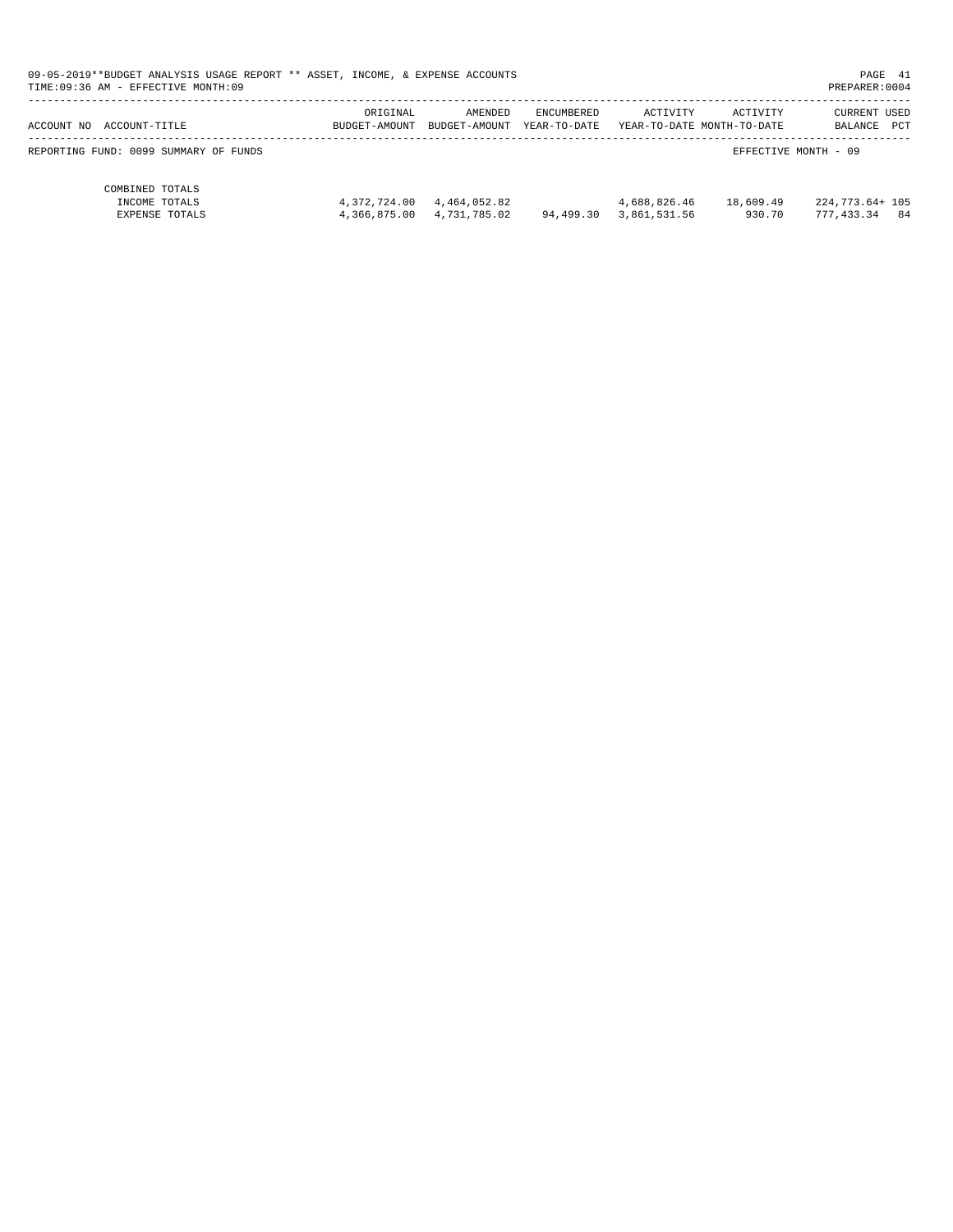09-05-2019**BUDGET ANALYSIS USAGE REPORT ** ASSET, INCOME, & EXPENSE ACCOUNTS

TIME:09:36 AM - EFFECTIVE MONTH:09

PREPARER:0004

| ACCOUNT NO ACCOUNT-TITLE | ORIGINAL BUDGET-AMOUNT | AMENDED BUDGET-AMOUNT | ENCUMBERED YEAR-TO-DATE | ACTIVITY YEAR-TO-DATE | ACTIVITY MONTH-TO-DATE | CURRENT BALANCE | USED PCT |
|---|---|---|---|---|---|---|---|
| REPORTING FUND: 0099 SUMMARY OF FUNDS | | | | | EFFECTIVE MONTH - 09 | | |
| COMBINED TOTALS | | | | | | | |
| INCOME TOTALS | 4,372,724.00 | 4,464,052.82 | | 4,688,826.46 | 18,609.49 | 224,773.64+ | 105 |
| EXPENSE TOTALS | 4,366,875.00 | 4,731,785.02 | 94,499.30 | 3,861,531.56 | 930.70 | 777,433.34 | 84 |